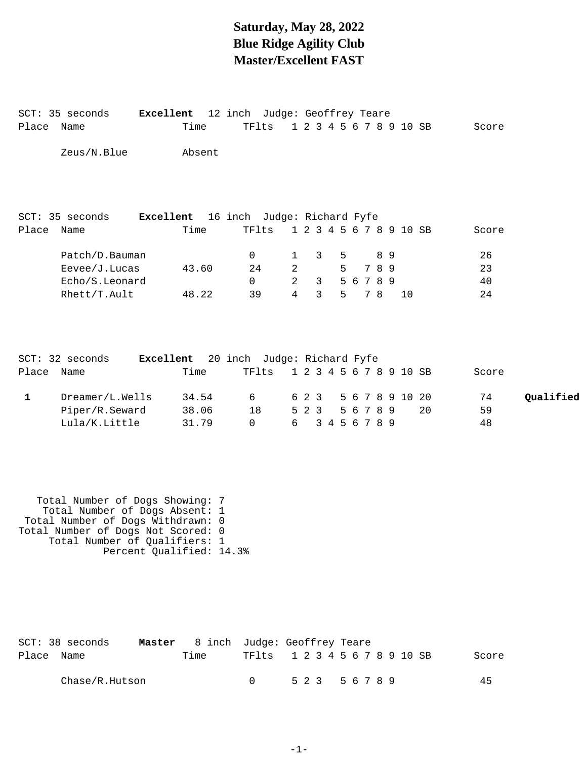# Saturday, May 28, 2022
# Blue Ridge Agility Club
# Master/Excellent FAST

SCT: 35 seconds **Excellent** 12 inch Judge: Geoffrey Teare

| Place | Name | Time | TFlts | 1 | 2 | 3 | 4 | 5 | 6 | 7 | 8 | 9 | 10 | SB | Score | |
|---|---|---|---|---|---|---|---|---|---|---|---|---|---|---|---|---|
| | Zeus/N.Blue | Absent | | | | | | | | | | | | | | |

SCT: 35 seconds **Excellent** 16 inch Judge: Richard Fyfe

| Place | Name | Time | TFlts | 1 | 2 | 3 | 4 | 5 | 6 | 7 | 8 | 9 | 10 | SB | Score | |
|---|---|---|---|---|---|---|---|---|---|---|---|---|---|---|---|---|
| | Patch/D.Bauman | | 0 | 1 | | 3 | | 5 | | | 8 | 9 | | | 26 | |
| | Eevee/J.Lucas | 43.60 | 24 | 2 | | | | 5 | | 7 | 8 | 9 | | | 23 | |
| | Echo/S.Leonard | | 0 | 2 | | 3 | | 5 | 6 | 7 | 8 | 9 | | | 40 | |
| | Rhett/T.Ault | 48.22 | 39 | 4 | | 3 | | 5 | | 7 | 8 | | 10 | | 24 | |

SCT: 32 seconds **Excellent** 20 inch Judge: Richard Fyfe

| Place | Name | Time | TFlts | 1 | 2 | 3 | 4 | 5 | 6 | 7 | 8 | 9 | 10 | SB | Score | |
|---|---|---|---|---|---|---|---|---|---|---|---|---|---|---|---|---|
| **1** | Dreamer/L.Wells | 34.54 | 6 | 6 | 2 | 3 | | 5 | 6 | 7 | 8 | 9 | 10 | 20 | 74 | **Qualified** |
| | Piper/R.Seward | 38.06 | 18 | 5 | 2 | 3 | | 5 | 6 | 7 | 8 | 9 | | 20 | 59 | |
| | Lula/K.Little | 31.79 | 0 | 6 | | 3 | 4 | 5 | 6 | 7 | 8 | 9 | | | 48 | |

Total Number of Dogs Showing: 7
Total Number of Dogs Absent: 1
Total Number of Dogs Withdrawn: 0
Total Number of Dogs Not Scored: 0
Total Number of Qualifiers: 1
Percent Qualified: 14.3%

SCT: 38 seconds **Master** 8 inch Judge: Geoffrey Teare

| Place | Name | Time | TFlts | 1 | 2 | 3 | 4 | 5 | 6 | 7 | 8 | 9 | 10 | SB | Score | |
|---|---|---|---|---|---|---|---|---|---|---|---|---|---|---|---|---|
| | Chase/R.Hutson | | 0 | 5 | 2 | 3 | | 5 | 6 | 7 | 8 | 9 | | | 45 | |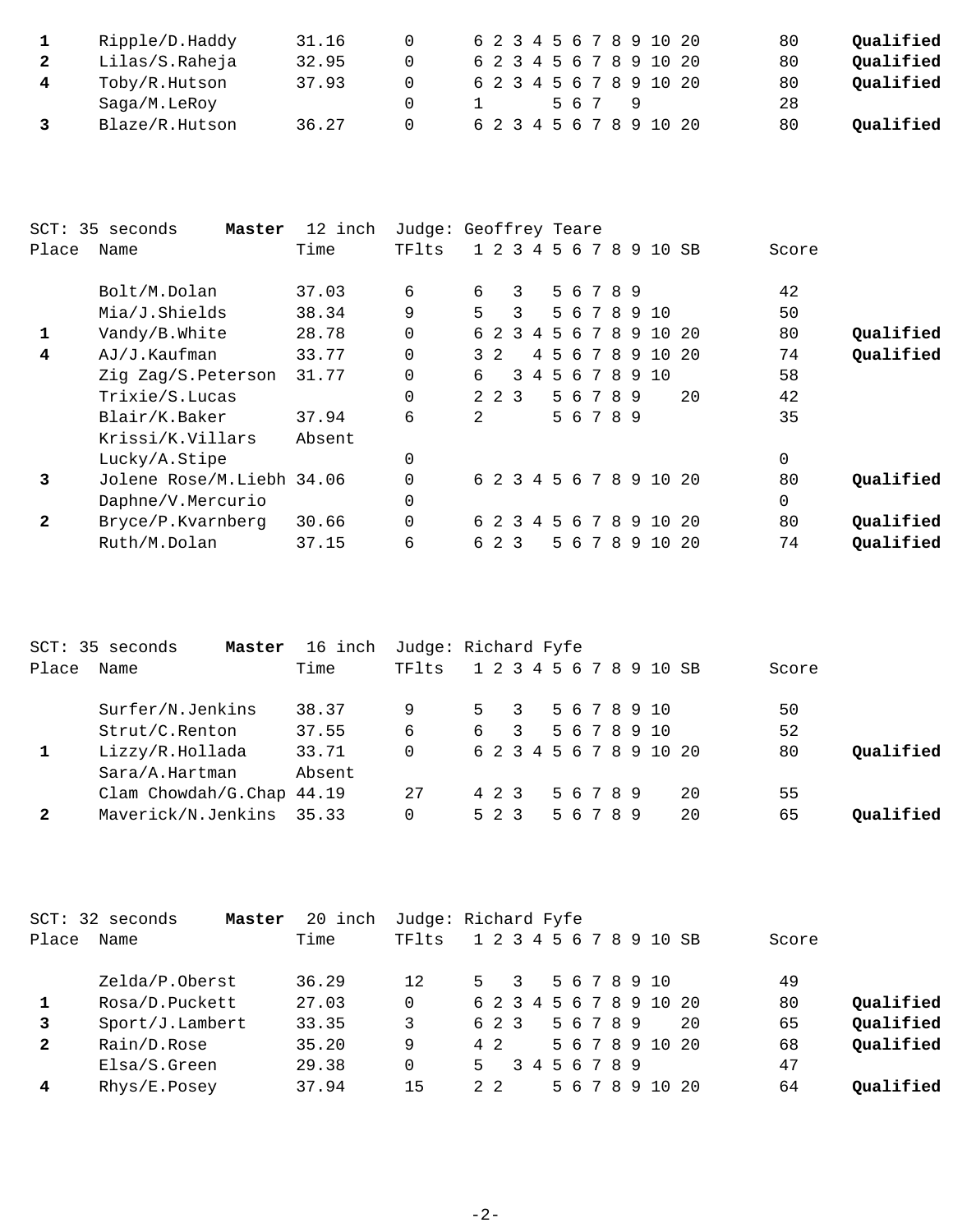| Place | Name | Time | TFlts | 1 | 2 | 3 | 4 | 5 | 6 | 7 | 8 | 9 | 10 | SB | Score | |
|---|---|---|---|---|---|---|---|---|---|---|---|---|---|---|---|---|
| **1** | Ripple/D.Haddy | 31.16 | 0 | 6 | 2 | 3 | 4 | 5 | 6 | 7 | 8 | 9 | 10 | 20 | 80 | **Qualified** |
| **2** | Lilas/S.Raheja | 32.95 | 0 | 6 | 2 | 3 | 4 | 5 | 6 | 7 | 8 | 9 | 10 | 20 | 80 | **Qualified** |
| **4** | Toby/R.Hutson | 37.93 | 0 | 6 | 2 | 3 | 4 | 5 | 6 | 7 | 8 | 9 | 10 | 20 | 80 | **Qualified** |
| | Saga/M.LeRoy | | 0 | 1 | | | | 5 | 6 | 7 | | 9 | | | 28 | |
| **3** | Blaze/R.Hutson | 36.27 | 0 | 6 | 2 | 3 | 4 | 5 | 6 | 7 | 8 | 9 | 10 | 20 | 80 | **Qualified** |

SCT: 35 seconds **Master** 12 inch Judge: Geoffrey Teare

| Place | Name | Time | TFlts | 1 | 2 | 3 | 4 | 5 | 6 | 7 | 8 | 9 | 10 | SB | Score | |
|---|---|---|---|---|---|---|---|---|---|---|---|---|---|---|---|---|
| | Bolt/M.Dolan | 37.03 | 6 | 6 | | 3 | | 5 | 6 | 7 | 8 | 9 | | | 42 | |
| | Mia/J.Shields | 38.34 | 9 | 5 | | 3 | | 5 | 6 | 7 | 8 | 9 | 10 | | 50 | |
| **1** | Vandy/B.White | 28.78 | 0 | 6 | 2 | 3 | 4 | 5 | 6 | 7 | 8 | 9 | 10 | 20 | 80 | **Qualified** |
| **4** | AJ/J.Kaufman | 33.77 | 0 | 3 | 2 | | 4 | 5 | 6 | 7 | 8 | 9 | 10 | 20 | 74 | **Qualified** |
| | Zig Zag/S.Peterson | 31.77 | 0 | 6 | | 3 | 4 | 5 | 6 | 7 | 8 | 9 | 10 | | 58 | |
| | Trixie/S.Lucas | | 0 | 2 | 2 | 3 | | 5 | 6 | 7 | 8 | 9 | | 20 | 42 | |
| | Blair/K.Baker | 37.94 | 6 | 2 | | | | 5 | 6 | 7 | 8 | 9 | | | 35 | |
| | Krissi/K.Villars | Absent | | | | | | | | | | | | | | |
| | Lucky/A.Stipe | | 0 | | | | | | | | | | | | 0 | |
| **3** | Jolene Rose/M.Liebh | 34.06 | 0 | 6 | 2 | 3 | 4 | 5 | 6 | 7 | 8 | 9 | 10 | 20 | 80 | **Qualified** |
| | Daphne/V.Mercurio | | 0 | | | | | | | | | | | | 0 | |
| **2** | Bryce/P.Kvarnberg | 30.66 | 0 | 6 | 2 | 3 | 4 | 5 | 6 | 7 | 8 | 9 | 10 | 20 | 80 | **Qualified** |
| | Ruth/M.Dolan | 37.15 | 6 | 6 | 2 | 3 | | 5 | 6 | 7 | 8 | 9 | 10 | 20 | 74 | **Qualified** |

SCT: 35 seconds **Master** 16 inch Judge: Richard Fyfe

| Place | Name | Time | TFlts | 1 | 2 | 3 | 4 | 5 | 6 | 7 | 8 | 9 | 10 | SB | Score | |
|---|---|---|---|---|---|---|---|---|---|---|---|---|---|---|---|---|
| | Surfer/N.Jenkins | 38.37 | 9 | 5 | | 3 | | 5 | 6 | 7 | 8 | 9 | 10 | | 50 | |
| | Strut/C.Renton | 37.55 | 6 | 6 | | 3 | | 5 | 6 | 7 | 8 | 9 | 10 | | 52 | |
| **1** | Lizzy/R.Hollada | 33.71 | 0 | 6 | 2 | 3 | 4 | 5 | 6 | 7 | 8 | 9 | 10 | 20 | 80 | **Qualified** |
| | Sara/A.Hartman | Absent | | | | | | | | | | | | | | |
| | Clam Chowdah/G.Chap | 44.19 | 27 | 4 | 2 | 3 | | 5 | 6 | 7 | 8 | 9 | | 20 | 55 | |
| **2** | Maverick/N.Jenkins | 35.33 | 0 | 5 | 2 | 3 | | 5 | 6 | 7 | 8 | 9 | | 20 | 65 | **Qualified** |

SCT: 32 seconds **Master** 20 inch Judge: Richard Fyfe

| Place | Name | Time | TFlts | 1 | 2 | 3 | 4 | 5 | 6 | 7 | 8 | 9 | 10 | SB | Score | |
|---|---|---|---|---|---|---|---|---|---|---|---|---|---|---|---|---|
| | Zelda/P.Oberst | 36.29 | 12 | 5 | | 3 | | 5 | 6 | 7 | 8 | 9 | 10 | | 49 | |
| **1** | Rosa/D.Puckett | 27.03 | 0 | 6 | 2 | 3 | 4 | 5 | 6 | 7 | 8 | 9 | 10 | 20 | 80 | **Qualified** |
| **3** | Sport/J.Lambert | 33.35 | 3 | 6 | 2 | 3 | | 5 | 6 | 7 | 8 | 9 | | 20 | 65 | **Qualified** |
| **2** | Rain/D.Rose | 35.20 | 9 | 4 | 2 | | | 5 | 6 | 7 | 8 | 9 | 10 | 20 | 68 | **Qualified** |
| | Elsa/S.Green | 29.38 | 0 | 5 | | 3 | 4 | 5 | 6 | 7 | 8 | 9 | | | 47 | |
| **4** | Rhys/E.Posey | 37.94 | 15 | 2 | 2 | | | 5 | 6 | 7 | 8 | 9 | 10 | 20 | 64 | **Qualified** |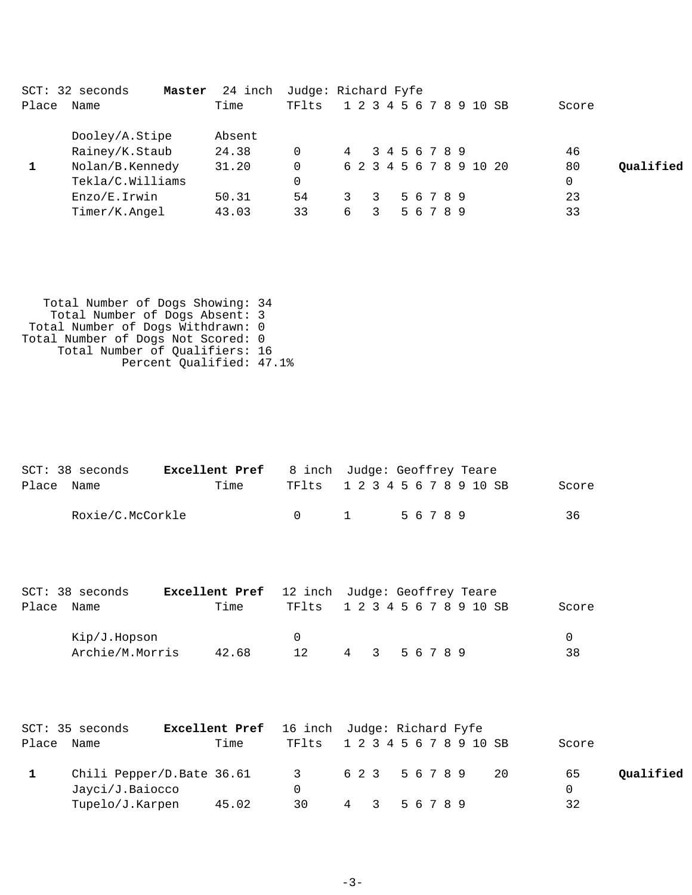SCT: 32 seconds **Master** 24 inch Judge: Richard Fyfe

| Place | Name | Time | TFlts | 1 2 3 4 5 6 7 8 9 10 SB | Score | |
|---|---|---|---|---|---|---|
| | Dooley/A.Stipe | Absent | | | | |
| | Rainey/K.Staub | 24.38 | 0 | 4 3 4 5 6 7 8 9 | 46 | |
| 1 | Nolan/B.Kennedy | 31.20 | 0 | 6 2 3 4 5 6 7 8 9 10 20 | 80 | **Qualified** |
| | Tekla/C.Williams | | 0 | | 0 | |
| | Enzo/E.Irwin | 50.31 | 54 | 3 3 5 6 7 8 9 | 23 | |
| | Timer/K.Angel | 43.03 | 33 | 6 3 5 6 7 8 9 | 33 | |

Total Number of Dogs Showing: 34
Total Number of Dogs Absent: 3
Total Number of Dogs Withdrawn: 0
Total Number of Dogs Not Scored: 0
Total Number of Qualifiers: 16
Percent Qualified: 47.1%

SCT: 38 seconds **Excellent Pref** 8 inch Judge: Geoffrey Teare

| Place | Name | Time | TFlts | 1 2 3 4 5 6 7 8 9 10 SB | Score |
|---|---|---|---|---|---|
| | Roxie/C.McCorkle | | 0 | 1 5 6 7 8 9 | 36 |

SCT: 38 seconds **Excellent Pref** 12 inch Judge: Geoffrey Teare

| Place | Name | Time | TFlts | 1 2 3 4 5 6 7 8 9 10 SB | Score |
|---|---|---|---|---|---|
| | Kip/J.Hopson | | 0 | | 0 |
| | Archie/M.Morris | 42.68 | 12 | 4 3 5 6 7 8 9 | 38 |

SCT: 35 seconds **Excellent Pref** 16 inch Judge: Richard Fyfe

| Place | Name | Time | TFlts | 1 2 3 4 5 6 7 8 9 10 SB | Score | |
|---|---|---|---|---|---|---|
| 1 | Chili Pepper/D.Bate | 36.61 | 3 | 6 2 3 5 6 7 8 9 20 | 65 | **Qualified** |
| | Jayci/J.Baiocco | | 0 | | 0 | |
| | Tupelo/J.Karpen | 45.02 | 30 | 4 3 5 6 7 8 9 | 32 | |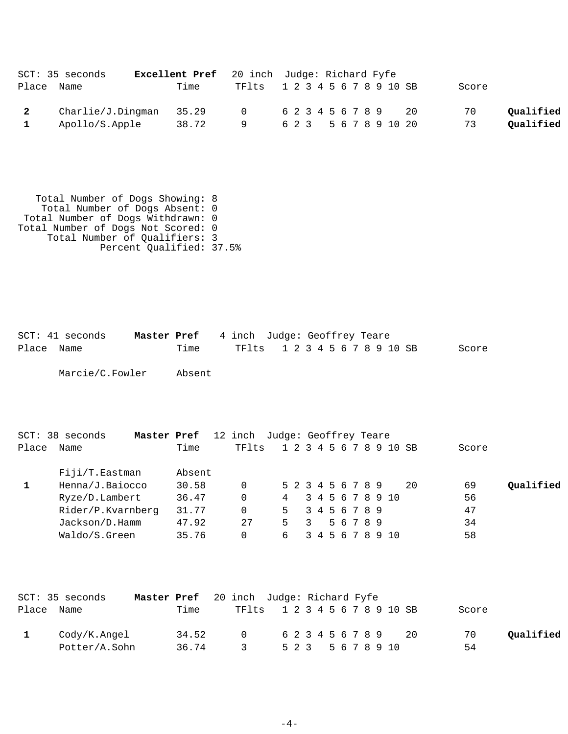SCT: 35 seconds **Excellent Pref** 20 inch Judge: Richard Fyfe

| Place | Name | Time | TFlts | 1 | 2 | 3 | 4 | 5 | 6 | 7 | 8 | 9 | 10 | SB | Score | |
|---|---|---|---|---|---|---|---|---|---|---|---|---|---|---|---|---|
| **2** | Charlie/J.Dingman | 35.29 | 0 | 6 | 2 | 3 | 4 | 5 | 6 | 7 | 8 | 9 | | 20 | 70 | **Qualified** |
| **1** | Apollo/S.Apple | 38.72 | 9 | 6 | 2 | 3 | | 5 | 6 | 7 | 8 | 9 | 10 | 20 | 73 | **Qualified** |

Total Number of Dogs Showing: 8
Total Number of Dogs Absent: 0
Total Number of Dogs Withdrawn: 0
Total Number of Dogs Not Scored: 0
Total Number of Qualifiers: 3
Percent Qualified: 37.5%

SCT: 41 seconds **Master Pref** 4 inch Judge: Geoffrey Teare

| Place | Name | Time | TFlts | 1 | 2 | 3 | 4 | 5 | 6 | 7 | 8 | 9 | 10 | SB | Score | |
|---|---|---|---|---|---|---|---|---|---|---|---|---|---|---|---|---|
| | Marcie/C.Fowler | Absent | | | | | | | | | | | | | | |

SCT: 38 seconds **Master Pref** 12 inch Judge: Geoffrey Teare

| Place | Name | Time | TFlts | 1 | 2 | 3 | 4 | 5 | 6 | 7 | 8 | 9 | 10 | SB | Score | |
|---|---|---|---|---|---|---|---|---|---|---|---|---|---|---|---|---|
| | Fiji/T.Eastman | Absent | | | | | | | | | | | | | | |
| **1** | Henna/J.Baiocco | 30.58 | 0 | 5 | 2 | 3 | 4 | 5 | 6 | 7 | 8 | 9 | | 20 | 69 | **Qualified** |
| | Ryze/D.Lambert | 36.47 | 0 | 4 | | 3 | 4 | 5 | 6 | 7 | 8 | 9 | 10 | | 56 | |
| | Rider/P.Kvarnberg | 31.77 | 0 | 5 | | 3 | 4 | 5 | 6 | 7 | 8 | 9 | | | 47 | |
| | Jackson/D.Hamm | 47.92 | 27 | 5 | | 3 | | 5 | 6 | 7 | 8 | 9 | | | 34 | |
| | Waldo/S.Green | 35.76 | 0 | 6 | | 3 | 4 | 5 | 6 | 7 | 8 | 9 | 10 | | 58 | |

SCT: 35 seconds **Master Pref** 20 inch Judge: Richard Fyfe

| Place | Name | Time | TFlts | 1 | 2 | 3 | 4 | 5 | 6 | 7 | 8 | 9 | 10 | SB | Score | |
|---|---|---|---|---|---|---|---|---|---|---|---|---|---|---|---|---|
| **1** | Cody/K.Angel | 34.52 | 0 | 6 | 2 | 3 | 4 | 5 | 6 | 7 | 8 | 9 | | 20 | 70 | **Qualified** |
| | Potter/A.Sohn | 36.74 | 3 | 5 | 2 | 3 | | 5 | 6 | 7 | 8 | 9 | 10 | | 54 | |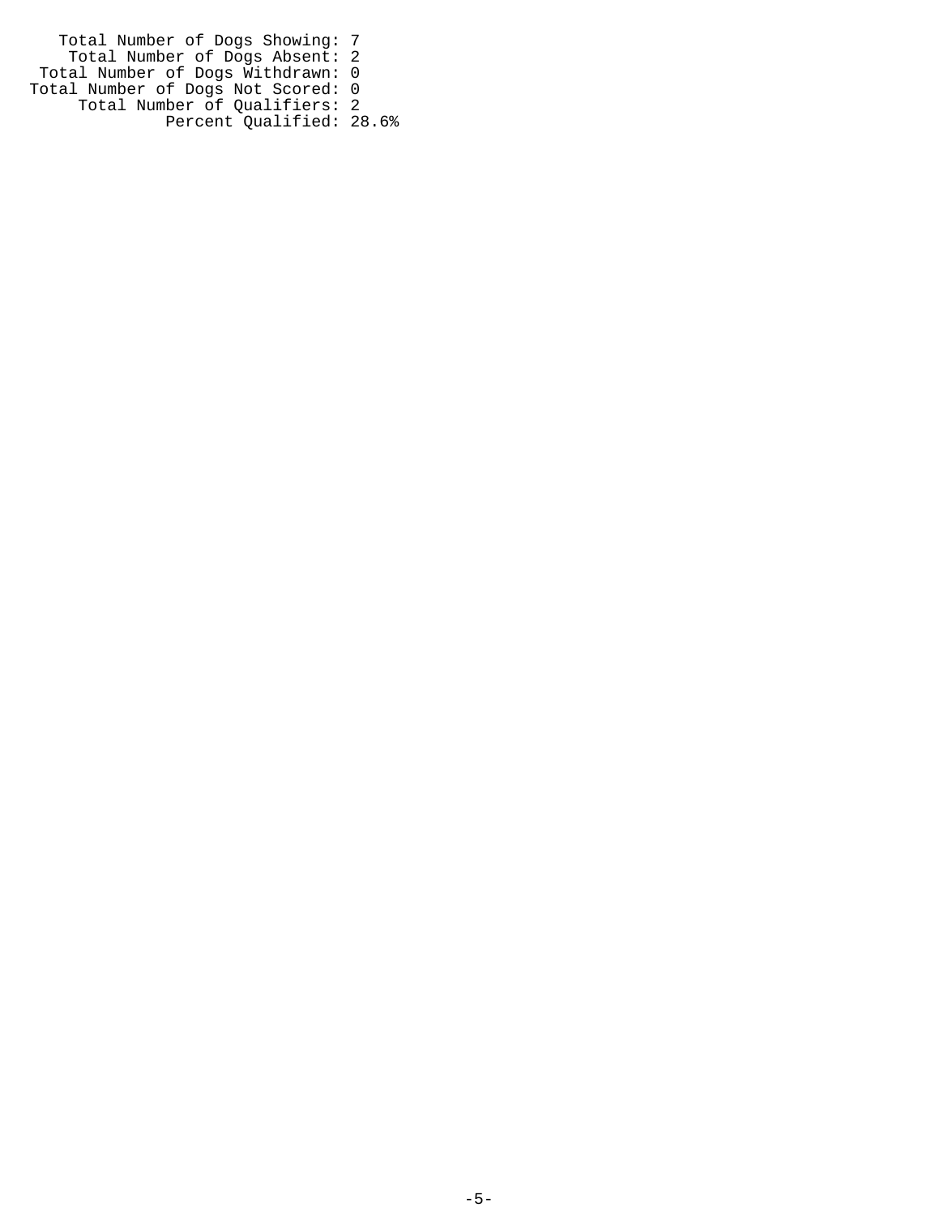Total Number of Dogs Showing: 7
Total Number of Dogs Absent: 2
Total Number of Dogs Withdrawn: 0
Total Number of Dogs Not Scored: 0
Total Number of Qualifiers: 2
Percent Qualified: 28.6%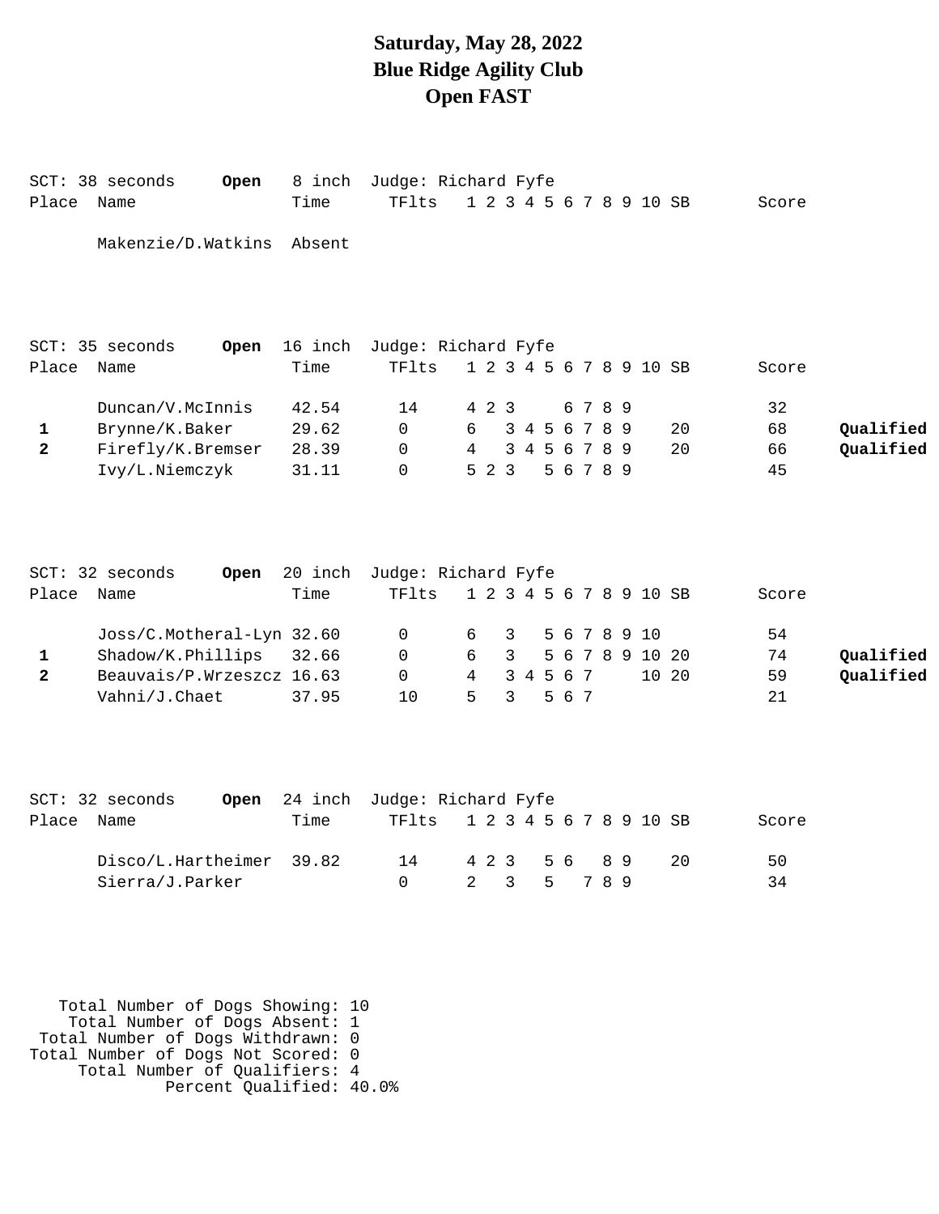# Saturday, May 28, 2022
# Blue Ridge Agility Club
# Open FAST

SCT: 38 seconds **Open** 8 inch Judge: Richard Fyfe

| Place | Name | Time | TFlts | 1 | 2 | 3 | 4 | 5 | 6 | 7 | 8 | 9 | 10 | SB | Score | |
|---|---|---|---|---|---|---|---|---|---|---|---|---|---|---|---|---|
| | Makenzie/D.Watkins | Absent | | | | | | | | | | | | | | |

SCT: 35 seconds **Open** 16 inch Judge: Richard Fyfe

| Place | Name | Time | TFlts | 1 | 2 | 3 | 4 | 5 | 6 | 7 | 8 | 9 | 10 | SB | Score | |
|---|---|---|---|---|---|---|---|---|---|---|---|---|---|---|---|---|
| | Duncan/V.McInnis | 42.54 | 14 | 4 | 2 | 3 | | | 6 | 7 | 8 | 9 | | | 32 | |
| **1** | Brynne/K.Baker | 29.62 | 0 | 6 | | 3 | 4 | 5 | 6 | 7 | 8 | 9 | | 20 | 68 | **Qualified** |
| **2** | Firefly/K.Bremser | 28.39 | 0 | 4 | | 3 | 4 | 5 | 6 | 7 | 8 | 9 | | 20 | 66 | **Qualified** |
| | Ivy/L.Niemczyk | 31.11 | 0 | 5 | 2 | 3 | | 5 | 6 | 7 | 8 | 9 | | | 45 | |

SCT: 32 seconds **Open** 20 inch Judge: Richard Fyfe

| Place | Name | Time | TFlts | 1 | 2 | 3 | 4 | 5 | 6 | 7 | 8 | 9 | 10 | SB | Score | |
|---|---|---|---|---|---|---|---|---|---|---|---|---|---|---|---|---|
| | Joss/C.Motheral-Lyn | 32.60 | 0 | 6 | | 3 | | 5 | 6 | 7 | 8 | 9 | 10 | | 54 | |
| **1** | Shadow/K.Phillips | 32.66 | 0 | 6 | | 3 | | 5 | 6 | 7 | 8 | 9 | 10 | 20 | 74 | **Qualified** |
| **2** | Beauvais/P.Wrzeszcz | 16.63 | 0 | 4 | | 3 | 4 | 5 | 6 | 7 | | | 10 | 20 | 59 | **Qualified** |
| | Vahni/J.Chaet | 37.95 | 10 | 5 | | 3 | | 5 | 6 | 7 | | | | | 21 | |

SCT: 32 seconds **Open** 24 inch Judge: Richard Fyfe

| Place | Name | Time | TFlts | 1 | 2 | 3 | 4 | 5 | 6 | 7 | 8 | 9 | 10 | SB | Score | |
|---|---|---|---|---|---|---|---|---|---|---|---|---|---|---|---|---|
| | Disco/L.Hartheimer | 39.82 | 14 | 4 | 2 | 3 | | 5 | 6 | | 8 | 9 | | 20 | 50 | |
| | Sierra/J.Parker | | 0 | 2 | | 3 | | 5 | | 7 | 8 | 9 | | | 34 | |

Total Number of Dogs Showing: 10
Total Number of Dogs Absent: 1
Total Number of Dogs Withdrawn: 0
Total Number of Dogs Not Scored: 0
Total Number of Qualifiers: 4
Percent Qualified: 40.0%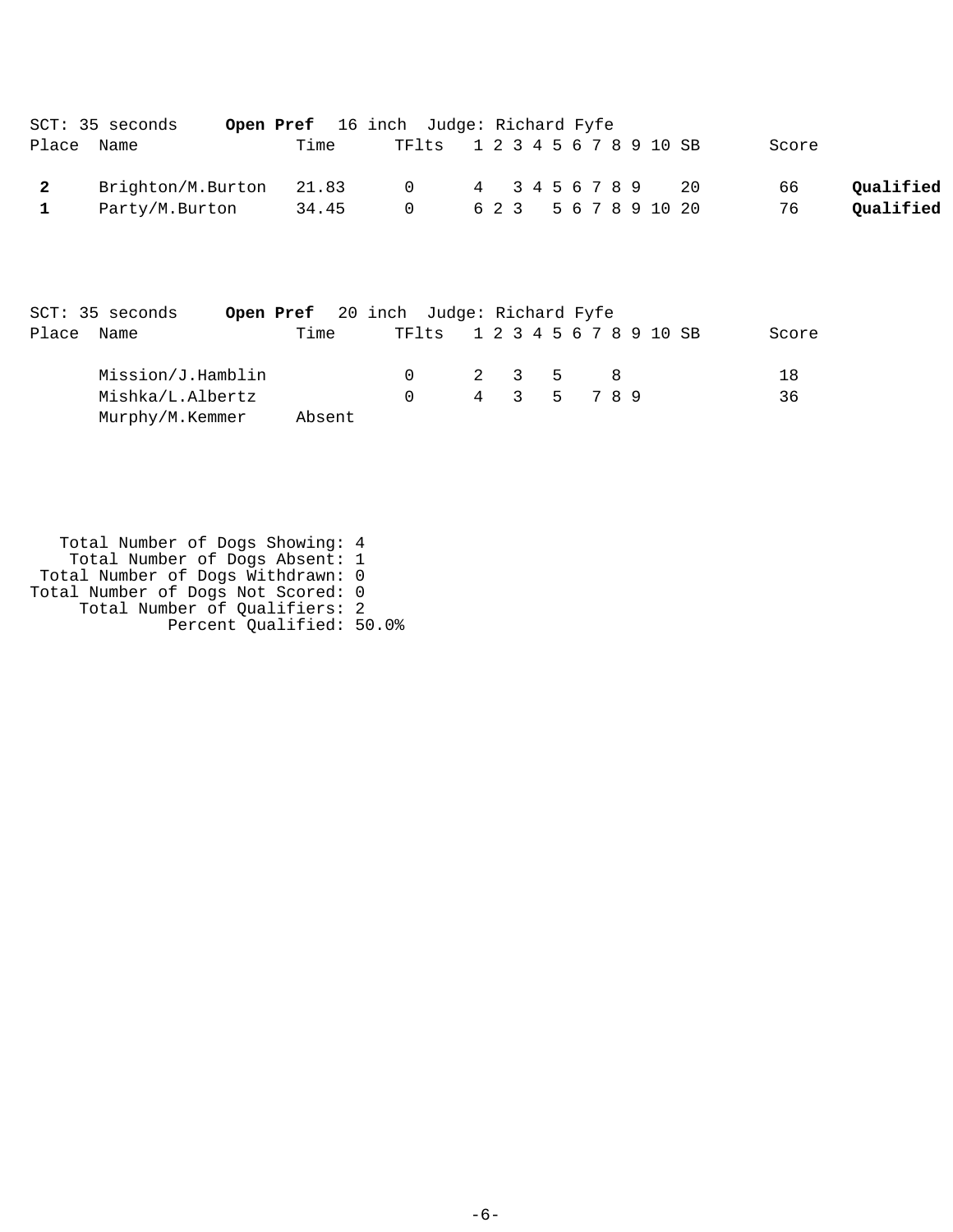SCT: 35 seconds **Open Pref** 16 inch Judge: Richard Fyfe

| Place | Name | Time | TFlts | 1 | 2 | 3 | 4 | 5 | 6 | 7 | 8 | 9 | 10 | SB | Score | |
|---|---|---|---|---|---|---|---|---|---|---|---|---|---|---|---|---|
| **2** | Brighton/M.Burton | 21.83 | 0 | 4 | | 3 | 4 | 5 | 6 | 7 | 8 | 9 | | 20 | 66 | **Qualified** |
| **1** | Party/M.Burton | 34.45 | 0 | 6 | 2 | 3 | | 5 | 6 | 7 | 8 | 9 | 10 | 20 | 76 | **Qualified** |

SCT: 35 seconds **Open Pref** 20 inch Judge: Richard Fyfe

| Place | Name | Time | TFlts | 1 | 2 | 3 | 4 | 5 | 6 | 7 | 8 | 9 | 10 | SB | Score |
|---|---|---|---|---|---|---|---|---|---|---|---|---|---|---|---|
| | Mission/J.Hamblin | | 0 | 2 | | 3 | | 5 | | | 8 | | | | 18 |
| | Mishka/L.Albertz | | 0 | 4 | | 3 | | 5 | | 7 | 8 | 9 | | | 36 |
| | Murphy/M.Kemmer | Absent | | | | | | | | | | | | | |

Total Number of Dogs Showing: 4
Total Number of Dogs Absent: 1
Total Number of Dogs Withdrawn: 0
Total Number of Dogs Not Scored: 0
Total Number of Qualifiers: 2
Percent Qualified: 50.0%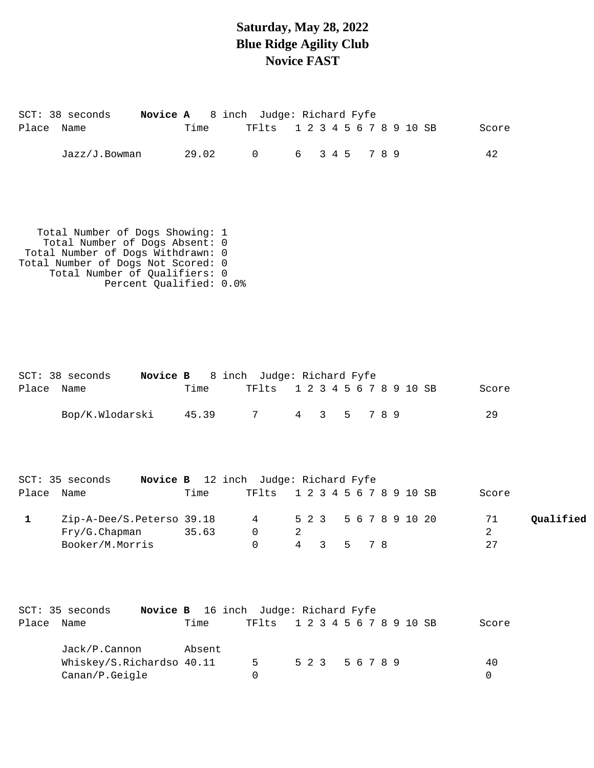# Saturday, May 28, 2022
# Blue Ridge Agility Club
# Novice FAST

SCT: 38 seconds **Novice A** 8 inch Judge: Richard Fyfe

| Place | Name | Time | TFlts | 1 | 2 | 3 | 4 | 5 | 6 | 7 | 8 | 9 | 10 | SB | Score | |
|---|---|---|---|---|---|---|---|---|---|---|---|---|---|---|---|---|
| | Jazz/J.Bowman | 29.02 | 0 | 6 | | 3 | 4 | 5 | | 7 | 8 | 9 | | | 42 | |

```
   Total Number of Dogs Showing: 1
    Total Number of Dogs Absent: 0
 Total Number of Dogs Withdrawn: 0
Total Number of Dogs Not Scored: 0
     Total Number of Qualifiers: 0
             Percent Qualified: 0.0%
```

SCT: 38 seconds **Novice B** 8 inch Judge: Richard Fyfe

| Place | Name | Time | TFlts | 1 | 2 | 3 | 4 | 5 | 6 | 7 | 8 | 9 | 10 | SB | Score | |
|---|---|---|---|---|---|---|---|---|---|---|---|---|---|---|---|---|
| | Bop/K.Wlodarski | 45.39 | 7 | 4 | | 3 | | 5 | | 7 | 8 | 9 | | | 29 | |

SCT: 35 seconds **Novice B** 12 inch Judge: Richard Fyfe

| Place | Name | Time | TFlts | 1 | 2 | 3 | 4 | 5 | 6 | 7 | 8 | 9 | 10 | SB | Score | |
|---|---|---|---|---|---|---|---|---|---|---|---|---|---|---|---|---|
| **1** | Zip-A-Dee/S.Peterso | 39.18 | 4 | 5 | 2 | 3 | | 5 | 6 | 7 | 8 | 9 | 10 | 20 | 71 | **Qualified** |
| | Fry/G.Chapman | 35.63 | 0 | 2 | | | | | | | | | | | 2 | |
| | Booker/M.Morris | | 0 | 4 | | 3 | | 5 | | 7 | 8 | | | | 27 | |

SCT: 35 seconds **Novice B** 16 inch Judge: Richard Fyfe

| Place | Name | Time | TFlts | 1 | 2 | 3 | 4 | 5 | 6 | 7 | 8 | 9 | 10 | SB | Score | |
|---|---|---|---|---|---|---|---|---|---|---|---|---|---|---|---|---|
| | Jack/P.Cannon | Absent | | | | | | | | | | | | | | |
| | Whiskey/S.Richardso | 40.11 | 5 | 5 | 2 | 3 | | 5 | 6 | 7 | 8 | 9 | | | 40 | |
| | Canan/P.Geigle | | 0 | | | | | | | | | | | | 0 | |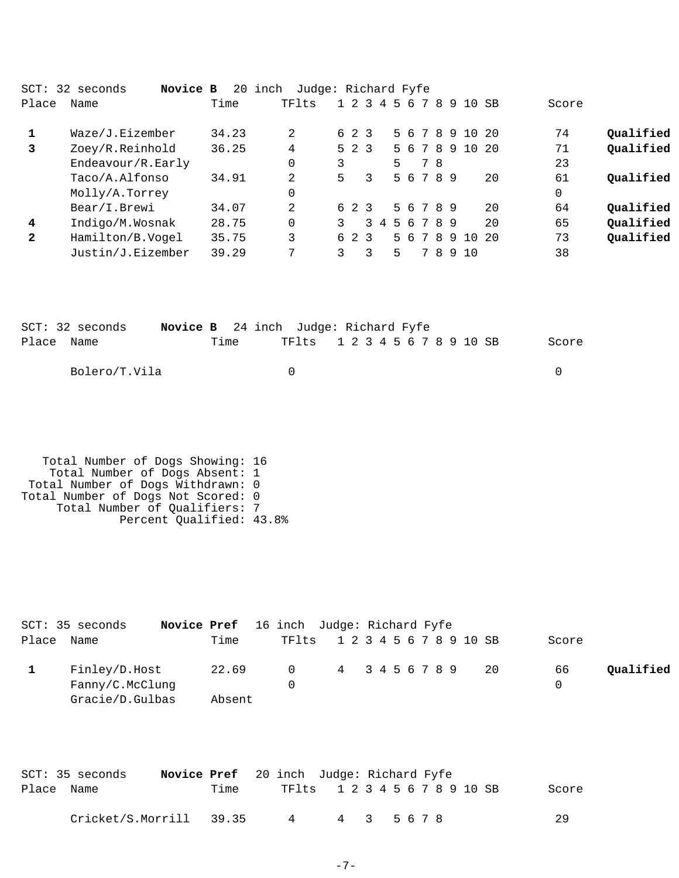SCT: 32 seconds **Novice B** 20 inch Judge: Richard Fyfe

| Place | Name | Time | TFlts | 1 | 2 | 3 | 4 | 5 | 6 | 7 | 8 | 9 | 10 | SB | Score | |
|---|---|---|---|---|---|---|---|---|---|---|---|---|---|---|---|---|
| **1** | Waze/J.Eizember | 34.23 | 2 | 6 | 2 | 3 | | 5 | 6 | 7 | 8 | 9 | 10 | 20 | 74 | **Qualified** |
| **3** | Zoey/R.Reinhold | 36.25 | 4 | 5 | 2 | 3 | | 5 | 6 | 7 | 8 | 9 | 10 | 20 | 71 | **Qualified** |
| | Endeavour/R.Early | | 0 | 3 | | | | 5 | | 7 | 8 | | | | 23 | |
| | Taco/A.Alfonso | 34.91 | 2 | 5 | | 3 | | 5 | 6 | 7 | 8 | 9 | | 20 | 61 | **Qualified** |
| | Molly/A.Torrey | | 0 | | | | | | | | | | | | 0 | |
| | Bear/I.Brewi | 34.07 | 2 | 6 | 2 | 3 | | 5 | 6 | 7 | 8 | 9 | | 20 | 64 | **Qualified** |
| **4** | Indigo/M.Wosnak | 28.75 | 0 | 3 | | 3 | 4 | 5 | 6 | 7 | 8 | 9 | | 20 | 65 | **Qualified** |
| **2** | Hamilton/B.Vogel | 35.75 | 3 | 6 | 2 | 3 | | 5 | 6 | 7 | 8 | 9 | 10 | 20 | 73 | **Qualified** |
| | Justin/J.Eizember | 39.29 | 7 | 3 | | 3 | | 5 | | 7 | 8 | 9 | 10 | | 38 | |

SCT: 32 seconds **Novice B** 24 inch Judge: Richard Fyfe

| Place | Name | Time | TFlts | 1 | 2 | 3 | 4 | 5 | 6 | 7 | 8 | 9 | 10 | SB | Score |
|---|---|---|---|---|---|---|---|---|---|---|---|---|---|---|---|
| | Bolero/T.Vila | | 0 | | | | | | | | | | | | 0 |

Total Number of Dogs Showing: 16
Total Number of Dogs Absent: 1
Total Number of Dogs Withdrawn: 0
Total Number of Dogs Not Scored: 0
Total Number of Qualifiers: 7
Percent Qualified: 43.8%

SCT: 35 seconds **Novice Pref** 16 inch Judge: Richard Fyfe

| Place | Name | Time | TFlts | 1 | 2 | 3 | 4 | 5 | 6 | 7 | 8 | 9 | 10 | SB | Score | |
|---|---|---|---|---|---|---|---|---|---|---|---|---|---|---|---|---|
| **1** | Finley/D.Host | 22.69 | 0 | 4 | | 3 | 4 | 5 | 6 | 7 | 8 | 9 | | 20 | 66 | **Qualified** |
| | Fanny/C.McClung | | 0 | | | | | | | | | | | | 0 | |
| | Gracie/D.Gulbas | Absent | | | | | | | | | | | | | | |

SCT: 35 seconds **Novice Pref** 20 inch Judge: Richard Fyfe

| Place | Name | Time | TFlts | 1 | 2 | 3 | 4 | 5 | 6 | 7 | 8 | 9 | 10 | SB | Score |
|---|---|---|---|---|---|---|---|---|---|---|---|---|---|---|---|
| | Cricket/S.Morrill | 39.35 | 4 | 4 | | 3 | | 5 | 6 | 7 | 8 | | | | 29 |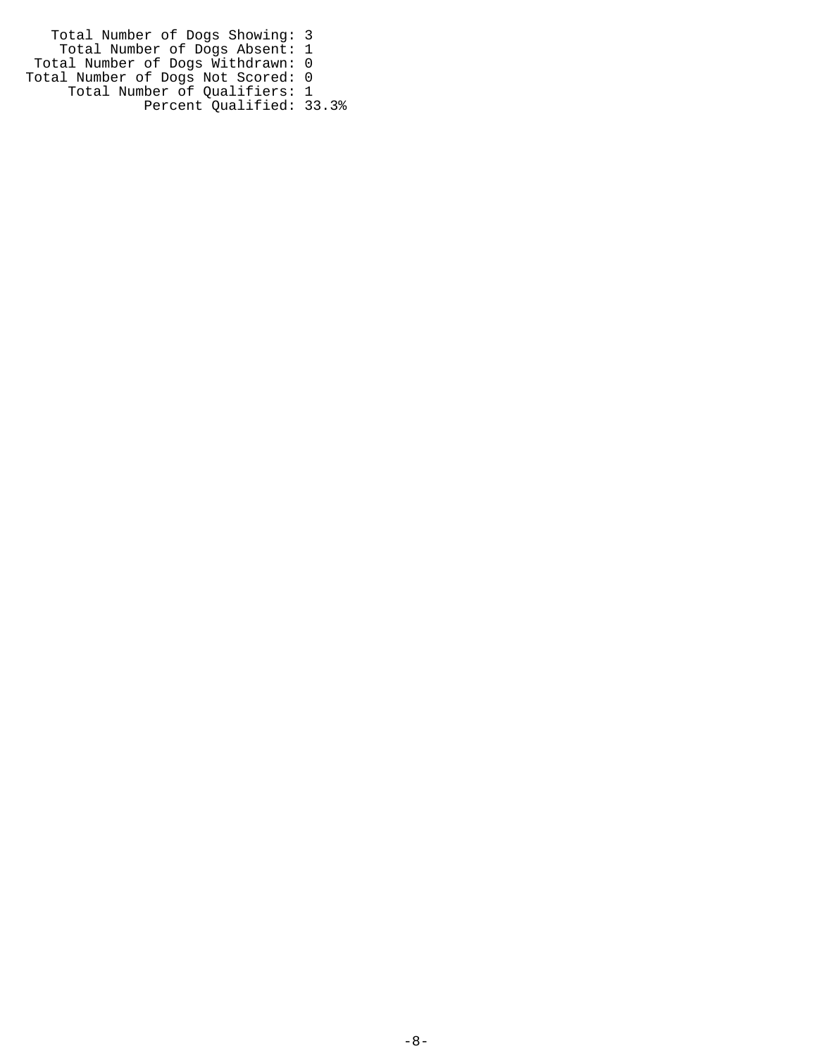Total Number of Dogs Showing: 3
Total Number of Dogs Absent: 1
Total Number of Dogs Withdrawn: 0
Total Number of Dogs Not Scored: 0
Total Number of Qualifiers: 1
Percent Qualified: 33.3%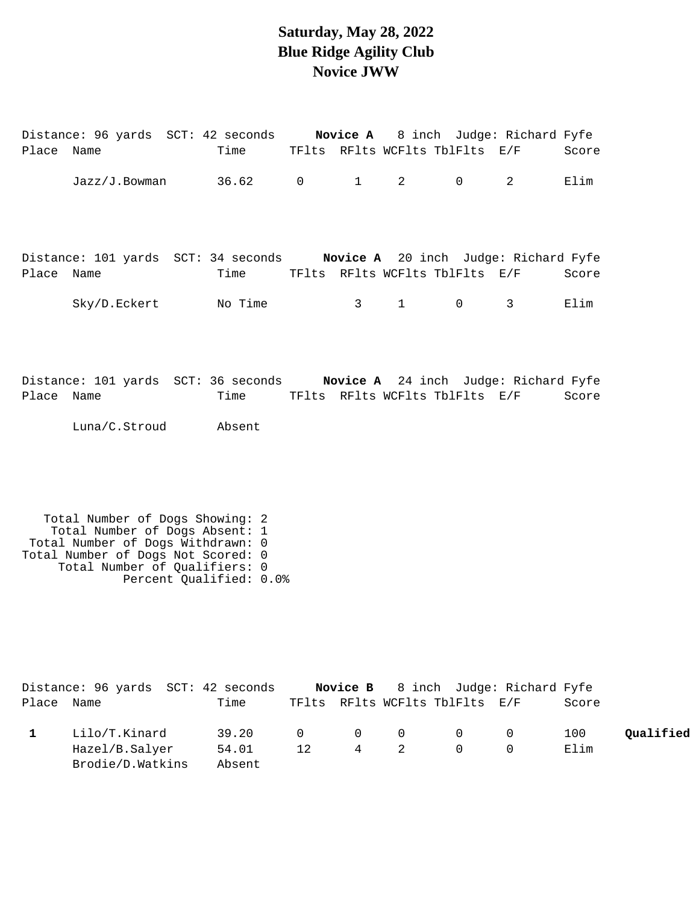# Saturday, May 28, 2022
# Blue Ridge Agility Club
# Novice JWW

Distance: 96 yards SCT: 42 seconds **Novice A** 8 inch Judge: Richard Fyfe

| Place | Name | Time | TFlts | RFlts | WCFlts | TblFlts | E/F | Score | |
|---|---|---|---|---|---|---|---|---|---|
| | Jazz/J.Bowman | 36.62 | 0 | 1 | 2 | 0 | 2 | Elim | |

Distance: 101 yards SCT: 34 seconds **Novice A** 20 inch Judge: Richard Fyfe

| Place | Name | Time | TFlts | RFlts | WCFlts | TblFlts | E/F | Score | |
|---|---|---|---|---|---|---|---|---|---|
| | Sky/D.Eckert | No Time | | 3 | 1 | 0 | 3 | Elim | |

Distance: 101 yards SCT: 36 seconds **Novice A** 24 inch Judge: Richard Fyfe

| Place | Name | Time | TFlts | RFlts | WCFlts | TblFlts | E/F | Score | |
|---|---|---|---|---|---|---|---|---|---|
| | Luna/C.Stroud | Absent | | | | | | | |

Total Number of Dogs Showing: 2
Total Number of Dogs Absent: 1
Total Number of Dogs Withdrawn: 0
Total Number of Dogs Not Scored: 0
Total Number of Qualifiers: 0
Percent Qualified: 0.0%

Distance: 96 yards SCT: 42 seconds **Novice B** 8 inch Judge: Richard Fyfe

| Place | Name | Time | TFlts | RFlts | WCFlts | TblFlts | E/F | Score | |
|---|---|---|---|---|---|---|---|---|---|
| **1** | Lilo/T.Kinard | 39.20 | 0 | 0 | 0 | 0 | 0 | 100 | **Qualified** |
| | Hazel/B.Salyer | 54.01 | 12 | 4 | 2 | 0 | 0 | Elim | |
| | Brodie/D.Watkins | Absent | | | | | | | |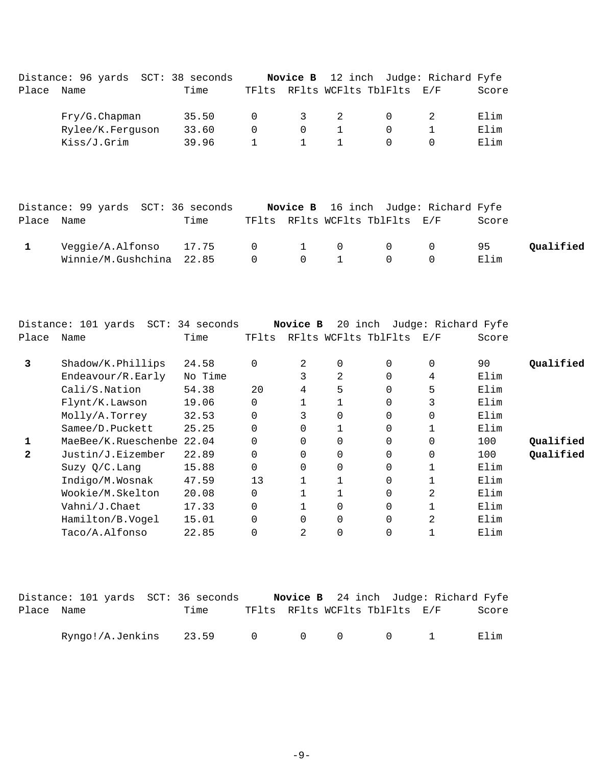Distance: 96 yards  SCT: 38 seconds  **Novice B**  12 inch  Judge: Richard Fyfe

| Place | Name | Time | TFlts | RFlts | WCFlts | TblFlts | E/F | Score | |
|---|---|---|---|---|---|---|---|---|---|
| | Fry/G.Chapman | 35.50 | 0 | 3 | 2 | 0 | 2 | Elim | |
| | Rylee/K.Ferguson | 33.60 | 0 | 0 | 1 | 0 | 1 | Elim | |
| | Kiss/J.Grim | 39.96 | 1 | 1 | 1 | 0 | 0 | Elim | |

Distance: 99 yards  SCT: 36 seconds  **Novice B**  16 inch  Judge: Richard Fyfe

| Place | Name | Time | TFlts | RFlts | WCFlts | TblFlts | E/F | Score | |
|---|---|---|---|---|---|---|---|---|---|
| **1** | Veggie/A.Alfonso | 17.75 | 0 | 1 | 0 | 0 | 0 | 95 | **Qualified** |
| | Winnie/M.Gushchina | 22.85 | 0 | 0 | 1 | 0 | 0 | Elim | |

Distance: 101 yards  SCT: 34 seconds  **Novice B**  20 inch  Judge: Richard Fyfe

| Place | Name | Time | TFlts | RFlts | WCFlts | TblFlts | E/F | Score | |
|---|---|---|---|---|---|---|---|---|---|
| **3** | Shadow/K.Phillips | 24.58 | 0 | 2 | 0 | 0 | 0 | 90 | **Qualified** |
| | Endeavour/R.Early | No Time | | 3 | 2 | 0 | 4 | Elim | |
| | Cali/S.Nation | 54.38 | 20 | 4 | 5 | 0 | 5 | Elim | |
| | Flynt/K.Lawson | 19.06 | 0 | 1 | 1 | 0 | 3 | Elim | |
| | Molly/A.Torrey | 32.53 | 0 | 3 | 0 | 0 | 0 | Elim | |
| | Samee/D.Puckett | 25.25 | 0 | 0 | 1 | 0 | 1 | Elim | |
| **1** | MaeBee/K.Rueschenbe | 22.04 | 0 | 0 | 0 | 0 | 0 | 100 | **Qualified** |
| **2** | Justin/J.Eizember | 22.89 | 0 | 0 | 0 | 0 | 0 | 100 | **Qualified** |
| | Suzy Q/C.Lang | 15.88 | 0 | 0 | 0 | 0 | 1 | Elim | |
| | Indigo/M.Wosnak | 47.59 | 13 | 1 | 1 | 0 | 1 | Elim | |
| | Wookie/M.Skelton | 20.08 | 0 | 1 | 1 | 0 | 2 | Elim | |
| | Vahni/J.Chaet | 17.33 | 0 | 1 | 0 | 0 | 1 | Elim | |
| | Hamilton/B.Vogel | 15.01 | 0 | 0 | 0 | 0 | 2 | Elim | |
| | Taco/A.Alfonso | 22.85 | 0 | 2 | 0 | 0 | 1 | Elim | |

Distance: 101 yards  SCT: 36 seconds  **Novice B**  24 inch  Judge: Richard Fyfe

| Place | Name | Time | TFlts | RFlts | WCFlts | TblFlts | E/F | Score |
|---|---|---|---|---|---|---|---|---|
| | Ryngo!/A.Jenkins | 23.59 | 0 | 0 | 0 | 0 | 1 | Elim |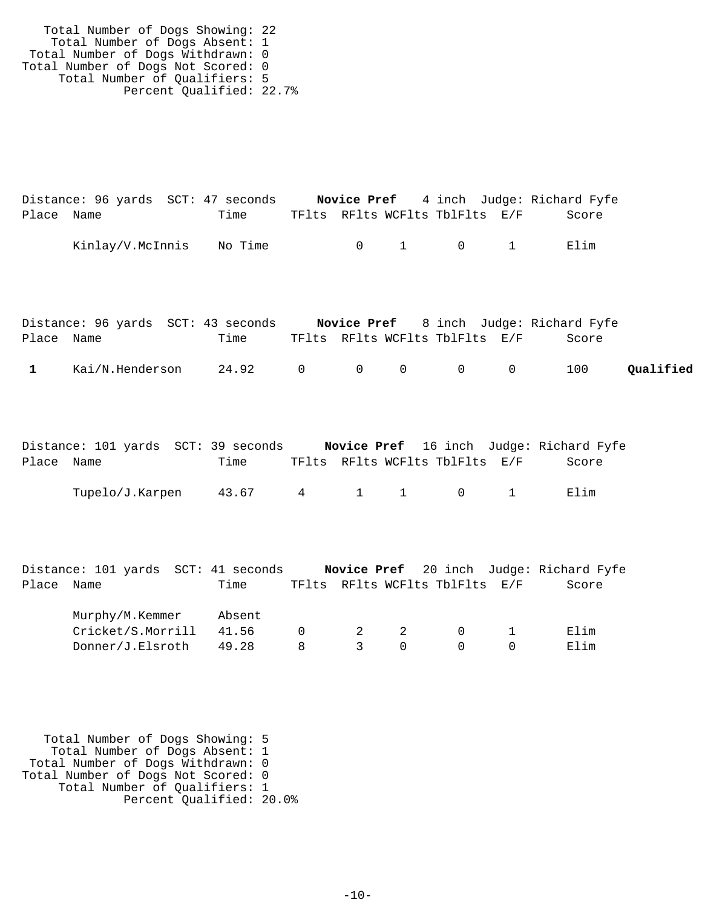Total Number of Dogs Showing: 22
Total Number of Dogs Absent: 1
Total Number of Dogs Withdrawn: 0
Total Number of Dogs Not Scored: 0
Total Number of Qualifiers: 5
Percent Qualified: 22.7%

Distance: 96 yards SCT: 47 seconds **Novice Pref** 4 inch Judge: Richard Fyfe

| Place | Name | Time | TFlts | RFlts | WCFlts | TblFlts | E/F | Score | |
|---|---|---|---|---|---|---|---|---|---|
| | Kinlay/V.McInnis | No Time | | 0 | 1 | 0 | 1 | Elim | |

Distance: 96 yards SCT: 43 seconds **Novice Pref** 8 inch Judge: Richard Fyfe

| Place | Name | Time | TFlts | RFlts | WCFlts | TblFlts | E/F | Score | |
|---|---|---|---|---|---|---|---|---|---|
| **1** | Kai/N.Henderson | 24.92 | 0 | 0 | 0 | 0 | 0 | 100 | **Qualified** |

Distance: 101 yards SCT: 39 seconds **Novice Pref** 16 inch Judge: Richard Fyfe

| Place | Name | Time | TFlts | RFlts | WCFlts | TblFlts | E/F | Score | |
|---|---|---|---|---|---|---|---|---|---|
| | Tupelo/J.Karpen | 43.67 | 4 | 1 | 1 | 0 | 1 | Elim | |

Distance: 101 yards SCT: 41 seconds **Novice Pref** 20 inch Judge: Richard Fyfe

| Place | Name | Time | TFlts | RFlts | WCFlts | TblFlts | E/F | Score | |
|---|---|---|---|---|---|---|---|---|---|
| | Murphy/M.Kemmer | Absent | | | | | | | |
| | Cricket/S.Morrill | 41.56 | 0 | 2 | 2 | 0 | 1 | Elim | |
| | Donner/J.Elsroth | 49.28 | 8 | 3 | 0 | 0 | 0 | Elim | |

Total Number of Dogs Showing: 5
Total Number of Dogs Absent: 1
Total Number of Dogs Withdrawn: 0
Total Number of Dogs Not Scored: 0
Total Number of Qualifiers: 1
Percent Qualified: 20.0%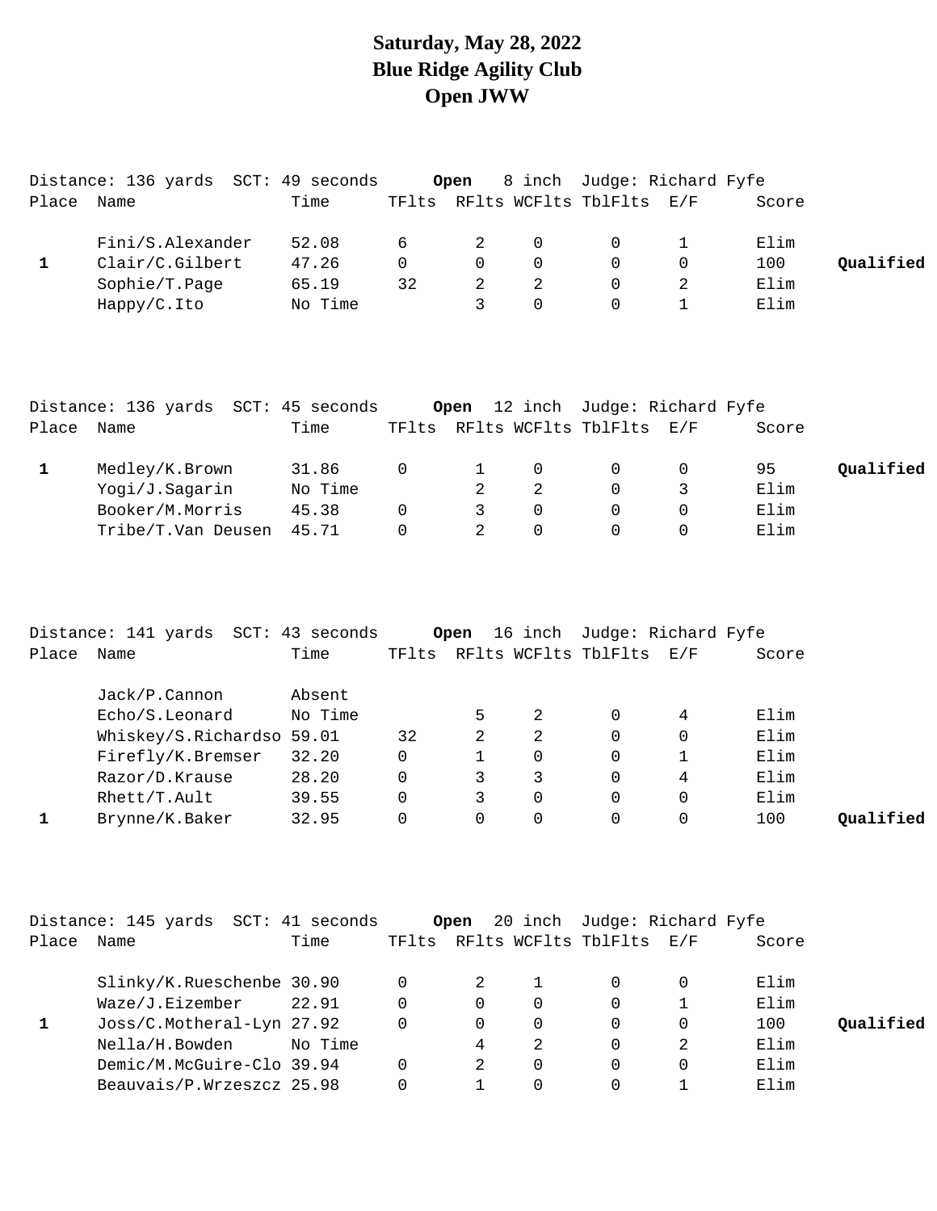# Saturday, May 28, 2022
# Blue Ridge Agility Club
# Open JWW

Distance: 136 yards SCT: 49 seconds **Open** 8 inch Judge: Richard Fyfe

| Place | Name | Time | TFlts | RFlts | WCFlts | TblFlts | E/F | Score | |
|---|---|---|---|---|---|---|---|---|---|
| | Fini/S.Alexander | 52.08 | 6 | 2 | 0 | 0 | 1 | Elim | |
| 1 | Clair/C.Gilbert | 47.26 | 0 | 0 | 0 | 0 | 0 | 100 | **Qualified** |
| | Sophie/T.Page | 65.19 | 32 | 2 | 2 | 0 | 2 | Elim | |
| | Happy/C.Ito | No Time | | 3 | 0 | 0 | 1 | Elim | |

Distance: 136 yards SCT: 45 seconds **Open** 12 inch Judge: Richard Fyfe

| Place | Name | Time | TFlts | RFlts | WCFlts | TblFlts | E/F | Score | |
|---|---|---|---|---|---|---|---|---|---|
| 1 | Medley/K.Brown | 31.86 | 0 | 1 | 0 | 0 | 0 | 95 | **Qualified** |
| | Yogi/J.Sagarin | No Time | | 2 | 2 | 0 | 3 | Elim | |
| | Booker/M.Morris | 45.38 | 0 | 3 | 0 | 0 | 0 | Elim | |
| | Tribe/T.Van Deusen | 45.71 | 0 | 2 | 0 | 0 | 0 | Elim | |

Distance: 141 yards SCT: 43 seconds **Open** 16 inch Judge: Richard Fyfe

| Place | Name | Time | TFlts | RFlts | WCFlts | TblFlts | E/F | Score | |
|---|---|---|---|---|---|---|---|---|---|
| | Jack/P.Cannon | Absent | | | | | | | |
| | Echo/S.Leonard | No Time | | 5 | 2 | 0 | 4 | Elim | |
| | Whiskey/S.Richardso | 59.01 | 32 | 2 | 2 | 0 | 0 | Elim | |
| | Firefly/K.Bremser | 32.20 | 0 | 1 | 0 | 0 | 1 | Elim | |
| | Razor/D.Krause | 28.20 | 0 | 3 | 3 | 0 | 4 | Elim | |
| | Rhett/T.Ault | 39.55 | 0 | 3 | 0 | 0 | 0 | Elim | |
| 1 | Brynne/K.Baker | 32.95 | 0 | 0 | 0 | 0 | 0 | 100 | **Qualified** |

Distance: 145 yards SCT: 41 seconds **Open** 20 inch Judge: Richard Fyfe

| Place | Name | Time | TFlts | RFlts | WCFlts | TblFlts | E/F | Score | |
|---|---|---|---|---|---|---|---|---|---|
| | Slinky/K.Rueschenbe | 30.90 | 0 | 2 | 1 | 0 | 0 | Elim | |
| | Waze/J.Eizember | 22.91 | 0 | 0 | 0 | 0 | 1 | Elim | |
| 1 | Joss/C.Motheral-Lyn | 27.92 | 0 | 0 | 0 | 0 | 0 | 100 | **Qualified** |
| | Nella/H.Bowden | No Time | | 4 | 2 | 0 | 2 | Elim | |
| | Demic/M.McGuire-Clo | 39.94 | 0 | 2 | 0 | 0 | 0 | Elim | |
| | Beauvais/P.Wrzeszcz | 25.98 | 0 | 1 | 0 | 0 | 1 | Elim | |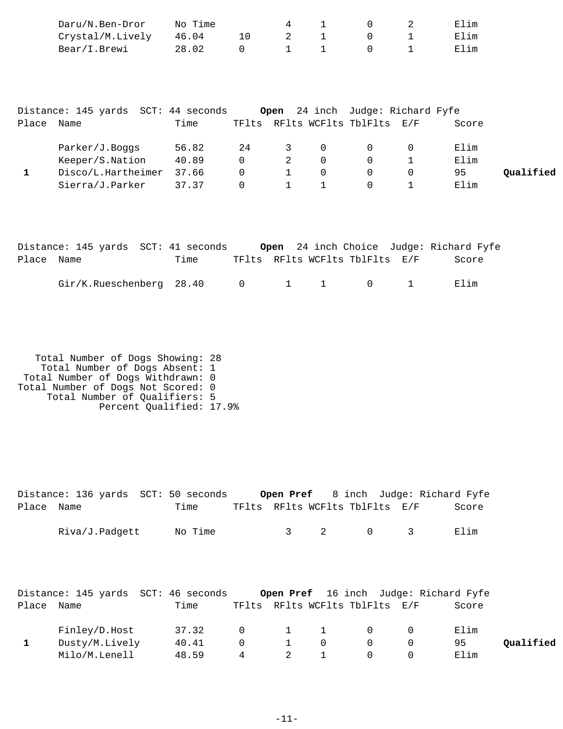| Place | Name | Time | TFlts | RFlts | WCFlts | TblFlts | E/F | Score | |
|---|---|---|---|---|---|---|---|---|---|
| | Daru/N.Ben-Dror | No Time | | 4 | 1 | 0 | 2 | Elim | |
| | Crystal/M.Lively | 46.04 | 10 | 2 | 1 | 0 | 1 | Elim | |
| | Bear/I.Brewi | 28.02 | 0 | 1 | 1 | 0 | 1 | Elim | |

Distance: 145 yards  SCT: 44 seconds  **Open**  24 inch  Judge: Richard Fyfe

| Place | Name | Time | TFlts | RFlts | WCFlts | TblFlts | E/F | Score | |
|---|---|---|---|---|---|---|---|---|---|
| | Parker/J.Boggs | 56.82 | 24 | 3 | 0 | 0 | 0 | Elim | |
| | Keeper/S.Nation | 40.89 | 0 | 2 | 0 | 0 | 1 | Elim | |
| **1** | Disco/L.Hartheimer | 37.66 | 0 | 1 | 0 | 0 | 0 | 95 | **Qualified** |
| | Sierra/J.Parker | 37.37 | 0 | 1 | 1 | 0 | 1 | Elim | |

Distance: 145 yards  SCT: 41 seconds  **Open**  24 inch Choice  Judge: Richard Fyfe

| Place | Name | Time | TFlts | RFlts | WCFlts | TblFlts | E/F | Score |
|---|---|---|---|---|---|---|---|---|
| | Gir/K.Rueschenberg | 28.40 | 0 | 1 | 1 | 0 | 1 | Elim |

Total Number of Dogs Showing: 28
Total Number of Dogs Absent: 1
Total Number of Dogs Withdrawn: 0
Total Number of Dogs Not Scored: 0
Total Number of Qualifiers: 5
Percent Qualified: 17.9%

Distance: 136 yards  SCT: 50 seconds  **Open Pref**  8 inch  Judge: Richard Fyfe

| Place | Name | Time | TFlts | RFlts | WCFlts | TblFlts | E/F | Score |
|---|---|---|---|---|---|---|---|---|
| | Riva/J.Padgett | No Time | | 3 | 2 | 0 | 3 | Elim |

Distance: 145 yards  SCT: 46 seconds  **Open Pref**  16 inch  Judge: Richard Fyfe

| Place | Name | Time | TFlts | RFlts | WCFlts | TblFlts | E/F | Score | |
|---|---|---|---|---|---|---|---|---|---|
| | Finley/D.Host | 37.32 | 0 | 1 | 1 | 0 | 0 | Elim | |
| **1** | Dusty/M.Lively | 40.41 | 0 | 1 | 0 | 0 | 0 | 95 | **Qualified** |
| | Milo/M.Lenell | 48.59 | 4 | 2 | 1 | 0 | 0 | Elim | |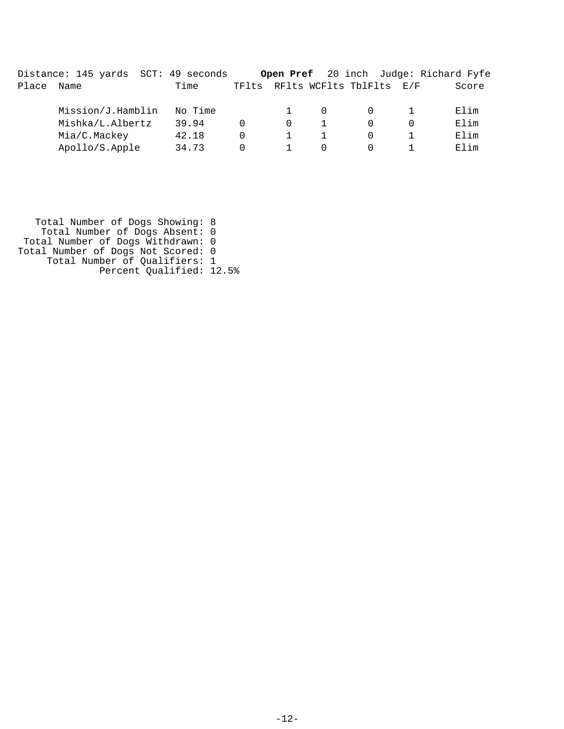Distance: 145 yards  SCT: 49 seconds  **Open Pref**  20 inch  Judge: Richard Fyfe

| Place | Name | Time | TFlts | RFlts | WCFlts | TblFlts | E/F | Score |
|---|---|---|---|---|---|---|---|---|
| | Mission/J.Hamblin | No Time | | 1 | 0 | 0 | 1 | Elim |
| | Mishka/L.Albertz | 39.94 | 0 | 0 | 1 | 0 | 0 | Elim |
| | Mia/C.Mackey | 42.18 | 0 | 1 | 1 | 0 | 1 | Elim |
| | Apollo/S.Apple | 34.73 | 0 | 1 | 0 | 0 | 1 | Elim |

Total Number of Dogs Showing: 8
Total Number of Dogs Absent: 0
Total Number of Dogs Withdrawn: 0
Total Number of Dogs Not Scored: 0
Total Number of Qualifiers: 1
Percent Qualified: 12.5%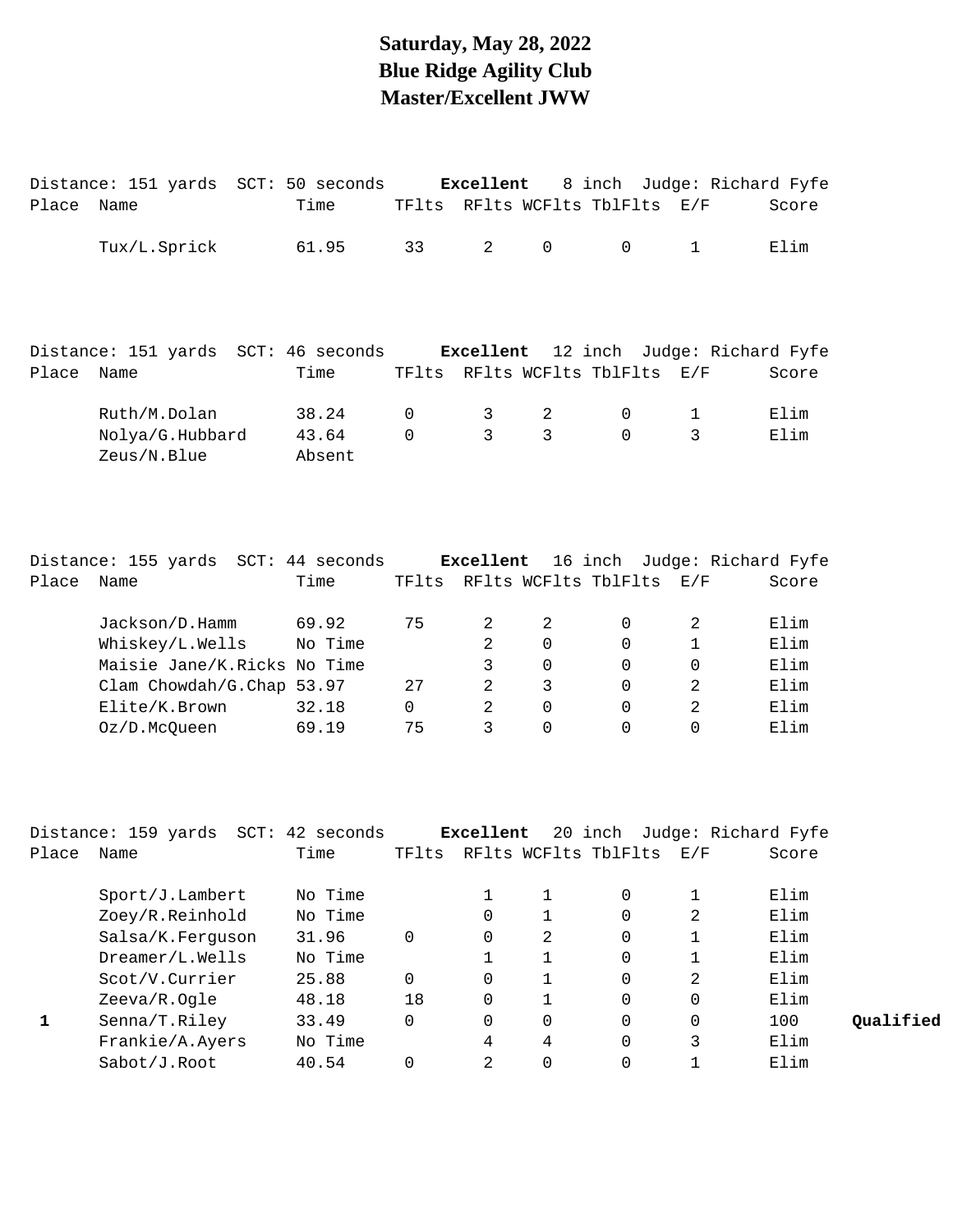# Saturday, May 28, 2022
# Blue Ridge Agility Club
# Master/Excellent JWW

Distance: 151 yards SCT: 50 seconds **Excellent** 8 inch Judge: Richard Fyfe

| Place | Name | Time | TFlts | RFlts | WCFlts | TblFlts | E/F | Score | |
|---|---|---|---|---|---|---|---|---|---|
| | Tux/L.Sprick | 61.95 | 33 | 2 | 0 | 0 | 1 | Elim | |

Distance: 151 yards SCT: 46 seconds **Excellent** 12 inch Judge: Richard Fyfe

| Place | Name | Time | TFlts | RFlts | WCFlts | TblFlts | E/F | Score | |
|---|---|---|---|---|---|---|---|---|---|
| | Ruth/M.Dolan | 38.24 | 0 | 3 | 2 | 0 | 1 | Elim | |
| | Nolya/G.Hubbard | 43.64 | 0 | 3 | 3 | 0 | 3 | Elim | |
| | Zeus/N.Blue | Absent | | | | | | | |

Distance: 155 yards SCT: 44 seconds **Excellent** 16 inch Judge: Richard Fyfe

| Place | Name | Time | TFlts | RFlts | WCFlts | TblFlts | E/F | Score | |
|---|---|---|---|---|---|---|---|---|---|
| | Jackson/D.Hamm | 69.92 | 75 | 2 | 2 | 0 | 2 | Elim | |
| | Whiskey/L.Wells | No Time | | 2 | 0 | 0 | 1 | Elim | |
| | Maisie Jane/K.Ricks | No Time | | 3 | 0 | 0 | 0 | Elim | |
| | Clam Chowdah/G.Chap | 53.97 | 27 | 2 | 3 | 0 | 2 | Elim | |
| | Elite/K.Brown | 32.18 | 0 | 2 | 0 | 0 | 2 | Elim | |
| | Oz/D.McQueen | 69.19 | 75 | 3 | 0 | 0 | 0 | Elim | |

Distance: 159 yards SCT: 42 seconds **Excellent** 20 inch Judge: Richard Fyfe

| Place | Name | Time | TFlts | RFlts | WCFlts | TblFlts | E/F | Score | |
|---|---|---|---|---|---|---|---|---|---|
| | Sport/J.Lambert | No Time | | 1 | 1 | 0 | 1 | Elim | |
| | Zoey/R.Reinhold | No Time | | 0 | 1 | 0 | 2 | Elim | |
| | Salsa/K.Ferguson | 31.96 | 0 | 0 | 2 | 0 | 1 | Elim | |
| | Dreamer/L.Wells | No Time | | 1 | 1 | 0 | 1 | Elim | |
| | Scot/V.Currier | 25.88 | 0 | 0 | 1 | 0 | 2 | Elim | |
| | Zeeva/R.Ogle | 48.18 | 18 | 0 | 1 | 0 | 0 | Elim | |
| 1 | Senna/T.Riley | 33.49 | 0 | 0 | 0 | 0 | 0 | 100 | **Qualified** |
| | Frankie/A.Ayers | No Time | | 4 | 4 | 0 | 3 | Elim | |
| | Sabot/J.Root | 40.54 | 0 | 2 | 0 | 0 | 1 | Elim | |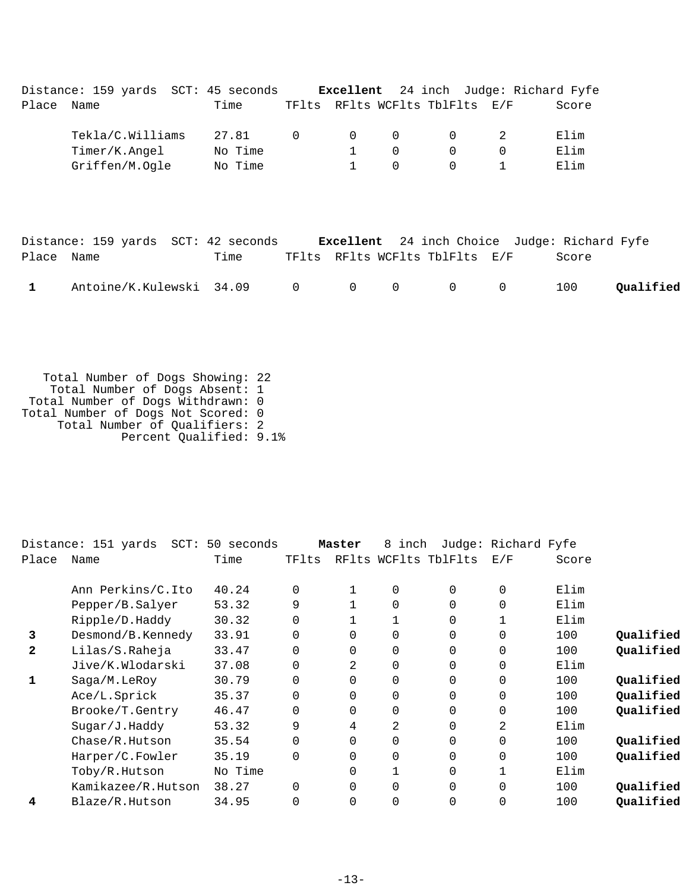Distance: 159 yards  SCT: 45 seconds  **Excellent**  24 inch  Judge: Richard Fyfe

| Place | Name | Time | TFlts | RFlts | WCFlts | TblFlts | E/F | Score | |
|---|---|---|---|---|---|---|---|---|---|
| | Tekla/C.Williams | 27.81 | 0 | 0 | 0 | 0 | 2 | Elim | |
| | Timer/K.Angel | No Time | | 1 | 0 | 0 | 0 | Elim | |
| | Griffen/M.Ogle | No Time | | 1 | 0 | 0 | 1 | Elim | |

Distance: 159 yards  SCT: 42 seconds  **Excellent**  24 inch Choice  Judge: Richard Fyfe

| Place | Name | Time | TFlts | RFlts | WCFlts | TblFlts | E/F | Score | |
|---|---|---|---|---|---|---|---|---|---|
| **1** | Antoine/K.Kulewski | 34.09 | 0 | 0 | 0 | 0 | 0 | 100 | **Qualified** |

Total Number of Dogs Showing: 22
Total Number of Dogs Absent: 1
Total Number of Dogs Withdrawn: 0
Total Number of Dogs Not Scored: 0
Total Number of Qualifiers: 2
Percent Qualified: 9.1%

Distance: 151 yards  SCT: 50 seconds  **Master**  8 inch  Judge: Richard Fyfe

| Place | Name | Time | TFlts | RFlts | WCFlts | TblFlts | E/F | Score | |
|---|---|---|---|---|---|---|---|---|---|
| | Ann Perkins/C.Ito | 40.24 | 0 | 1 | 0 | 0 | 0 | Elim | |
| | Pepper/B.Salyer | 53.32 | 9 | 1 | 0 | 0 | 0 | Elim | |
| | Ripple/D.Haddy | 30.32 | 0 | 1 | 1 | 0 | 1 | Elim | |
| **3** | Desmond/B.Kennedy | 33.91 | 0 | 0 | 0 | 0 | 0 | 100 | **Qualified** |
| **2** | Lilas/S.Raheja | 33.47 | 0 | 0 | 0 | 0 | 0 | 100 | **Qualified** |
| | Jive/K.Wlodarski | 37.08 | 0 | 2 | 0 | 0 | 0 | Elim | |
| **1** | Saga/M.LeRoy | 30.79 | 0 | 0 | 0 | 0 | 0 | 100 | **Qualified** |
| | Ace/L.Sprick | 35.37 | 0 | 0 | 0 | 0 | 0 | 100 | **Qualified** |
| | Brooke/T.Gentry | 46.47 | 0 | 0 | 0 | 0 | 0 | 100 | **Qualified** |
| | Sugar/J.Haddy | 53.32 | 9 | 4 | 2 | 0 | 2 | Elim | |
| | Chase/R.Hutson | 35.54 | 0 | 0 | 0 | 0 | 0 | 100 | **Qualified** |
| | Harper/C.Fowler | 35.19 | 0 | 0 | 0 | 0 | 0 | 100 | **Qualified** |
| | Toby/R.Hutson | No Time | | 0 | 1 | 0 | 1 | Elim | |
| | Kamikazee/R.Hutson | 38.27 | 0 | 0 | 0 | 0 | 0 | 100 | **Qualified** |
| **4** | Blaze/R.Hutson | 34.95 | 0 | 0 | 0 | 0 | 0 | 100 | **Qualified** |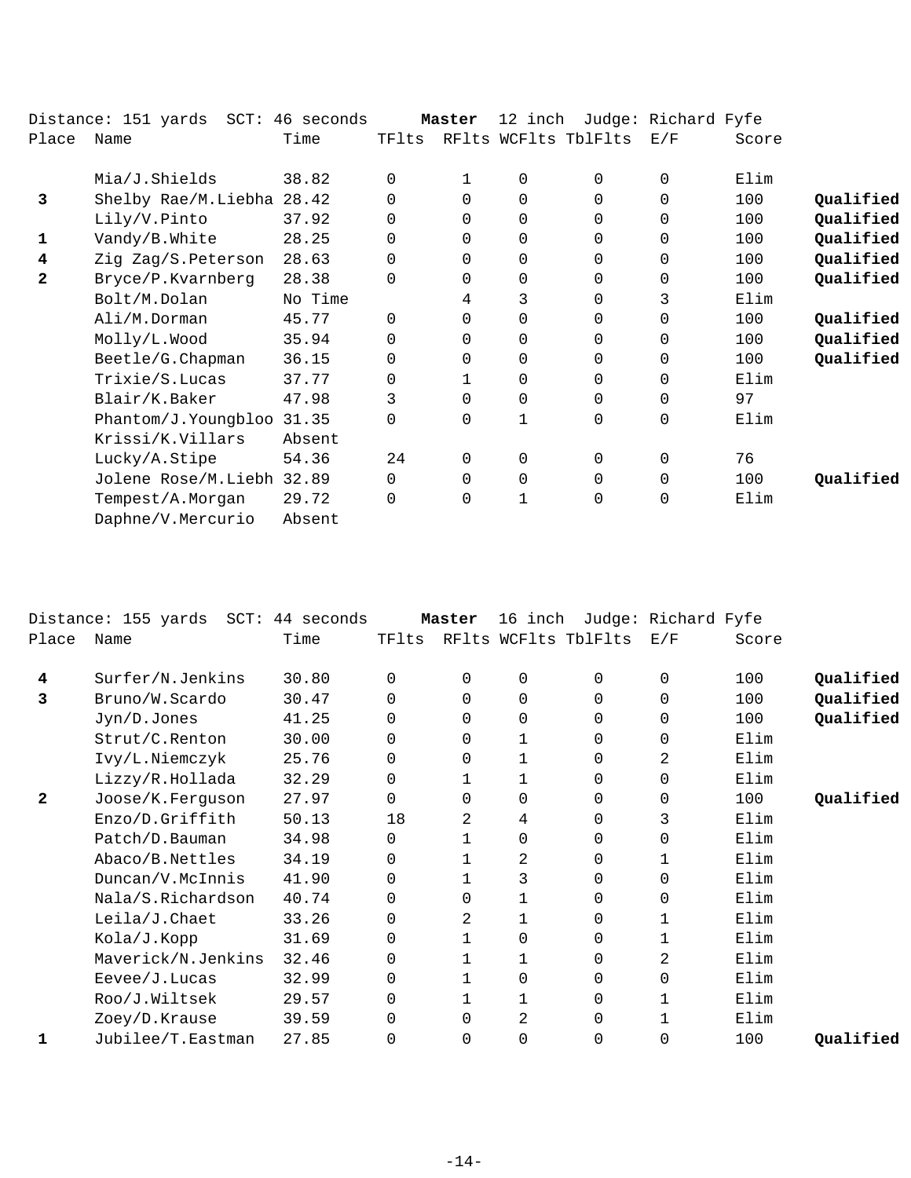Distance: 151 yards SCT: 46 seconds **Master** 12 inch Judge: Richard Fyfe

| Place | Name | Time | TFlts | RFlts | WCFlts | TblFlts | E/F | Score | |
|---|---|---|---|---|---|---|---|---|---|
| | Mia/J.Shields | 38.82 | 0 | 1 | 0 | 0 | 0 | Elim | |
| **3** | Shelby Rae/M.Liebha | 28.42 | 0 | 0 | 0 | 0 | 0 | 100 | **Qualified** |
| | Lily/V.Pinto | 37.92 | 0 | 0 | 0 | 0 | 0 | 100 | **Qualified** |
| **1** | Vandy/B.White | 28.25 | 0 | 0 | 0 | 0 | 0 | 100 | **Qualified** |
| **4** | Zig Zag/S.Peterson | 28.63 | 0 | 0 | 0 | 0 | 0 | 100 | **Qualified** |
| **2** | Bryce/P.Kvarnberg | 28.38 | 0 | 0 | 0 | 0 | 0 | 100 | **Qualified** |
| | Bolt/M.Dolan | No Time | | 4 | 3 | 0 | 3 | Elim | |
| | Ali/M.Dorman | 45.77 | 0 | 0 | 0 | 0 | 0 | 100 | **Qualified** |
| | Molly/L.Wood | 35.94 | 0 | 0 | 0 | 0 | 0 | 100 | **Qualified** |
| | Beetle/G.Chapman | 36.15 | 0 | 0 | 0 | 0 | 0 | 100 | **Qualified** |
| | Trixie/S.Lucas | 37.77 | 0 | 1 | 0 | 0 | 0 | Elim | |
| | Blair/K.Baker | 47.98 | 3 | 0 | 0 | 0 | 0 | 97 | |
| | Phantom/J.Youngbloo | 31.35 | 0 | 0 | 1 | 0 | 0 | Elim | |
| | Krissi/K.Villars | Absent | | | | | | | |
| | Lucky/A.Stipe | 54.36 | 24 | 0 | 0 | 0 | 0 | 76 | |
| | Jolene Rose/M.Liebh | 32.89 | 0 | 0 | 0 | 0 | 0 | 100 | **Qualified** |
| | Tempest/A.Morgan | 29.72 | 0 | 0 | 1 | 0 | 0 | Elim | |
| | Daphne/V.Mercurio | Absent | | | | | | | |

Distance: 155 yards SCT: 44 seconds **Master** 16 inch Judge: Richard Fyfe

| Place | Name | Time | TFlts | RFlts | WCFlts | TblFlts | E/F | Score | |
|---|---|---|---|---|---|---|---|---|---|
| **4** | Surfer/N.Jenkins | 30.80 | 0 | 0 | 0 | 0 | 0 | 100 | **Qualified** |
| **3** | Bruno/W.Scardo | 30.47 | 0 | 0 | 0 | 0 | 0 | 100 | **Qualified** |
| | Jyn/D.Jones | 41.25 | 0 | 0 | 0 | 0 | 0 | 100 | **Qualified** |
| | Strut/C.Renton | 30.00 | 0 | 0 | 1 | 0 | 0 | Elim | |
| | Ivy/L.Niemczyk | 25.76 | 0 | 0 | 1 | 0 | 2 | Elim | |
| | Lizzy/R.Hollada | 32.29 | 0 | 1 | 1 | 0 | 0 | Elim | |
| **2** | Joose/K.Ferguson | 27.97 | 0 | 0 | 0 | 0 | 0 | 100 | **Qualified** |
| | Enzo/D.Griffith | 50.13 | 18 | 2 | 4 | 0 | 3 | Elim | |
| | Patch/D.Bauman | 34.98 | 0 | 1 | 0 | 0 | 0 | Elim | |
| | Abaco/B.Nettles | 34.19 | 0 | 1 | 2 | 0 | 1 | Elim | |
| | Duncan/V.McInnis | 41.90 | 0 | 1 | 3 | 0 | 0 | Elim | |
| | Nala/S.Richardson | 40.74 | 0 | 0 | 1 | 0 | 0 | Elim | |
| | Leila/J.Chaet | 33.26 | 0 | 2 | 1 | 0 | 1 | Elim | |
| | Kola/J.Kopp | 31.69 | 0 | 1 | 0 | 0 | 1 | Elim | |
| | Maverick/N.Jenkins | 32.46 | 0 | 1 | 1 | 0 | 2 | Elim | |
| | Eevee/J.Lucas | 32.99 | 0 | 1 | 0 | 0 | 0 | Elim | |
| | Roo/J.Wiltsek | 29.57 | 0 | 1 | 1 | 0 | 1 | Elim | |
| | Zoey/D.Krause | 39.59 | 0 | 0 | 2 | 0 | 1 | Elim | |
| **1** | Jubilee/T.Eastman | 27.85 | 0 | 0 | 0 | 0 | 0 | 100 | **Qualified** |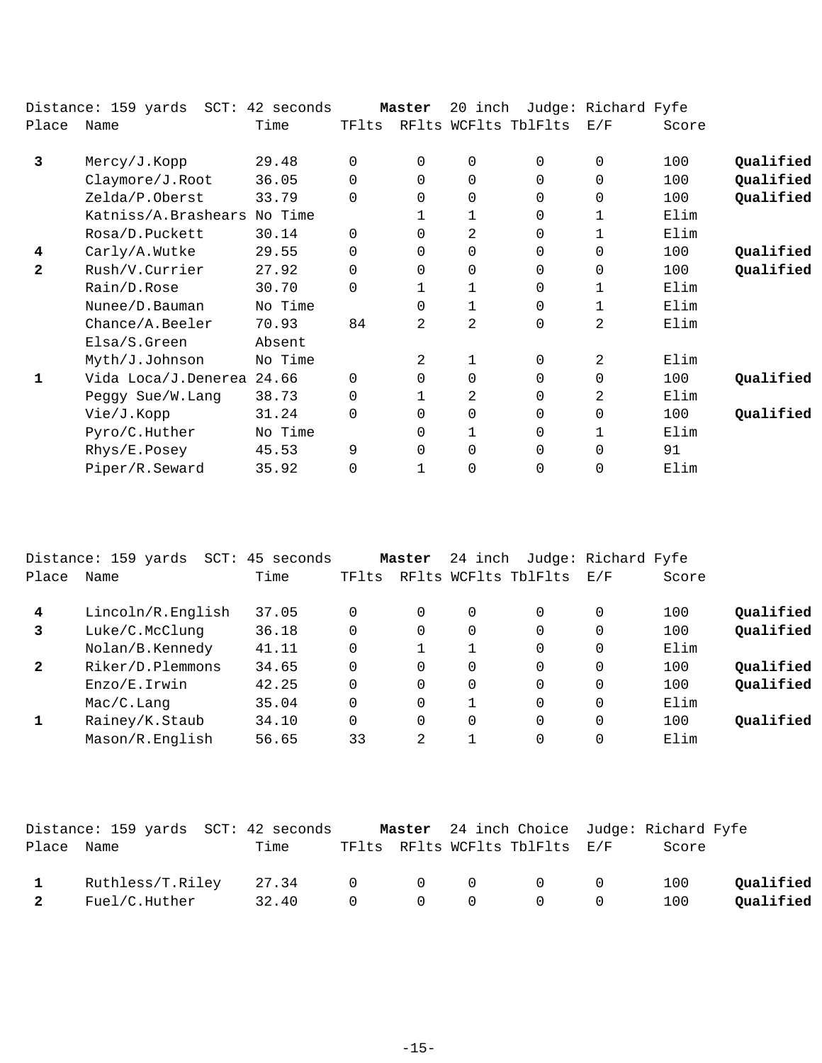Distance: 159 yards SCT: 42 seconds **Master** 20 inch Judge: Richard Fyfe

| Place | Name | Time | TFlts | RFlts | WCFlts | TblFlts | E/F | Score | |
|---|---|---|---|---|---|---|---|---|---|
| **3** | Mercy/J.Kopp | 29.48 | 0 | 0 | 0 | 0 | 0 | 100 | **Qualified** |
| | Claymore/J.Root | 36.05 | 0 | 0 | 0 | 0 | 0 | 100 | **Qualified** |
| | Zelda/P.Oberst | 33.79 | 0 | 0 | 0 | 0 | 0 | 100 | **Qualified** |
| | Katniss/A.Brashears | No Time | | 1 | 1 | 0 | 1 | Elim | |
| | Rosa/D.Puckett | 30.14 | 0 | 0 | 2 | 0 | 1 | Elim | |
| **4** | Carly/A.Wutke | 29.55 | 0 | 0 | 0 | 0 | 0 | 100 | **Qualified** |
| **2** | Rush/V.Currier | 27.92 | 0 | 0 | 0 | 0 | 0 | 100 | **Qualified** |
| | Rain/D.Rose | 30.70 | 0 | 1 | 1 | 0 | 1 | Elim | |
| | Nunee/D.Bauman | No Time | | 0 | 1 | 0 | 1 | Elim | |
| | Chance/A.Beeler | 70.93 | 84 | 2 | 2 | 0 | 2 | Elim | |
| | Elsa/S.Green | Absent | | | | | | | |
| | Myth/J.Johnson | No Time | | 2 | 1 | 0 | 2 | Elim | |
| **1** | Vida Loca/J.Denerea | 24.66 | 0 | 0 | 0 | 0 | 0 | 100 | **Qualified** |
| | Peggy Sue/W.Lang | 38.73 | 0 | 1 | 2 | 0 | 2 | Elim | |
| | Vie/J.Kopp | 31.24 | 0 | 0 | 0 | 0 | 0 | 100 | **Qualified** |
| | Pyro/C.Huther | No Time | | 0 | 1 | 0 | 1 | Elim | |
| | Rhys/E.Posey | 45.53 | 9 | 0 | 0 | 0 | 0 | 91 | |
| | Piper/R.Seward | 35.92 | 0 | 1 | 0 | 0 | 0 | Elim | |

Distance: 159 yards SCT: 45 seconds **Master** 24 inch Judge: Richard Fyfe

| Place | Name | Time | TFlts | RFlts | WCFlts | TblFlts | E/F | Score | |
|---|---|---|---|---|---|---|---|---|---|
| **4** | Lincoln/R.English | 37.05 | 0 | 0 | 0 | 0 | 0 | 100 | **Qualified** |
| **3** | Luke/C.McClung | 36.18 | 0 | 0 | 0 | 0 | 0 | 100 | **Qualified** |
| | Nolan/B.Kennedy | 41.11 | 0 | 1 | 1 | 0 | 0 | Elim | |
| **2** | Riker/D.Plemmons | 34.65 | 0 | 0 | 0 | 0 | 0 | 100 | **Qualified** |
| | Enzo/E.Irwin | 42.25 | 0 | 0 | 0 | 0 | 0 | 100 | **Qualified** |
| | Mac/C.Lang | 35.04 | 0 | 0 | 1 | 0 | 0 | Elim | |
| **1** | Rainey/K.Staub | 34.10 | 0 | 0 | 0 | 0 | 0 | 100 | **Qualified** |
| | Mason/R.English | 56.65 | 33 | 2 | 1 | 0 | 0 | Elim | |

Distance: 159 yards SCT: 42 seconds **Master** 24 inch Choice Judge: Richard Fyfe

| Place | Name | Time | TFlts | RFlts | WCFlts | TblFlts | E/F | Score | |
|---|---|---|---|---|---|---|---|---|---|
| **1** | Ruthless/T.Riley | 27.34 | 0 | 0 | 0 | 0 | 0 | 100 | **Qualified** |
| **2** | Fuel/C.Huther | 32.40 | 0 | 0 | 0 | 0 | 0 | 100 | **Qualified** |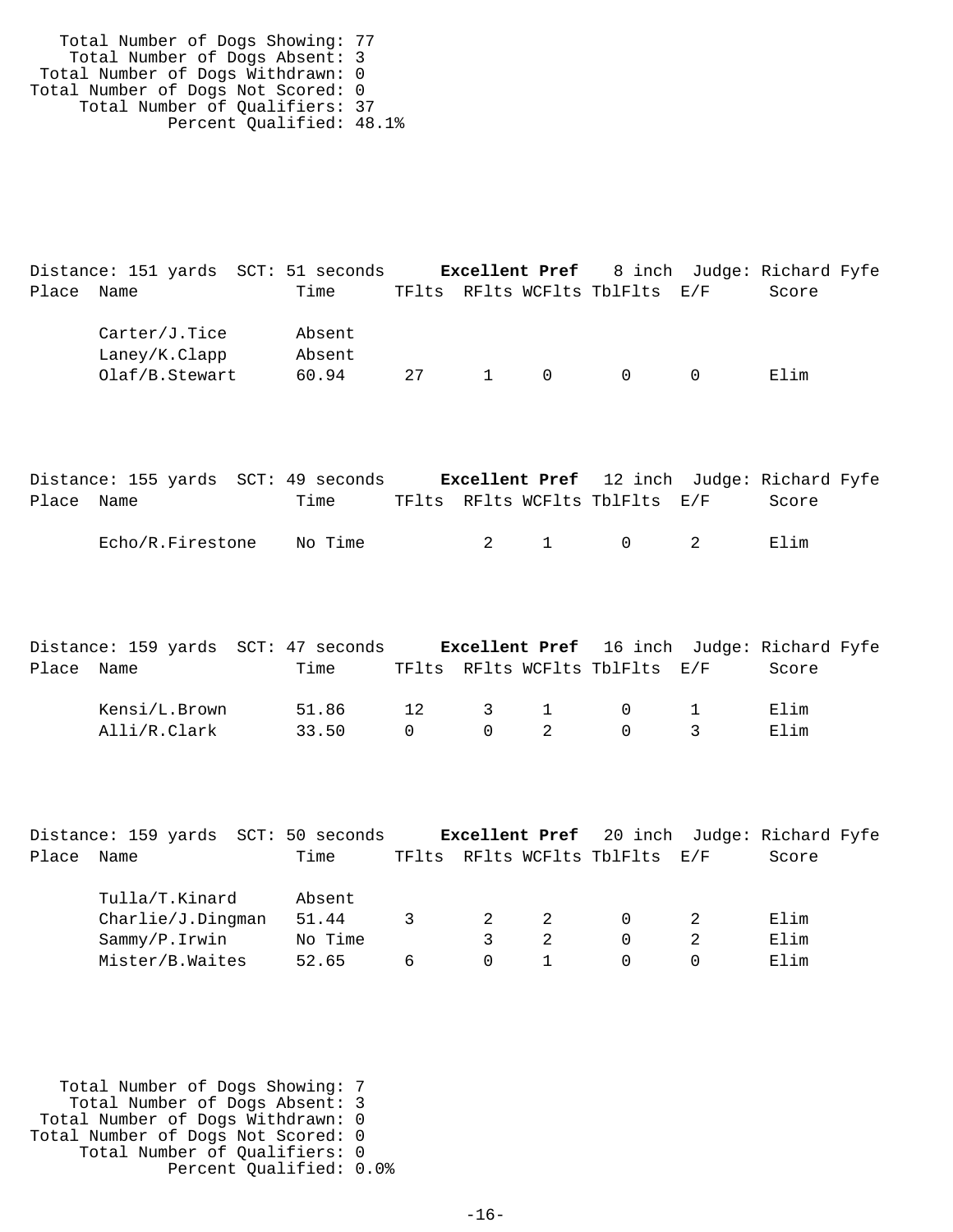Total Number of Dogs Showing: 77
Total Number of Dogs Absent: 3
Total Number of Dogs Withdrawn: 0
Total Number of Dogs Not Scored: 0
Total Number of Qualifiers: 37
Percent Qualified: 48.1%

Distance: 151 yards SCT: 51 seconds **Excellent Pref** 8 inch Judge: Richard Fyfe

| Place | Name | Time | TFlts | RFlts | WCFlts | TblFlts | E/F | Score |
|---|---|---|---|---|---|---|---|---|
| | Carter/J.Tice | Absent | | | | | | |
| | Laney/K.Clapp | Absent | | | | | | |
| | Olaf/B.Stewart | 60.94 | 27 | 1 | 0 | 0 | 0 | Elim |

Distance: 155 yards SCT: 49 seconds **Excellent Pref** 12 inch Judge: Richard Fyfe

| Place | Name | Time | TFlts | RFlts | WCFlts | TblFlts | E/F | Score |
|---|---|---|---|---|---|---|---|---|
| | Echo/R.Firestone | No Time | | 2 | 1 | 0 | 2 | Elim |

Distance: 159 yards SCT: 47 seconds **Excellent Pref** 16 inch Judge: Richard Fyfe

| Place | Name | Time | TFlts | RFlts | WCFlts | TblFlts | E/F | Score |
|---|---|---|---|---|---|---|---|---|
| | Kensi/L.Brown | 51.86 | 12 | 3 | 1 | 0 | 1 | Elim |
| | Alli/R.Clark | 33.50 | 0 | 0 | 2 | 0 | 3 | Elim |

Distance: 159 yards SCT: 50 seconds **Excellent Pref** 20 inch Judge: Richard Fyfe

| Place | Name | Time | TFlts | RFlts | WCFlts | TblFlts | E/F | Score |
|---|---|---|---|---|---|---|---|---|
| | Tulla/T.Kinard | Absent | | | | | | |
| | Charlie/J.Dingman | 51.44 | 3 | 2 | 2 | 0 | 2 | Elim |
| | Sammy/P.Irwin | No Time | | 3 | 2 | 0 | 2 | Elim |
| | Mister/B.Waites | 52.65 | 6 | 0 | 1 | 0 | 0 | Elim |

Total Number of Dogs Showing: 7
Total Number of Dogs Absent: 3
Total Number of Dogs Withdrawn: 0
Total Number of Dogs Not Scored: 0
Total Number of Qualifiers: 0
Percent Qualified: 0.0%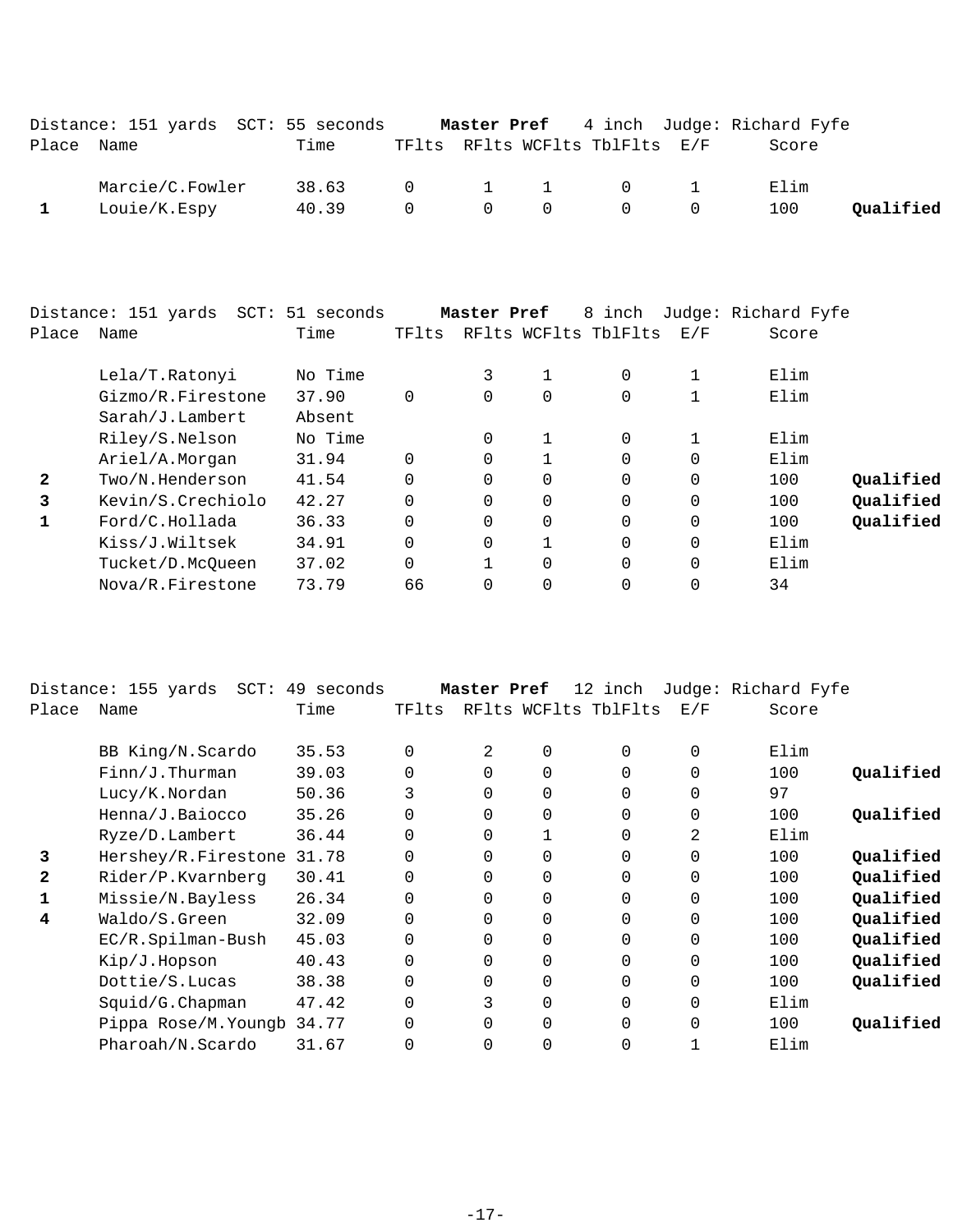Distance: 151 yards SCT: 55 seconds **Master Pref** 4 inch Judge: Richard Fyfe

| Place | Name | Time | TFlts | RFlts | WCFlts | TblFlts | E/F | Score | |
|---|---|---|---|---|---|---|---|---|---|
| | Marcie/C.Fowler | 38.63 | 0 | 1 | 1 | 0 | 1 | Elim | |
| 1 | Louie/K.Espy | 40.39 | 0 | 0 | 0 | 0 | 0 | 100 | **Qualified** |

Distance: 151 yards SCT: 51 seconds **Master Pref** 8 inch Judge: Richard Fyfe

| Place | Name | Time | TFlts | RFlts | WCFlts | TblFlts | E/F | Score | |
|---|---|---|---|---|---|---|---|---|---|
| | Lela/T.Ratonyi | No Time | | 3 | 1 | 0 | 1 | Elim | |
| | Gizmo/R.Firestone | 37.90 | 0 | 0 | 0 | 0 | 1 | Elim | |
| | Sarah/J.Lambert | Absent | | | | | | | |
| | Riley/S.Nelson | No Time | | 0 | 1 | 0 | 1 | Elim | |
| | Ariel/A.Morgan | 31.94 | 0 | 0 | 1 | 0 | 0 | Elim | |
| 2 | Two/N.Henderson | 41.54 | 0 | 0 | 0 | 0 | 0 | 100 | **Qualified** |
| 3 | Kevin/S.Crechiolo | 42.27 | 0 | 0 | 0 | 0 | 0 | 100 | **Qualified** |
| 1 | Ford/C.Hollada | 36.33 | 0 | 0 | 0 | 0 | 0 | 100 | **Qualified** |
| | Kiss/J.Wiltsek | 34.91 | 0 | 0 | 1 | 0 | 0 | Elim | |
| | Tucket/D.McQueen | 37.02 | 0 | 1 | 0 | 0 | 0 | Elim | |
| | Nova/R.Firestone | 73.79 | 66 | 0 | 0 | 0 | 0 | 34 | |

Distance: 155 yards SCT: 49 seconds **Master Pref** 12 inch Judge: Richard Fyfe

| Place | Name | Time | TFlts | RFlts | WCFlts | TblFlts | E/F | Score | |
|---|---|---|---|---|---|---|---|---|---|
| | BB King/N.Scardo | 35.53 | 0 | 2 | 0 | 0 | 0 | Elim | |
| | Finn/J.Thurman | 39.03 | 0 | 0 | 0 | 0 | 0 | 100 | **Qualified** |
| | Lucy/K.Nordan | 50.36 | 3 | 0 | 0 | 0 | 0 | 97 | |
| | Henna/J.Baiocco | 35.26 | 0 | 0 | 0 | 0 | 0 | 100 | **Qualified** |
| | Ryze/D.Lambert | 36.44 | 0 | 0 | 1 | 0 | 2 | Elim | |
| 3 | Hershey/R.Firestone | 31.78 | 0 | 0 | 0 | 0 | 0 | 100 | **Qualified** |
| 2 | Rider/P.Kvarnberg | 30.41 | 0 | 0 | 0 | 0 | 0 | 100 | **Qualified** |
| 1 | Missie/N.Bayless | 26.34 | 0 | 0 | 0 | 0 | 0 | 100 | **Qualified** |
| 4 | Waldo/S.Green | 32.09 | 0 | 0 | 0 | 0 | 0 | 100 | **Qualified** |
| | EC/R.Spilman-Bush | 45.03 | 0 | 0 | 0 | 0 | 0 | 100 | **Qualified** |
| | Kip/J.Hopson | 40.43 | 0 | 0 | 0 | 0 | 0 | 100 | **Qualified** |
| | Dottie/S.Lucas | 38.38 | 0 | 0 | 0 | 0 | 0 | 100 | **Qualified** |
| | Squid/G.Chapman | 47.42 | 0 | 3 | 0 | 0 | 0 | Elim | |
| | Pippa Rose/M.Youngb | 34.77 | 0 | 0 | 0 | 0 | 0 | 100 | **Qualified** |
| | Pharoah/N.Scardo | 31.67 | 0 | 0 | 0 | 0 | 1 | Elim | |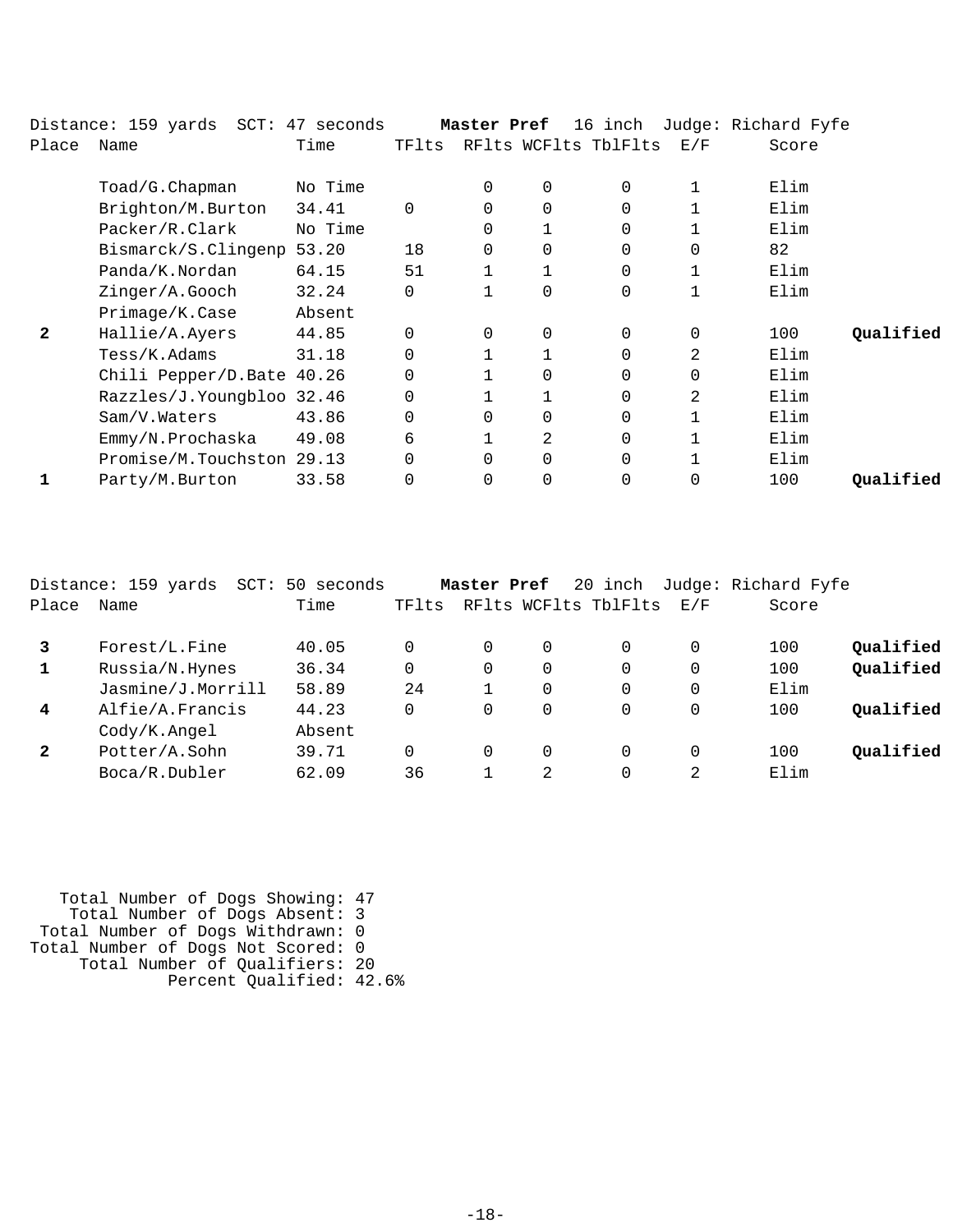Distance: 159 yards SCT: 47 seconds **Master Pref** 16 inch Judge: Richard Fyfe

| Place | Name | Time | TFlts | RFlts | WCFlts | TblFlts | E/F | Score | |
|---|---|---|---|---|---|---|---|---|---|
| | Toad/G.Chapman | No Time | | 0 | 0 | 0 | 1 | Elim | |
| | Brighton/M.Burton | 34.41 | 0 | 0 | 0 | 0 | 1 | Elim | |
| | Packer/R.Clark | No Time | | 0 | 1 | 0 | 1 | Elim | |
| | Bismarck/S.Clingenp | 53.20 | 18 | 0 | 0 | 0 | 0 | 82 | |
| | Panda/K.Nordan | 64.15 | 51 | 1 | 1 | 0 | 1 | Elim | |
| | Zinger/A.Gooch | 32.24 | 0 | 1 | 0 | 0 | 1 | Elim | |
| | Primage/K.Case | Absent | | | | | | | |
| **2** | Hallie/A.Ayers | 44.85 | 0 | 0 | 0 | 0 | 0 | 100 | **Qualified** |
| | Tess/K.Adams | 31.18 | 0 | 1 | 1 | 0 | 2 | Elim | |
| | Chili Pepper/D.Bate | 40.26 | 0 | 1 | 0 | 0 | 0 | Elim | |
| | Razzles/J.Youngbloo | 32.46 | 0 | 1 | 1 | 0 | 2 | Elim | |
| | Sam/V.Waters | 43.86 | 0 | 0 | 0 | 0 | 1 | Elim | |
| | Emmy/N.Prochaska | 49.08 | 6 | 1 | 2 | 0 | 1 | Elim | |
| | Promise/M.Touchston | 29.13 | 0 | 0 | 0 | 0 | 1 | Elim | |
| **1** | Party/M.Burton | 33.58 | 0 | 0 | 0 | 0 | 0 | 100 | **Qualified** |

Distance: 159 yards SCT: 50 seconds **Master Pref** 20 inch Judge: Richard Fyfe

| Place | Name | Time | TFlts | RFlts | WCFlts | TblFlts | E/F | Score | |
|---|---|---|---|---|---|---|---|---|---|
| **3** | Forest/L.Fine | 40.05 | 0 | 0 | 0 | 0 | 0 | 100 | **Qualified** |
| **1** | Russia/N.Hynes | 36.34 | 0 | 0 | 0 | 0 | 0 | 100 | **Qualified** |
| | Jasmine/J.Morrill | 58.89 | 24 | 1 | 0 | 0 | 0 | Elim | |
| **4** | Alfie/A.Francis | 44.23 | 0 | 0 | 0 | 0 | 0 | 100 | **Qualified** |
| | Cody/K.Angel | Absent | | | | | | | |
| **2** | Potter/A.Sohn | 39.71 | 0 | 0 | 0 | 0 | 0 | 100 | **Qualified** |
| | Boca/R.Dubler | 62.09 | 36 | 1 | 2 | 0 | 2 | Elim | |

Total Number of Dogs Showing: 47
Total Number of Dogs Absent: 3
Total Number of Dogs Withdrawn: 0
Total Number of Dogs Not Scored: 0
Total Number of Qualifiers: 20
Percent Qualified: 42.6%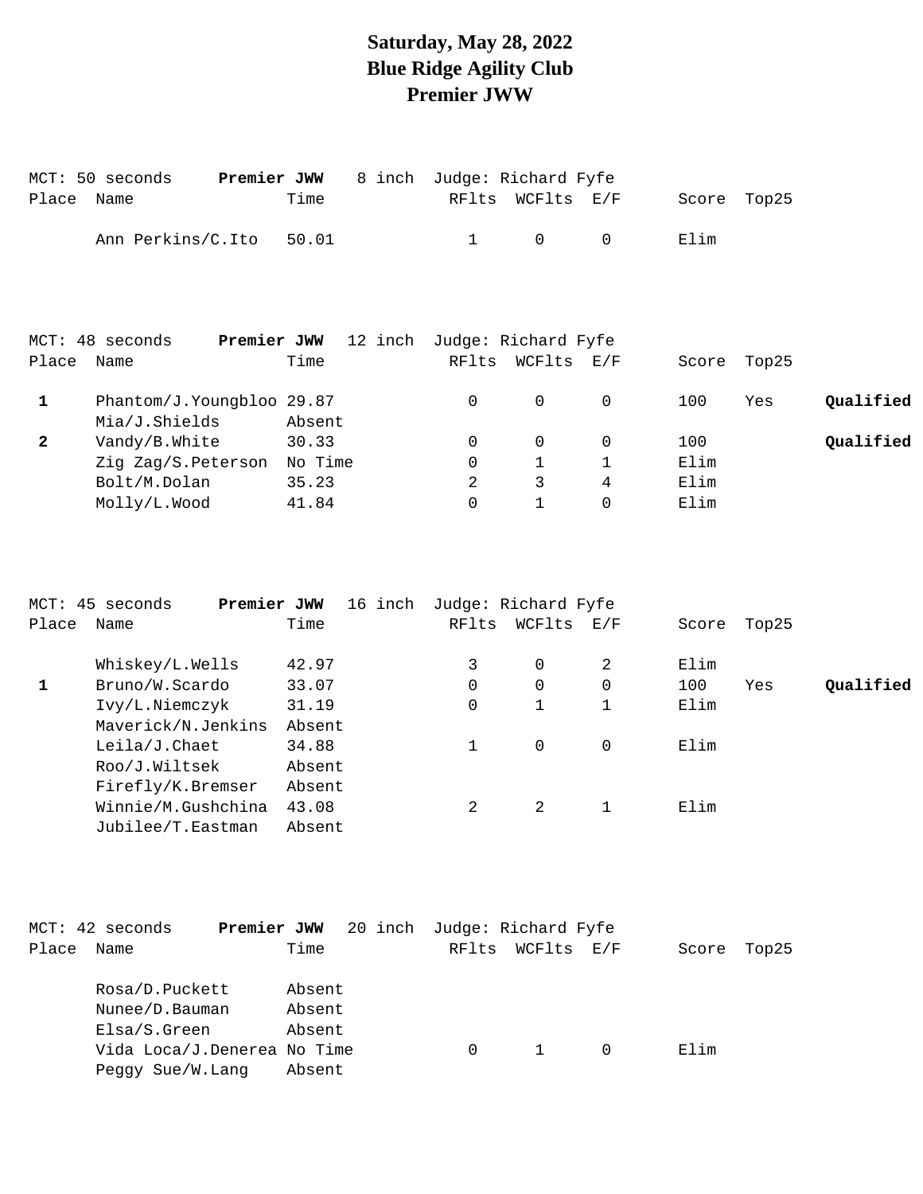# Saturday, May 28, 2022
# Blue Ridge Agility Club
# Premier JWW

MCT: 50 seconds **Premier JWW** 8 inch Judge: Richard Fyfe

| Place | Name | Time | RFlts | WCFlts | E/F | Score | Top25 | |
|---|---|---|---|---|---|---|---|---|
| | Ann Perkins/C.Ito | 50.01 | 1 | 0 | 0 | Elim | | |

MCT: 48 seconds **Premier JWW** 12 inch Judge: Richard Fyfe

| Place | Name | Time | RFlts | WCFlts | E/F | Score | Top25 | |
|---|---|---|---|---|---|---|---|---|
| **1** | Phantom/J.Youngbloo | 29.87 | 0 | 0 | 0 | 100 | Yes | **Qualified** |
| | Mia/J.Shields | Absent | | | | | | |
| **2** | Vandy/B.White | 30.33 | 0 | 0 | 0 | 100 | | **Qualified** |
| | Zig Zag/S.Peterson | No Time | 0 | 1 | 1 | Elim | | |
| | Bolt/M.Dolan | 35.23 | 2 | 3 | 4 | Elim | | |
| | Molly/L.Wood | 41.84 | 0 | 1 | 0 | Elim | | |

MCT: 45 seconds **Premier JWW** 16 inch Judge: Richard Fyfe

| Place | Name | Time | RFlts | WCFlts | E/F | Score | Top25 | |
|---|---|---|---|---|---|---|---|---|
| | Whiskey/L.Wells | 42.97 | 3 | 0 | 2 | Elim | | |
| **1** | Bruno/W.Scardo | 33.07 | 0 | 0 | 0 | 100 | Yes | **Qualified** |
| | Ivy/L.Niemczyk | 31.19 | 0 | 1 | 1 | Elim | | |
| | Maverick/N.Jenkins | Absent | | | | | | |
| | Leila/J.Chaet | 34.88 | 1 | 0 | 0 | Elim | | |
| | Roo/J.Wiltsek | Absent | | | | | | |
| | Firefly/K.Bremser | Absent | | | | | | |
| | Winnie/M.Gushchina | 43.08 | 2 | 2 | 1 | Elim | | |
| | Jubilee/T.Eastman | Absent | | | | | | |

MCT: 42 seconds **Premier JWW** 20 inch Judge: Richard Fyfe

| Place | Name | Time | RFlts | WCFlts | E/F | Score | Top25 |
|---|---|---|---|---|---|---|---|
| | Rosa/D.Puckett | Absent | | | | | |
| | Nunee/D.Bauman | Absent | | | | | |
| | Elsa/S.Green | Absent | | | | | |
| | Vida Loca/J.Denerea | No Time | 0 | 1 | 0 | Elim | |
| | Peggy Sue/W.Lang | Absent | | | | | |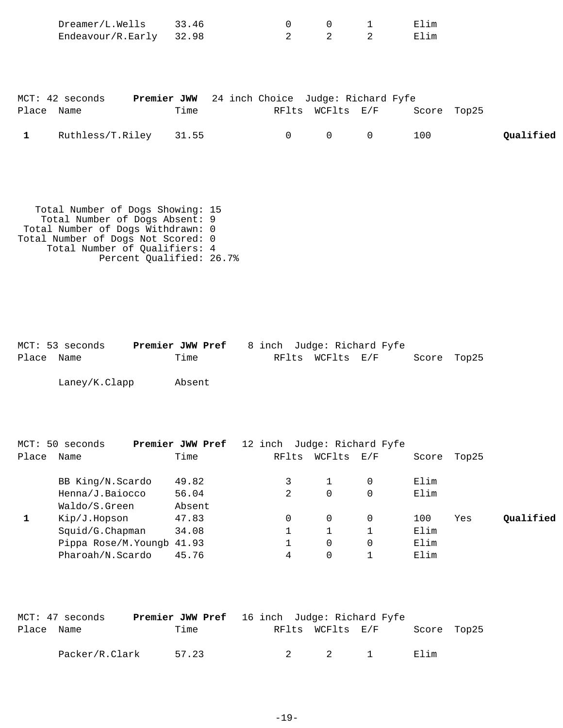| Place | Name | Time | RFlts | WCFlts | E/F | Score | Top25 | |
|---|---|---|---|---|---|---|---|---|
| | Dreamer/L.Wells | 33.46 | 0 | 0 | 1 | Elim | | |
| | Endeavour/R.Early | 32.98 | 2 | 2 | 2 | Elim | | |

MCT: 42 seconds **Premier JWW** 24 inch Choice Judge: Richard Fyfe

| Place | Name | Time | RFlts | WCFlts | E/F | Score | Top25 | |
|---|---|---|---|---|---|---|---|---|
| **1** | Ruthless/T.Riley | 31.55 | 0 | 0 | 0 | 100 | | **Qualified** |

Total Number of Dogs Showing: 15
Total Number of Dogs Absent: 9
Total Number of Dogs Withdrawn: 0
Total Number of Dogs Not Scored: 0
Total Number of Qualifiers: 4
Percent Qualified: 26.7%

MCT: 53 seconds **Premier JWW Pref** 8 inch Judge: Richard Fyfe

| Place | Name | Time | RFlts | WCFlts | E/F | Score | Top25 |
|---|---|---|---|---|---|---|---|
| | Laney/K.Clapp | Absent | | | | | |

MCT: 50 seconds **Premier JWW Pref** 12 inch Judge: Richard Fyfe

| Place | Name | Time | RFlts | WCFlts | E/F | Score | Top25 | |
|---|---|---|---|---|---|---|---|---|
| | BB King/N.Scardo | 49.82 | 3 | 1 | 0 | Elim | | |
| | Henna/J.Baiocco | 56.04 | 2 | 0 | 0 | Elim | | |
| | Waldo/S.Green | Absent | | | | | | |
| **1** | Kip/J.Hopson | 47.83 | 0 | 0 | 0 | 100 | Yes | **Qualified** |
| | Squid/G.Chapman | 34.08 | 1 | 1 | 1 | Elim | | |
| | Pippa Rose/M.Youngb | 41.93 | 1 | 0 | 0 | Elim | | |
| | Pharoah/N.Scardo | 45.76 | 4 | 0 | 1 | Elim | | |

MCT: 47 seconds **Premier JWW Pref** 16 inch Judge: Richard Fyfe

| Place | Name | Time | RFlts | WCFlts | E/F | Score | Top25 |
|---|---|---|---|---|---|---|---|
| | Packer/R.Clark | 57.23 | 2 | 2 | 1 | Elim | |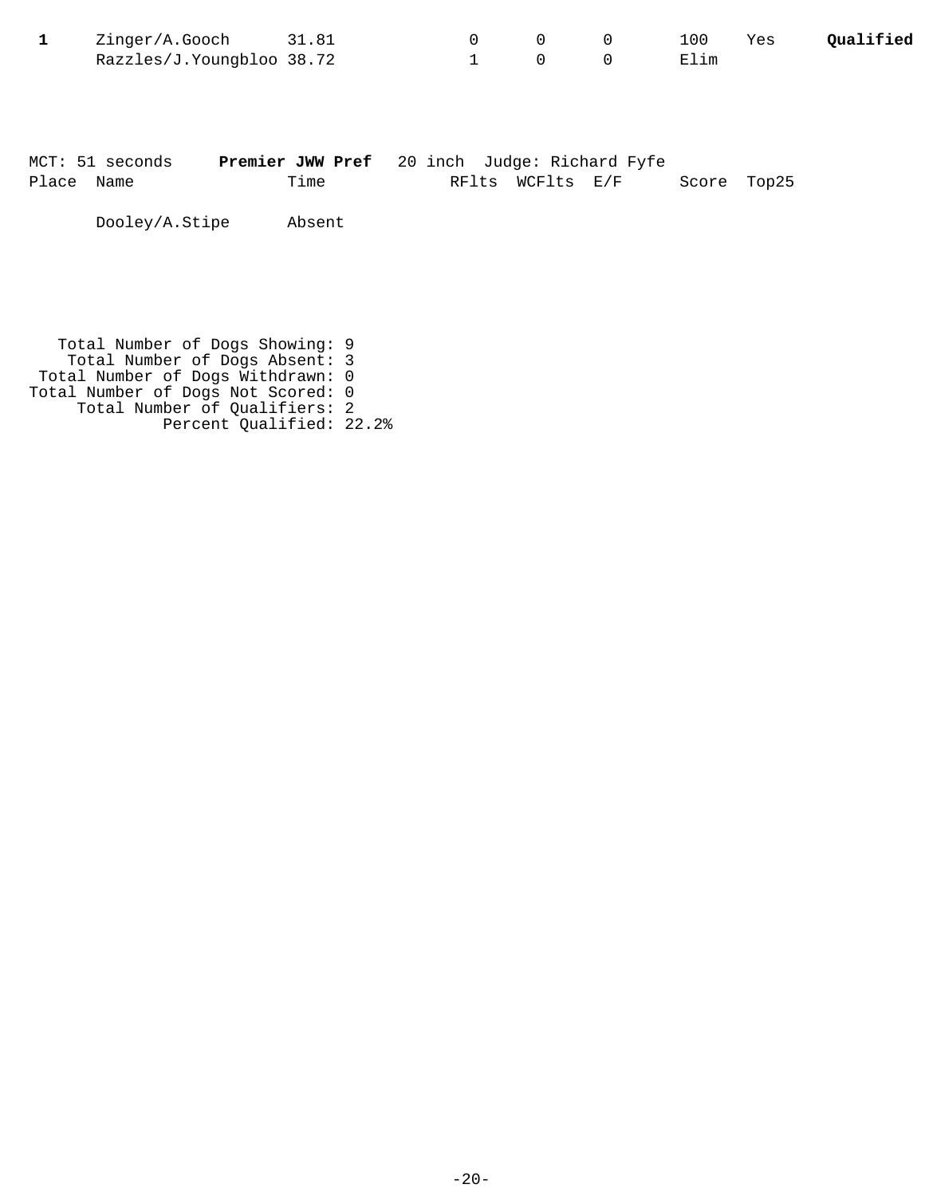| Place | Name | Time | RFlts | WCFlts | E/F | Score | Top25 | |
|---|---|---|---|---|---|---|---|---|
| **1** | Zinger/A.Gooch | 31.81 | 0 | 0 | 0 | 100 | Yes | **Qualified** |
| | Razzles/J.Youngbloo | 38.72 | 1 | 0 | 0 | Elim | | |

MCT: 51 seconds **Premier JWW Pref** 20 inch Judge: Richard Fyfe

| Place | Name | Time | RFlts | WCFlts | E/F | Score | Top25 |
|---|---|---|---|---|---|---|---|
| | Dooley/A.Stipe | Absent | | | | | |

Total Number of Dogs Showing: 9
Total Number of Dogs Absent: 3
Total Number of Dogs Withdrawn: 0
Total Number of Dogs Not Scored: 0
Total Number of Qualifiers: 2
Percent Qualified: 22.2%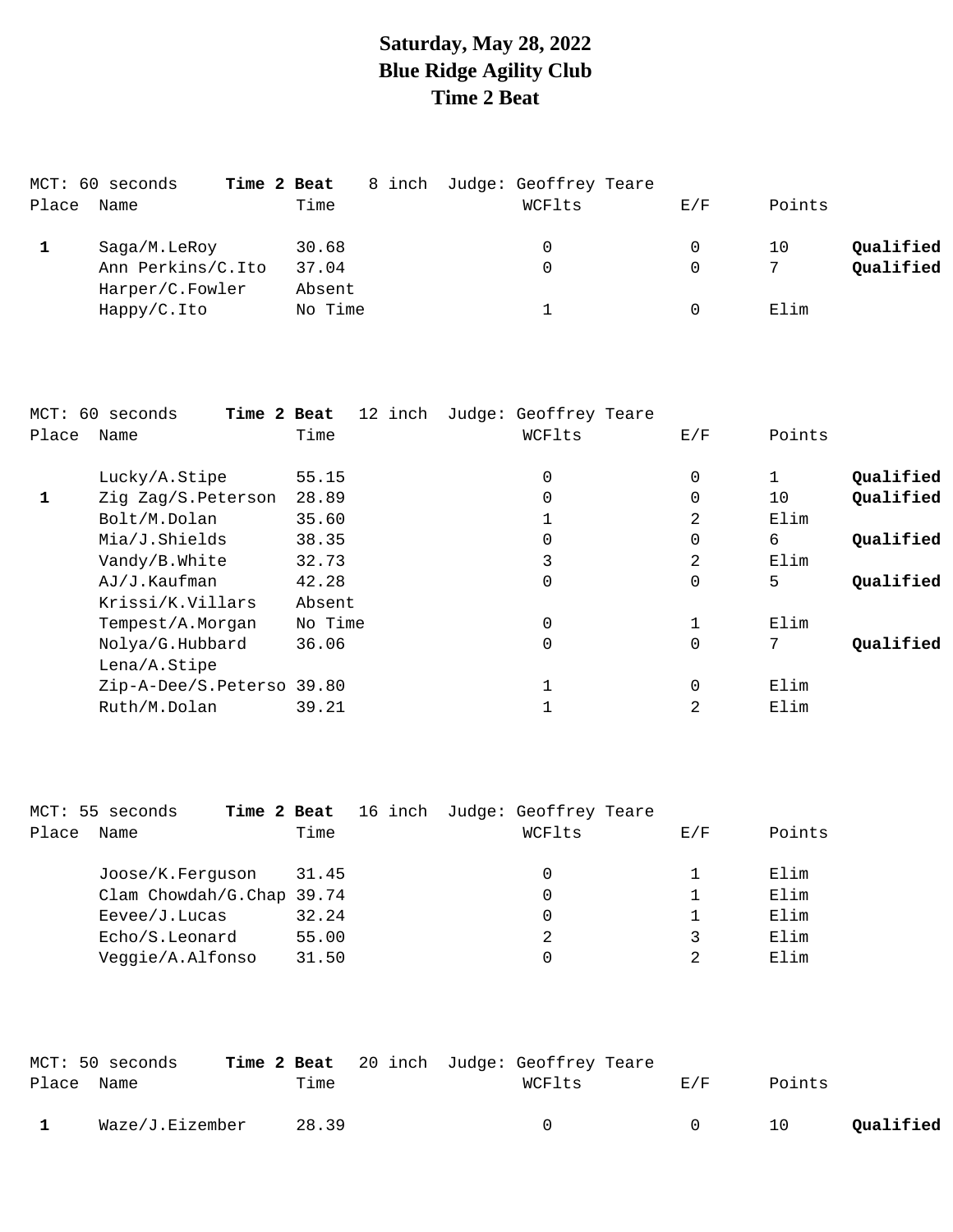# Saturday, May 28, 2022
# Blue Ridge Agility Club
# Time 2 Beat

MCT: 60 seconds **Time 2 Beat** 8 inch Judge: Geoffrey Teare

| Place | Name | Time | WCFlts | E/F | Points | |
|---|---|---|---|---|---|---|
| **1** | Saga/M.LeRoy | 30.68 | 0 | 0 | 10 | **Qualified** |
| | Ann Perkins/C.Ito | 37.04 | 0 | 0 | 7 | **Qualified** |
| | Harper/C.Fowler | Absent | | | | |
| | Happy/C.Ito | No Time | 1 | 0 | Elim | |

MCT: 60 seconds **Time 2 Beat** 12 inch Judge: Geoffrey Teare

| Place | Name | Time | WCFlts | E/F | Points | |
|---|---|---|---|---|---|---|
| | Lucky/A.Stipe | 55.15 | 0 | 0 | 1 | **Qualified** |
| **1** | Zig Zag/S.Peterson | 28.89 | 0 | 0 | 10 | **Qualified** |
| | Bolt/M.Dolan | 35.60 | 1 | 2 | Elim | |
| | Mia/J.Shields | 38.35 | 0 | 0 | 6 | **Qualified** |
| | Vandy/B.White | 32.73 | 3 | 2 | Elim | |
| | AJ/J.Kaufman | 42.28 | 0 | 0 | 5 | **Qualified** |
| | Krissi/K.Villars | Absent | | | | |
| | Tempest/A.Morgan | No Time | 0 | 1 | Elim | |
| | Nolya/G.Hubbard | 36.06 | 0 | 0 | 7 | **Qualified** |
| | Lena/A.Stipe | | | | | |
| | Zip-A-Dee/S.Peterso | 39.80 | 1 | 0 | Elim | |
| | Ruth/M.Dolan | 39.21 | 1 | 2 | Elim | |

MCT: 55 seconds **Time 2 Beat** 16 inch Judge: Geoffrey Teare

| Place | Name | Time | WCFlts | E/F | Points |
|---|---|---|---|---|---|
| | Joose/K.Ferguson | 31.45 | 0 | 1 | Elim |
| | Clam Chowdah/G.Chap | 39.74 | 0 | 1 | Elim |
| | Eevee/J.Lucas | 32.24 | 0 | 1 | Elim |
| | Echo/S.Leonard | 55.00 | 2 | 3 | Elim |
| | Veggie/A.Alfonso | 31.50 | 0 | 2 | Elim |

MCT: 50 seconds **Time 2 Beat** 20 inch Judge: Geoffrey Teare

| Place | Name | Time | WCFlts | E/F | Points | |
|---|---|---|---|---|---|---|
| **1** | Waze/J.Eizember | 28.39 | 0 | 0 | 10 | **Qualified** |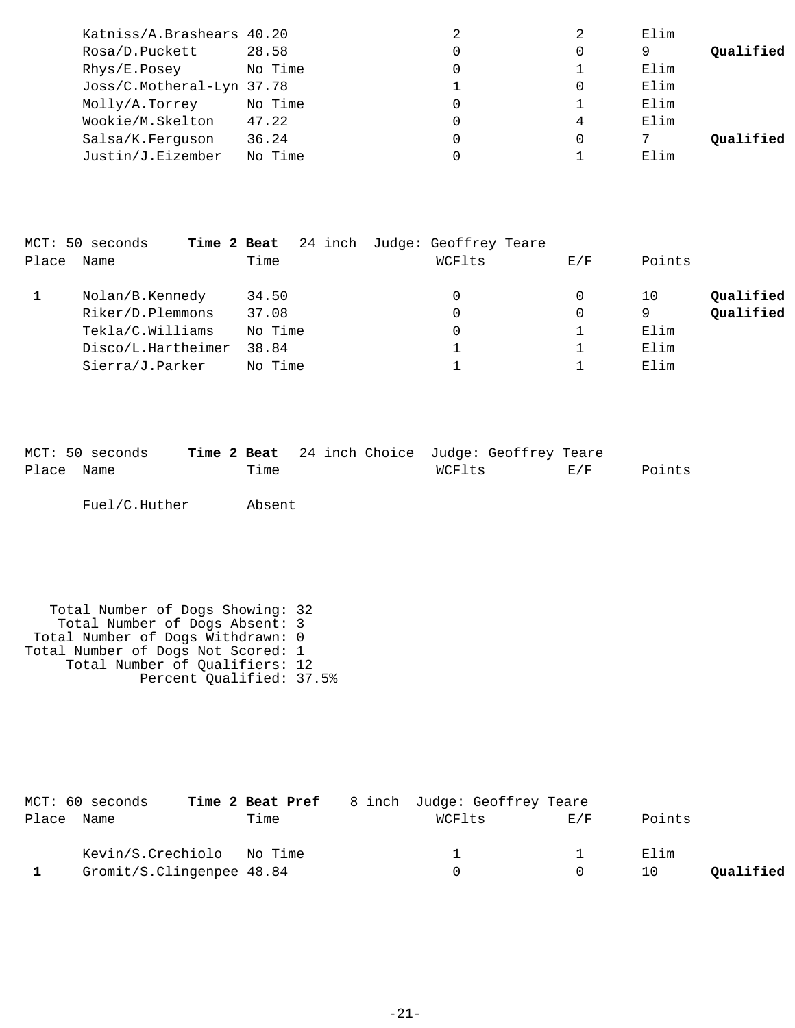| Place | Name | Time | WCFlts | E/F | Points | |
|---|---|---|---|---|---|---|
| | Katniss/A.Brashears | 40.20 | 2 | 2 | Elim | |
| | Rosa/D.Puckett | 28.58 | 0 | 0 | 9 | **Qualified** |
| | Rhys/E.Posey | No Time | 0 | 1 | Elim | |
| | Joss/C.Motheral-Lyn | 37.78 | 1 | 0 | Elim | |
| | Molly/A.Torrey | No Time | 0 | 1 | Elim | |
| | Wookie/M.Skelton | 47.22 | 0 | 4 | Elim | |
| | Salsa/K.Ferguson | 36.24 | 0 | 0 | 7 | **Qualified** |
| | Justin/J.Eizember | No Time | 0 | 1 | Elim | |

MCT: 50 seconds **Time 2 Beat** 24 inch Judge: Geoffrey Teare

| Place | Name | Time | WCFlts | E/F | Points | |
|---|---|---|---|---|---|---|
| **1** | Nolan/B.Kennedy | 34.50 | 0 | 0 | 10 | **Qualified** |
| | Riker/D.Plemmons | 37.08 | 0 | 0 | 9 | **Qualified** |
| | Tekla/C.Williams | No Time | 0 | 1 | Elim | |
| | Disco/L.Hartheimer | 38.84 | 1 | 1 | Elim | |
| | Sierra/J.Parker | No Time | 1 | 1 | Elim | |

MCT: 50 seconds **Time 2 Beat** 24 inch Choice Judge: Geoffrey Teare

| Place | Name | Time | WCFlts | E/F | Points |
|---|---|---|---|---|---|
| | Fuel/C.Huther | Absent | | | |

Total Number of Dogs Showing: 32
Total Number of Dogs Absent: 3
Total Number of Dogs Withdrawn: 0
Total Number of Dogs Not Scored: 1
Total Number of Qualifiers: 12
Percent Qualified: 37.5%

MCT: 60 seconds **Time 2 Beat Pref** 8 inch Judge: Geoffrey Teare

| Place | Name | Time | WCFlts | E/F | Points | |
|---|---|---|---|---|---|---|
| | Kevin/S.Crechiolo | No Time | 1 | 1 | Elim | |
| **1** | Gromit/S.Clingenpee | 48.84 | 0 | 0 | 10 | **Qualified** |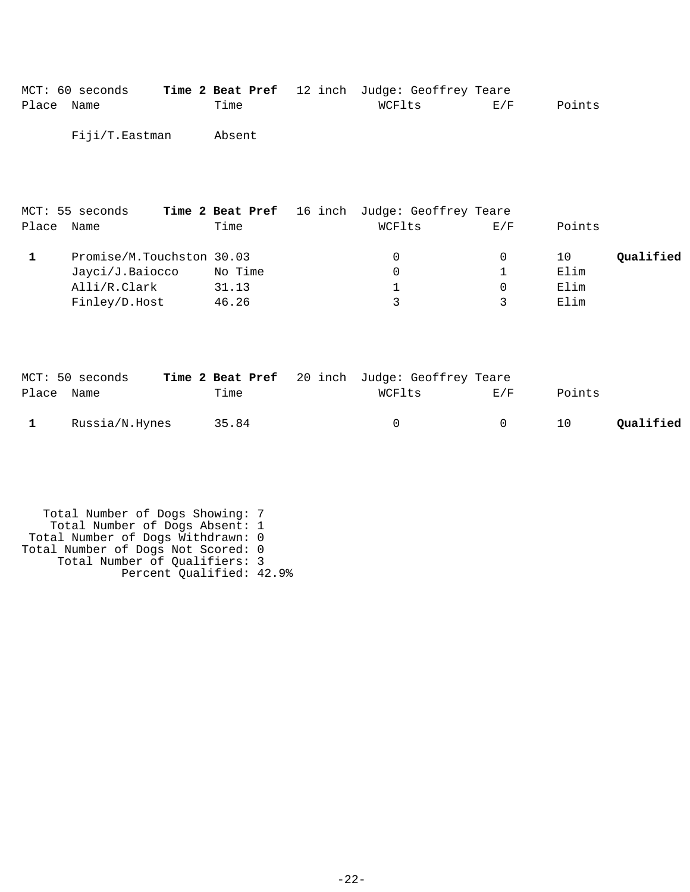MCT: 60 seconds **Time 2 Beat Pref** 12 inch Judge: Geoffrey Teare

| Place | Name | Time | WCFlts | E/F | Points | |
|---|---|---|---|---|---|---|
| | Fiji/T.Eastman | Absent | | | | |

MCT: 55 seconds **Time 2 Beat Pref** 16 inch Judge: Geoffrey Teare

| Place | Name | Time | WCFlts | E/F | Points | |
|---|---|---|---|---|---|---|
| **1** | Promise/M.Touchston | 30.03 | 0 | 0 | 10 | **Qualified** |
| | Jayci/J.Baiocco | No Time | 0 | 1 | Elim | |
| | Alli/R.Clark | 31.13 | 1 | 0 | Elim | |
| | Finley/D.Host | 46.26 | 3 | 3 | Elim | |

MCT: 50 seconds **Time 2 Beat Pref** 20 inch Judge: Geoffrey Teare

| Place | Name | Time | WCFlts | E/F | Points | |
|---|---|---|---|---|---|---|
| **1** | Russia/N.Hynes | 35.84 | 0 | 0 | 10 | **Qualified** |

Total Number of Dogs Showing: 7
Total Number of Dogs Absent: 1
Total Number of Dogs Withdrawn: 0
Total Number of Dogs Not Scored: 0
Total Number of Qualifiers: 3
Percent Qualified: 42.9%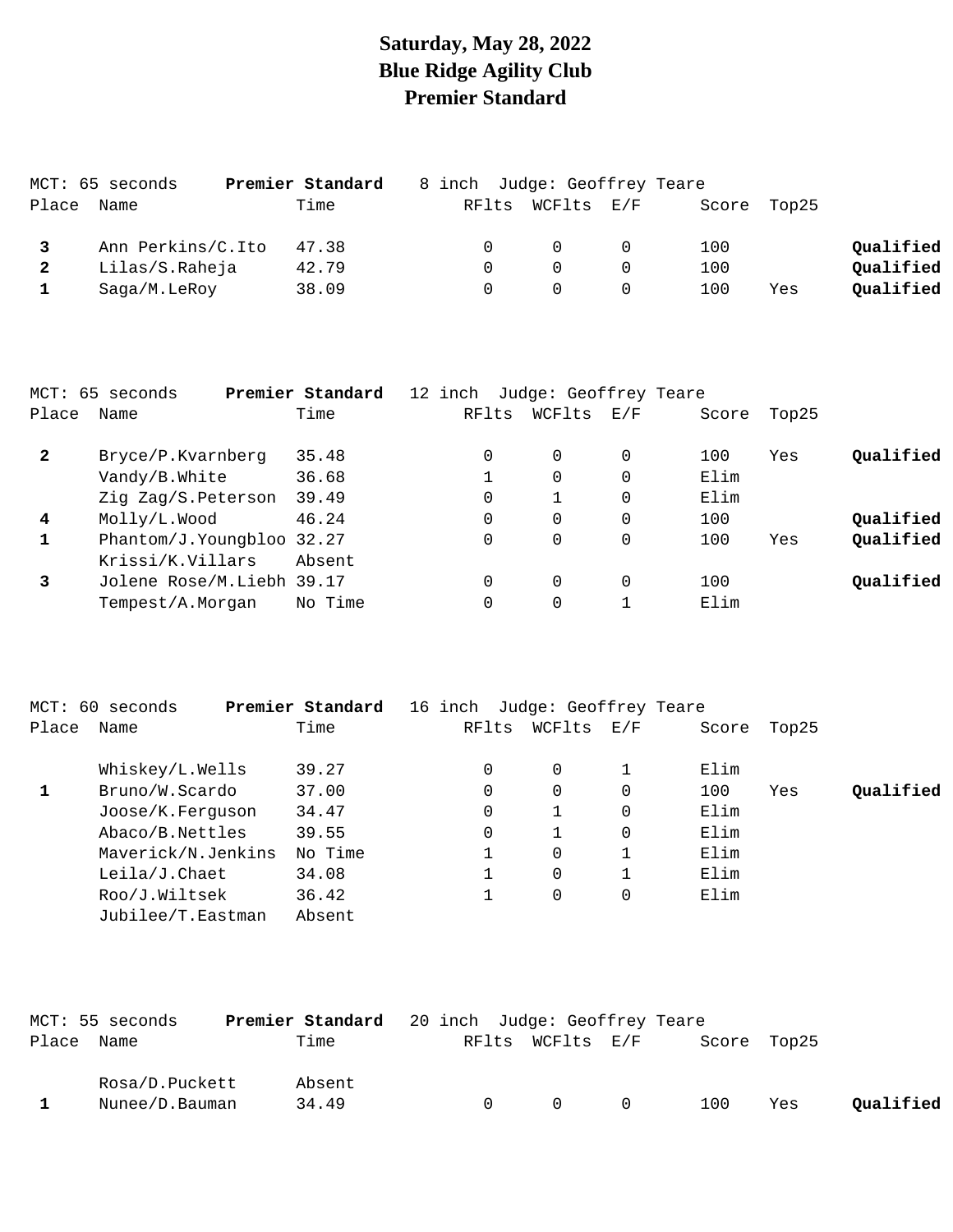# Saturday, May 28, 2022
# Blue Ridge Agility Club
# Premier Standard

MCT: 65 seconds **Premier Standard** 8 inch Judge: Geoffrey Teare

| Place | Name | Time | RFlts | WCFlts | E/F | Score | Top25 | |
|---|---|---|---|---|---|---|---|---|
| **3** | Ann Perkins/C.Ito | 47.38 | 0 | 0 | 0 | 100 | | **Qualified** |
| **2** | Lilas/S.Raheja | 42.79 | 0 | 0 | 0 | 100 | | **Qualified** |
| **1** | Saga/M.LeRoy | 38.09 | 0 | 0 | 0 | 100 | Yes | **Qualified** |

MCT: 65 seconds **Premier Standard** 12 inch Judge: Geoffrey Teare

| Place | Name | Time | RFlts | WCFlts | E/F | Score | Top25 | |
|---|---|---|---|---|---|---|---|---|
| **2** | Bryce/P.Kvarnberg | 35.48 | 0 | 0 | 0 | 100 | Yes | **Qualified** |
| | Vandy/B.White | 36.68 | 1 | 0 | 0 | Elim | | |
| | Zig Zag/S.Peterson | 39.49 | 0 | 1 | 0 | Elim | | |
| **4** | Molly/L.Wood | 46.24 | 0 | 0 | 0 | 100 | | **Qualified** |
| **1** | Phantom/J.Youngbloo | 32.27 | 0 | 0 | 0 | 100 | Yes | **Qualified** |
| | Krissi/K.Villars | Absent | | | | | | |
| **3** | Jolene Rose/M.Liebh | 39.17 | 0 | 0 | 0 | 100 | | **Qualified** |
| | Tempest/A.Morgan | No Time | 0 | 0 | 1 | Elim | | |

MCT: 60 seconds **Premier Standard** 16 inch Judge: Geoffrey Teare

| Place | Name | Time | RFlts | WCFlts | E/F | Score | Top25 | |
|---|---|---|---|---|---|---|---|---|
| | Whiskey/L.Wells | 39.27 | 0 | 0 | 1 | Elim | | |
| **1** | Bruno/W.Scardo | 37.00 | 0 | 0 | 0 | 100 | Yes | **Qualified** |
| | Joose/K.Ferguson | 34.47 | 0 | 1 | 0 | Elim | | |
| | Abaco/B.Nettles | 39.55 | 0 | 1 | 0 | Elim | | |
| | Maverick/N.Jenkins | No Time | 1 | 0 | 1 | Elim | | |
| | Leila/J.Chaet | 34.08 | 1 | 0 | 1 | Elim | | |
| | Roo/J.Wiltsek | 36.42 | 1 | 0 | 0 | Elim | | |
| | Jubilee/T.Eastman | Absent | | | | | | |

MCT: 55 seconds **Premier Standard** 20 inch Judge: Geoffrey Teare

| Place | Name | Time | RFlts | WCFlts | E/F | Score | Top25 | |
|---|---|---|---|---|---|---|---|---|
| | Rosa/D.Puckett | Absent | | | | | | |
| **1** | Nunee/D.Bauman | 34.49 | 0 | 0 | 0 | 100 | Yes | **Qualified** |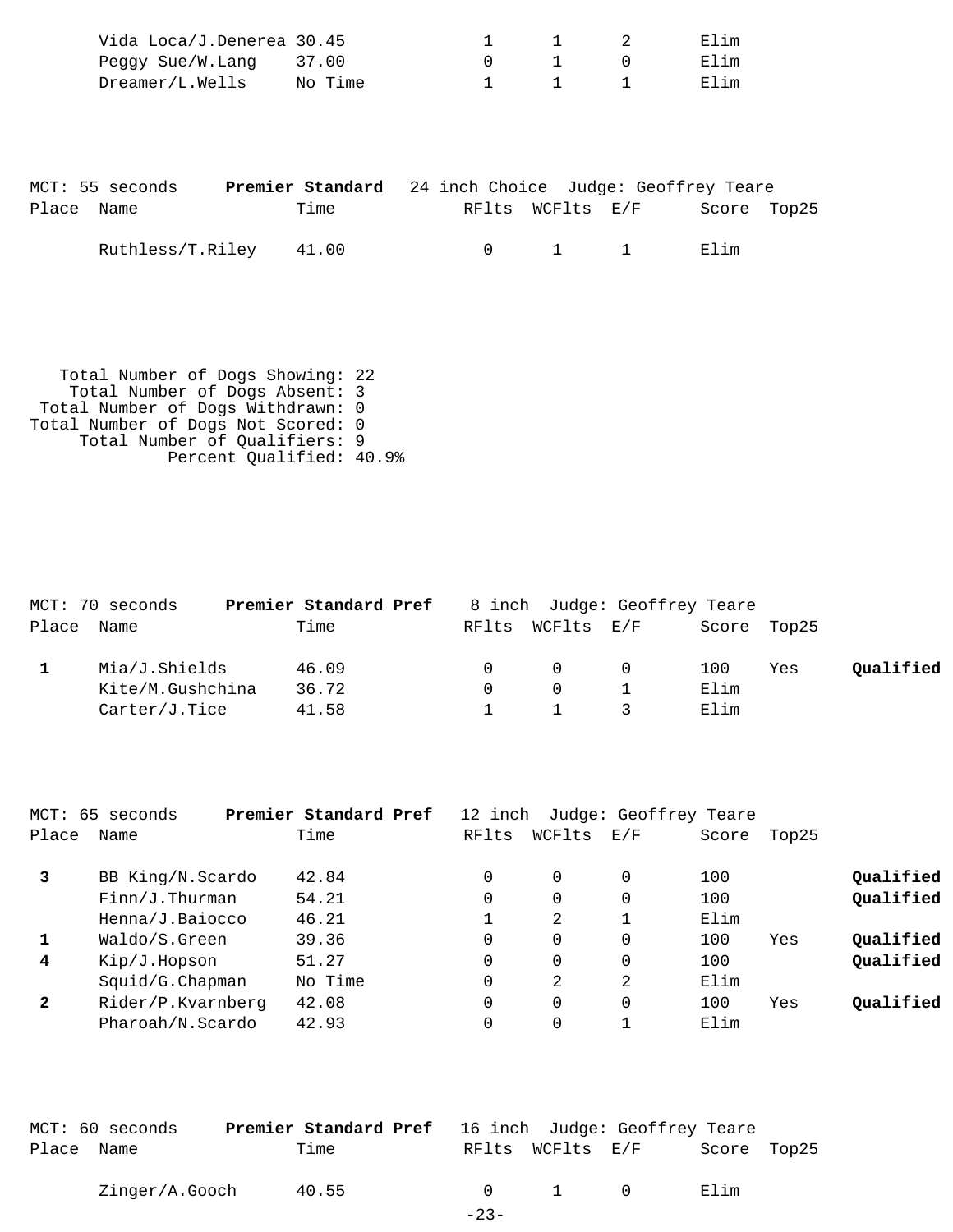| Place | Name | Time | RFlts | WCFlts | E/F | Score | Top25 | |
|---|---|---|---|---|---|---|---|---|
| | Vida Loca/J.Denerea | 30.45 | 1 | 1 | 2 | Elim | | |
| | Peggy Sue/W.Lang | 37.00 | 0 | 1 | 0 | Elim | | |
| | Dreamer/L.Wells | No Time | 1 | 1 | 1 | Elim | | |

MCT: 55 seconds **Premier Standard** 24 inch Choice Judge: Geoffrey Teare

| Place | Name | Time | RFlts | WCFlts | E/F | Score | Top25 |
|---|---|---|---|---|---|---|---|
| | Ruthless/T.Riley | 41.00 | 0 | 1 | 1 | Elim | |

Total Number of Dogs Showing: 22
Total Number of Dogs Absent: 3
Total Number of Dogs Withdrawn: 0
Total Number of Dogs Not Scored: 0
Total Number of Qualifiers: 9
Percent Qualified: 40.9%

MCT: 70 seconds **Premier Standard Pref** 8 inch Judge: Geoffrey Teare

| Place | Name | Time | RFlts | WCFlts | E/F | Score | Top25 | |
|---|---|---|---|---|---|---|---|---|
| 1 | Mia/J.Shields | 46.09 | 0 | 0 | 0 | 100 | Yes | **Qualified** |
| | Kite/M.Gushchina | 36.72 | 0 | 0 | 1 | Elim | | |
| | Carter/J.Tice | 41.58 | 1 | 1 | 3 | Elim | | |

MCT: 65 seconds **Premier Standard Pref** 12 inch Judge: Geoffrey Teare

| Place | Name | Time | RFlts | WCFlts | E/F | Score | Top25 | |
|---|---|---|---|---|---|---|---|---|
| 3 | BB King/N.Scardo | 42.84 | 0 | 0 | 0 | 100 | | **Qualified** |
| | Finn/J.Thurman | 54.21 | 0 | 0 | 0 | 100 | | **Qualified** |
| | Henna/J.Baiocco | 46.21 | 1 | 2 | 1 | Elim | | |
| 1 | Waldo/S.Green | 39.36 | 0 | 0 | 0 | 100 | Yes | **Qualified** |
| 4 | Kip/J.Hopson | 51.27 | 0 | 0 | 0 | 100 | | **Qualified** |
| | Squid/G.Chapman | No Time | 0 | 2 | 2 | Elim | | |
| 2 | Rider/P.Kvarnberg | 42.08 | 0 | 0 | 0 | 100 | Yes | **Qualified** |
| | Pharoah/N.Scardo | 42.93 | 0 | 0 | 1 | Elim | | |

MCT: 60 seconds **Premier Standard Pref** 16 inch Judge: Geoffrey Teare

| Place | Name | Time | RFlts | WCFlts | E/F | Score | Top25 |
|---|---|---|---|---|---|---|---|
| | Zinger/A.Gooch | 40.55 | 0 | 1 | 0 | Elim | |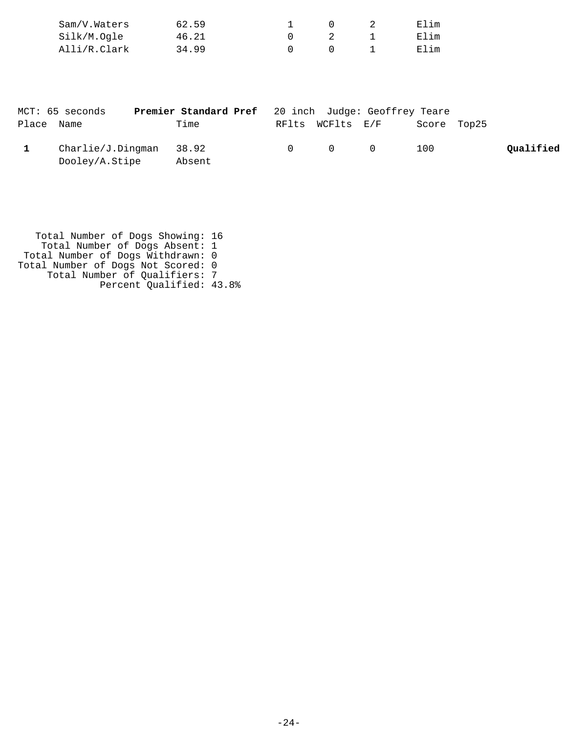| Place | Name | Time | RFlts | WCFlts | E/F | Score | Top25 | |
|---|---|---|---|---|---|---|---|---|
| | Sam/V.Waters | 62.59 | 1 | 0 | 2 | Elim | | |
| | Silk/M.Ogle | 46.21 | 0 | 2 | 1 | Elim | | |
| | Alli/R.Clark | 34.99 | 0 | 0 | 1 | Elim | | |

MCT: 65 seconds **Premier Standard Pref** 20 inch Judge: Geoffrey Teare

| Place | Name | Time | RFlts | WCFlts | E/F | Score | Top25 | |
|---|---|---|---|---|---|---|---|---|
| **1** | Charlie/J.Dingman | 38.92 | 0 | 0 | 0 | 100 | | **Qualified** |
| | Dooley/A.Stipe | Absent | | | | | | |

Total Number of Dogs Showing: 16
Total Number of Dogs Absent: 1
Total Number of Dogs Withdrawn: 0
Total Number of Dogs Not Scored: 0
Total Number of Qualifiers: 7
Percent Qualified: 43.8%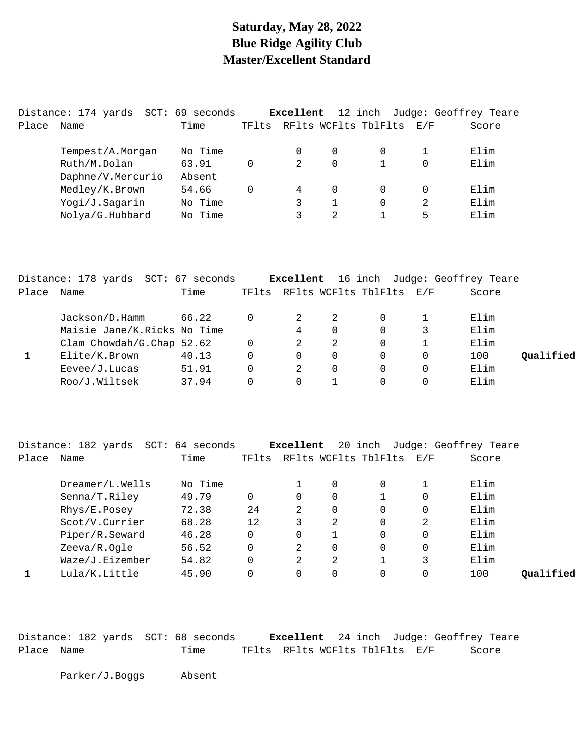# Saturday, May 28, 2022
# Blue Ridge Agility Club
# Master/Excellent Standard

Distance: 174 yards SCT: 69 seconds **Excellent** 12 inch Judge: Geoffrey Teare

| Place | Name | Time | TFlts | RFlts | WCFlts | TblFlts | E/F | Score | |
|---|---|---|---|---|---|---|---|---|---|
| | Tempest/A.Morgan | No Time | | 0 | 0 | 0 | 1 | Elim | |
| | Ruth/M.Dolan | 63.91 | 0 | 2 | 0 | 1 | 0 | Elim | |
| | Daphne/V.Mercurio | Absent | | | | | | | |
| | Medley/K.Brown | 54.66 | 0 | 4 | 0 | 0 | 0 | Elim | |
| | Yogi/J.Sagarin | No Time | | 3 | 1 | 0 | 2 | Elim | |
| | Nolya/G.Hubbard | No Time | | 3 | 2 | 1 | 5 | Elim | |

Distance: 178 yards SCT: 67 seconds **Excellent** 16 inch Judge: Geoffrey Teare

| Place | Name | Time | TFlts | RFlts | WCFlts | TblFlts | E/F | Score | |
|---|---|---|---|---|---|---|---|---|---|
| | Jackson/D.Hamm | 66.22 | 0 | 2 | 2 | 0 | 1 | Elim | |
| | Maisie Jane/K.Ricks | No Time | | 4 | 0 | 0 | 3 | Elim | |
| | Clam Chowdah/G.Chap | 52.62 | 0 | 2 | 2 | 0 | 1 | Elim | |
| **1** | Elite/K.Brown | 40.13 | 0 | 0 | 0 | 0 | 0 | 100 | **Qualified** |
| | Eevee/J.Lucas | 51.91 | 0 | 2 | 0 | 0 | 0 | Elim | |
| | Roo/J.Wiltsek | 37.94 | 0 | 0 | 1 | 0 | 0 | Elim | |

Distance: 182 yards SCT: 64 seconds **Excellent** 20 inch Judge: Geoffrey Teare

| Place | Name | Time | TFlts | RFlts | WCFlts | TblFlts | E/F | Score | |
|---|---|---|---|---|---|---|---|---|---|
| | Dreamer/L.Wells | No Time | | 1 | 0 | 0 | 1 | Elim | |
| | Senna/T.Riley | 49.79 | 0 | 0 | 0 | 1 | 0 | Elim | |
| | Rhys/E.Posey | 72.38 | 24 | 2 | 0 | 0 | 0 | Elim | |
| | Scot/V.Currier | 68.28 | 12 | 3 | 2 | 0 | 2 | Elim | |
| | Piper/R.Seward | 46.28 | 0 | 0 | 1 | 0 | 0 | Elim | |
| | Zeeva/R.Ogle | 56.52 | 0 | 2 | 0 | 0 | 0 | Elim | |
| | Waze/J.Eizember | 54.82 | 0 | 2 | 2 | 1 | 3 | Elim | |
| **1** | Lula/K.Little | 45.90 | 0 | 0 | 0 | 0 | 0 | 100 | **Qualified** |

Distance: 182 yards SCT: 68 seconds **Excellent** 24 inch Judge: Geoffrey Teare

| Place | Name | Time | TFlts | RFlts | WCFlts | TblFlts | E/F | Score |
|---|---|---|---|---|---|---|---|---|
| | Parker/J.Boggs | Absent | | | | | | |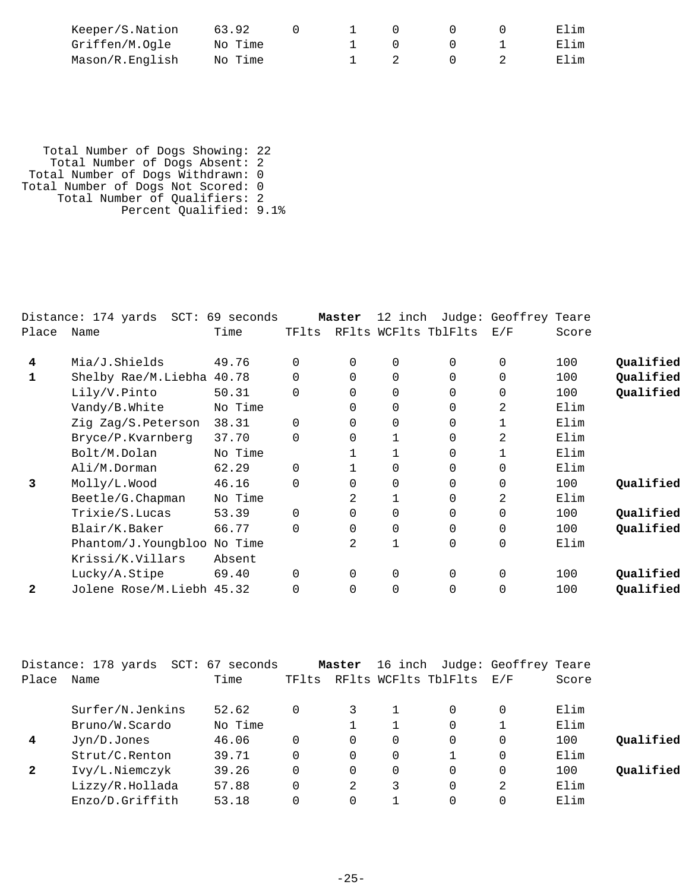| Place | Name | Time | TFlts | RFlts | WCFlts | TblFlts | E/F | Score | |
|---|---|---|---|---|---|---|---|---|---|
| | Keeper/S.Nation | 63.92 | 0 | 1 | 0 | 0 | 0 | Elim | |
| | Griffen/M.Ogle | No Time | | 1 | 0 | 0 | 1 | Elim | |
| | Mason/R.English | No Time | | 1 | 2 | 0 | 2 | Elim | |

Total Number of Dogs Showing: 22
Total Number of Dogs Absent: 2
Total Number of Dogs Withdrawn: 0
Total Number of Dogs Not Scored: 0
Total Number of Qualifiers: 2
Percent Qualified: 9.1%

Distance: 174 yards SCT: 69 seconds **Master** 12 inch Judge: Geoffrey Teare

| Place | Name | Time | TFlts | RFlts | WCFlts | TblFlts | E/F | Score | |
|---|---|---|---|---|---|---|---|---|---|
| **4** | Mia/J.Shields | 49.76 | 0 | 0 | 0 | 0 | 0 | 100 | **Qualified** |
| **1** | Shelby Rae/M.Liebha | 40.78 | 0 | 0 | 0 | 0 | 0 | 100 | **Qualified** |
| | Lily/V.Pinto | 50.31 | 0 | 0 | 0 | 0 | 0 | 100 | **Qualified** |
| | Vandy/B.White | No Time | | 0 | 0 | 0 | 2 | Elim | |
| | Zig Zag/S.Peterson | 38.31 | 0 | 0 | 0 | 0 | 1 | Elim | |
| | Bryce/P.Kvarnberg | 37.70 | 0 | 0 | 1 | 0 | 2 | Elim | |
| | Bolt/M.Dolan | No Time | | 1 | 1 | 0 | 1 | Elim | |
| | Ali/M.Dorman | 62.29 | 0 | 1 | 0 | 0 | 0 | Elim | |
| **3** | Molly/L.Wood | 46.16 | 0 | 0 | 0 | 0 | 0 | 100 | **Qualified** |
| | Beetle/G.Chapman | No Time | | 2 | 1 | 0 | 2 | Elim | |
| | Trixie/S.Lucas | 53.39 | 0 | 0 | 0 | 0 | 0 | 100 | **Qualified** |
| | Blair/K.Baker | 66.77 | 0 | 0 | 0 | 0 | 0 | 100 | **Qualified** |
| | Phantom/J.Youngbloo | No Time | | 2 | 1 | 0 | 0 | Elim | |
| | Krissi/K.Villars | Absent | | | | | | | |
| | Lucky/A.Stipe | 69.40 | 0 | 0 | 0 | 0 | 0 | 100 | **Qualified** |
| **2** | Jolene Rose/M.Liebh | 45.32 | 0 | 0 | 0 | 0 | 0 | 100 | **Qualified** |

Distance: 178 yards SCT: 67 seconds **Master** 16 inch Judge: Geoffrey Teare

| Place | Name | Time | TFlts | RFlts | WCFlts | TblFlts | E/F | Score | |
|---|---|---|---|---|---|---|---|---|---|
| | Surfer/N.Jenkins | 52.62 | 0 | 3 | 1 | 0 | 0 | Elim | |
| | Bruno/W.Scardo | No Time | | 1 | 1 | 0 | 1 | Elim | |
| **4** | Jyn/D.Jones | 46.06 | 0 | 0 | 0 | 0 | 0 | 100 | **Qualified** |
| | Strut/C.Renton | 39.71 | 0 | 0 | 0 | 1 | 0 | Elim | |
| **2** | Ivy/L.Niemczyk | 39.26 | 0 | 0 | 0 | 0 | 0 | 100 | **Qualified** |
| | Lizzy/R.Hollada | 57.88 | 0 | 2 | 3 | 0 | 2 | Elim | |
| | Enzo/D.Griffith | 53.18 | 0 | 0 | 1 | 0 | 0 | Elim | |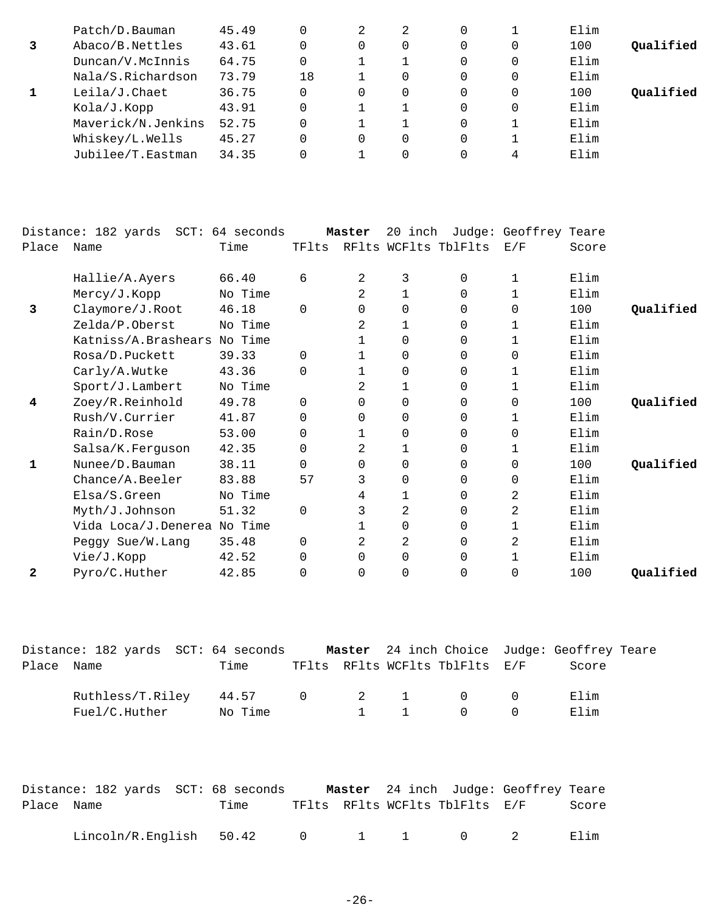| Place | Name | Time | TFlts | RFlts | WCFlts | TblFlts | E/F | Score | |
|---|---|---|---|---|---|---|---|---|---|
| | Patch/D.Bauman | 45.49 | 0 | 2 | 2 | 0 | 1 | Elim | |
| **3** | Abaco/B.Nettles | 43.61 | 0 | 0 | 0 | 0 | 0 | 100 | **Qualified** |
| | Duncan/V.McInnis | 64.75 | 0 | 1 | 1 | 0 | 0 | Elim | |
| | Nala/S.Richardson | 73.79 | 18 | 1 | 0 | 0 | 0 | Elim | |
| **1** | Leila/J.Chaet | 36.75 | 0 | 0 | 0 | 0 | 0 | 100 | **Qualified** |
| | Kola/J.Kopp | 43.91 | 0 | 1 | 1 | 0 | 0 | Elim | |
| | Maverick/N.Jenkins | 52.75 | 0 | 1 | 1 | 0 | 1 | Elim | |
| | Whiskey/L.Wells | 45.27 | 0 | 0 | 0 | 0 | 1 | Elim | |
| | Jubilee/T.Eastman | 34.35 | 0 | 1 | 0 | 0 | 4 | Elim | |

Distance: 182 yards SCT: 64 seconds **Master** 20 inch Judge: Geoffrey Teare

| Place | Name | Time | TFlts | RFlts | WCFlts | TblFlts | E/F | Score | |
|---|---|---|---|---|---|---|---|---|---|
| | Hallie/A.Ayers | 66.40 | 6 | 2 | 3 | 0 | 1 | Elim | |
| | Mercy/J.Kopp | No Time | | 2 | 1 | 0 | 1 | Elim | |
| **3** | Claymore/J.Root | 46.18 | 0 | 0 | 0 | 0 | 0 | 100 | **Qualified** |
| | Zelda/P.Oberst | No Time | | 2 | 1 | 0 | 1 | Elim | |
| | Katniss/A.Brashears | No Time | | 1 | 0 | 0 | 1 | Elim | |
| | Rosa/D.Puckett | 39.33 | 0 | 1 | 0 | 0 | 0 | Elim | |
| | Carly/A.Wutke | 43.36 | 0 | 1 | 0 | 0 | 1 | Elim | |
| | Sport/J.Lambert | No Time | | 2 | 1 | 0 | 1 | Elim | |
| **4** | Zoey/R.Reinhold | 49.78 | 0 | 0 | 0 | 0 | 0 | 100 | **Qualified** |
| | Rush/V.Currier | 41.87 | 0 | 0 | 0 | 0 | 1 | Elim | |
| | Rain/D.Rose | 53.00 | 0 | 1 | 0 | 0 | 0 | Elim | |
| | Salsa/K.Ferguson | 42.35 | 0 | 2 | 1 | 0 | 1 | Elim | |
| **1** | Nunee/D.Bauman | 38.11 | 0 | 0 | 0 | 0 | 0 | 100 | **Qualified** |
| | Chance/A.Beeler | 83.88 | 57 | 3 | 0 | 0 | 0 | Elim | |
| | Elsa/S.Green | No Time | | 4 | 1 | 0 | 2 | Elim | |
| | Myth/J.Johnson | 51.32 | 0 | 3 | 2 | 0 | 2 | Elim | |
| | Vida Loca/J.Denerea | No Time | | 1 | 0 | 0 | 1 | Elim | |
| | Peggy Sue/W.Lang | 35.48 | 0 | 2 | 2 | 0 | 2 | Elim | |
| | Vie/J.Kopp | 42.52 | 0 | 0 | 0 | 0 | 1 | Elim | |
| **2** | Pyro/C.Huther | 42.85 | 0 | 0 | 0 | 0 | 0 | 100 | **Qualified** |

Distance: 182 yards SCT: 64 seconds **Master** 24 inch Choice Judge: Geoffrey Teare

| Place | Name | Time | TFlts | RFlts | WCFlts | TblFlts | E/F | Score |
|---|---|---|---|---|---|---|---|---|
| | Ruthless/T.Riley | 44.57 | 0 | 2 | 1 | 0 | 0 | Elim |
| | Fuel/C.Huther | No Time | | 1 | 1 | 0 | 0 | Elim |

Distance: 182 yards SCT: 68 seconds **Master** 24 inch Judge: Geoffrey Teare

| Place | Name | Time | TFlts | RFlts | WCFlts | TblFlts | E/F | Score |
|---|---|---|---|---|---|---|---|---|
| | Lincoln/R.English | 50.42 | 0 | 1 | 1 | 0 | 2 | Elim |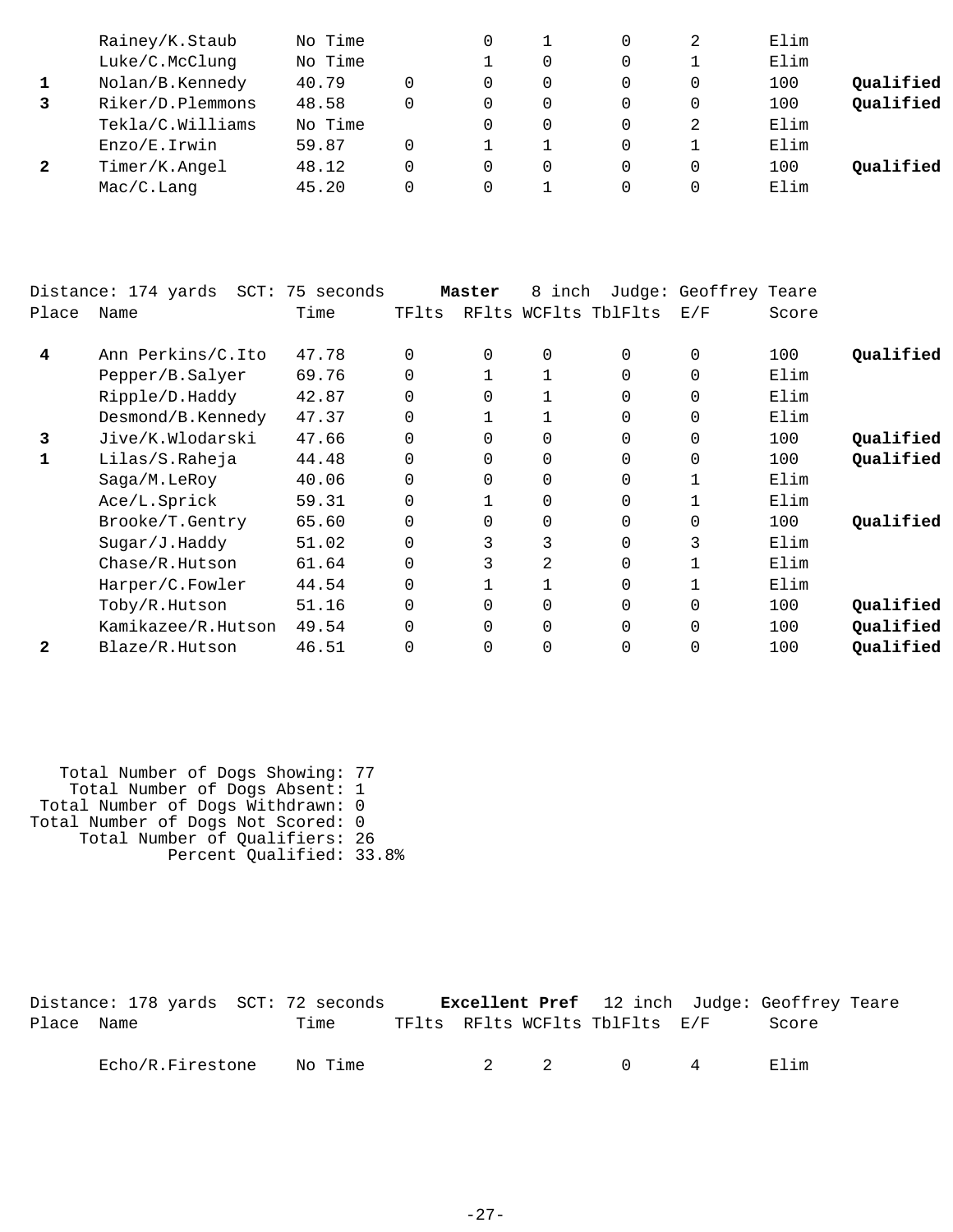| Place | Name | Time | TFlts | RFlts | WCFlts | TblFlts | E/F | Score | |
|---|---|---|---|---|---|---|---|---|---|
| | Rainey/K.Staub | No Time | | 0 | 1 | 0 | 2 | Elim | |
| | Luke/C.McClung | No Time | | 1 | 0 | 0 | 1 | Elim | |
| **1** | Nolan/B.Kennedy | 40.79 | 0 | 0 | 0 | 0 | 0 | 100 | **Qualified** |
| **3** | Riker/D.Plemmons | 48.58 | 0 | 0 | 0 | 0 | 0 | 100 | **Qualified** |
| | Tekla/C.Williams | No Time | | 0 | 0 | 0 | 2 | Elim | |
| | Enzo/E.Irwin | 59.87 | 0 | 1 | 1 | 0 | 1 | Elim | |
| **2** | Timer/K.Angel | 48.12 | 0 | 0 | 0 | 0 | 0 | 100 | **Qualified** |
| | Mac/C.Lang | 45.20 | 0 | 0 | 1 | 0 | 0 | Elim | |

Distance: 174 yards SCT: 75 seconds **Master** 8 inch Judge: Geoffrey Teare

| Place | Name | Time | TFlts | RFlts | WCFlts | TblFlts | E/F | Score | |
|---|---|---|---|---|---|---|---|---|---|
| **4** | Ann Perkins/C.Ito | 47.78 | 0 | 0 | 0 | 0 | 0 | 100 | **Qualified** |
| | Pepper/B.Salyer | 69.76 | 0 | 1 | 1 | 0 | 0 | Elim | |
| | Ripple/D.Haddy | 42.87 | 0 | 0 | 1 | 0 | 0 | Elim | |
| | Desmond/B.Kennedy | 47.37 | 0 | 1 | 1 | 0 | 0 | Elim | |
| **3** | Jive/K.Wlodarski | 47.66 | 0 | 0 | 0 | 0 | 0 | 100 | **Qualified** |
| **1** | Lilas/S.Raheja | 44.48 | 0 | 0 | 0 | 0 | 0 | 100 | **Qualified** |
| | Saga/M.LeRoy | 40.06 | 0 | 0 | 0 | 0 | 1 | Elim | |
| | Ace/L.Sprick | 59.31 | 0 | 1 | 0 | 0 | 1 | Elim | |
| | Brooke/T.Gentry | 65.60 | 0 | 0 | 0 | 0 | 0 | 100 | **Qualified** |
| | Sugar/J.Haddy | 51.02 | 0 | 3 | 3 | 0 | 3 | Elim | |
| | Chase/R.Hutson | 61.64 | 0 | 3 | 2 | 0 | 1 | Elim | |
| | Harper/C.Fowler | 44.54 | 0 | 1 | 1 | 0 | 1 | Elim | |
| | Toby/R.Hutson | 51.16 | 0 | 0 | 0 | 0 | 0 | 100 | **Qualified** |
| | Kamikazee/R.Hutson | 49.54 | 0 | 0 | 0 | 0 | 0 | 100 | **Qualified** |
| **2** | Blaze/R.Hutson | 46.51 | 0 | 0 | 0 | 0 | 0 | 100 | **Qualified** |

Total Number of Dogs Showing: 77
Total Number of Dogs Absent: 1
Total Number of Dogs Withdrawn: 0
Total Number of Dogs Not Scored: 0
Total Number of Qualifiers: 26
Percent Qualified: 33.8%

Distance: 178 yards SCT: 72 seconds **Excellent Pref** 12 inch Judge: Geoffrey Teare

| Place | Name | Time | TFlts | RFlts | WCFlts | TblFlts | E/F | Score |
|---|---|---|---|---|---|---|---|---|
| | Echo/R.Firestone | No Time | | 2 | 2 | 0 | 4 | Elim |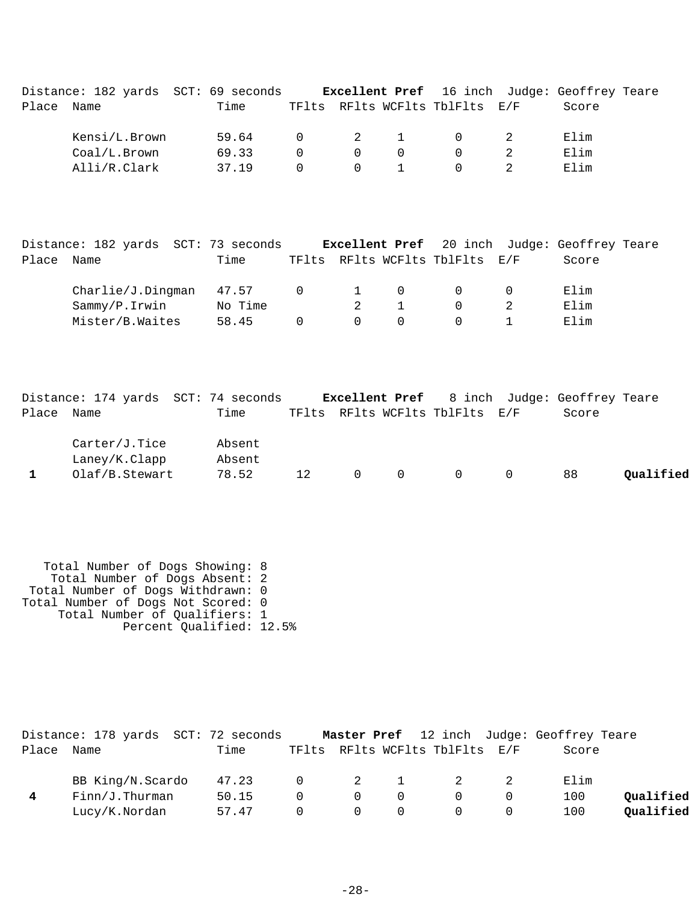Distance: 182 yards  SCT: 69 seconds  **Excellent Pref**  16 inch  Judge: Geoffrey Teare

| Place | Name | Time | TFlts | RFlts | WCFlts | TblFlts | E/F | Score | |
|---|---|---|---|---|---|---|---|---|---|
| | Kensi/L.Brown | 59.64 | 0 | 2 | 1 | 0 | 2 | Elim | |
| | Coal/L.Brown | 69.33 | 0 | 0 | 0 | 0 | 2 | Elim | |
| | Alli/R.Clark | 37.19 | 0 | 0 | 1 | 0 | 2 | Elim | |

Distance: 182 yards  SCT: 73 seconds  **Excellent Pref**  20 inch  Judge: Geoffrey Teare

| Place | Name | Time | TFlts | RFlts | WCFlts | TblFlts | E/F | Score | |
|---|---|---|---|---|---|---|---|---|---|
| | Charlie/J.Dingman | 47.57 | 0 | 1 | 0 | 0 | 0 | Elim | |
| | Sammy/P.Irwin | No Time | | 2 | 1 | 0 | 2 | Elim | |
| | Mister/B.Waites | 58.45 | 0 | 0 | 0 | 0 | 1 | Elim | |

Distance: 174 yards  SCT: 74 seconds  **Excellent Pref**  8 inch  Judge: Geoffrey Teare

| Place | Name | Time | TFlts | RFlts | WCFlts | TblFlts | E/F | Score | |
|---|---|---|---|---|---|---|---|---|---|
| | Carter/J.Tice | Absent | | | | | | | |
| | Laney/K.Clapp | Absent | | | | | | | |
| **1** | Olaf/B.Stewart | 78.52 | 12 | 0 | 0 | 0 | 0 | 88 | **Qualified** |

Total Number of Dogs Showing: 8
Total Number of Dogs Absent: 2
Total Number of Dogs Withdrawn: 0
Total Number of Dogs Not Scored: 0
Total Number of Qualifiers: 1
Percent Qualified: 12.5%

Distance: 178 yards  SCT: 72 seconds  **Master Pref**  12 inch  Judge: Geoffrey Teare

| Place | Name | Time | TFlts | RFlts | WCFlts | TblFlts | E/F | Score | |
|---|---|---|---|---|---|---|---|---|---|
| | BB King/N.Scardo | 47.23 | 0 | 2 | 1 | 2 | 2 | Elim | |
| **4** | Finn/J.Thurman | 50.15 | 0 | 0 | 0 | 0 | 0 | 100 | **Qualified** |
| | Lucy/K.Nordan | 57.47 | 0 | 0 | 0 | 0 | 0 | 100 | **Qualified** |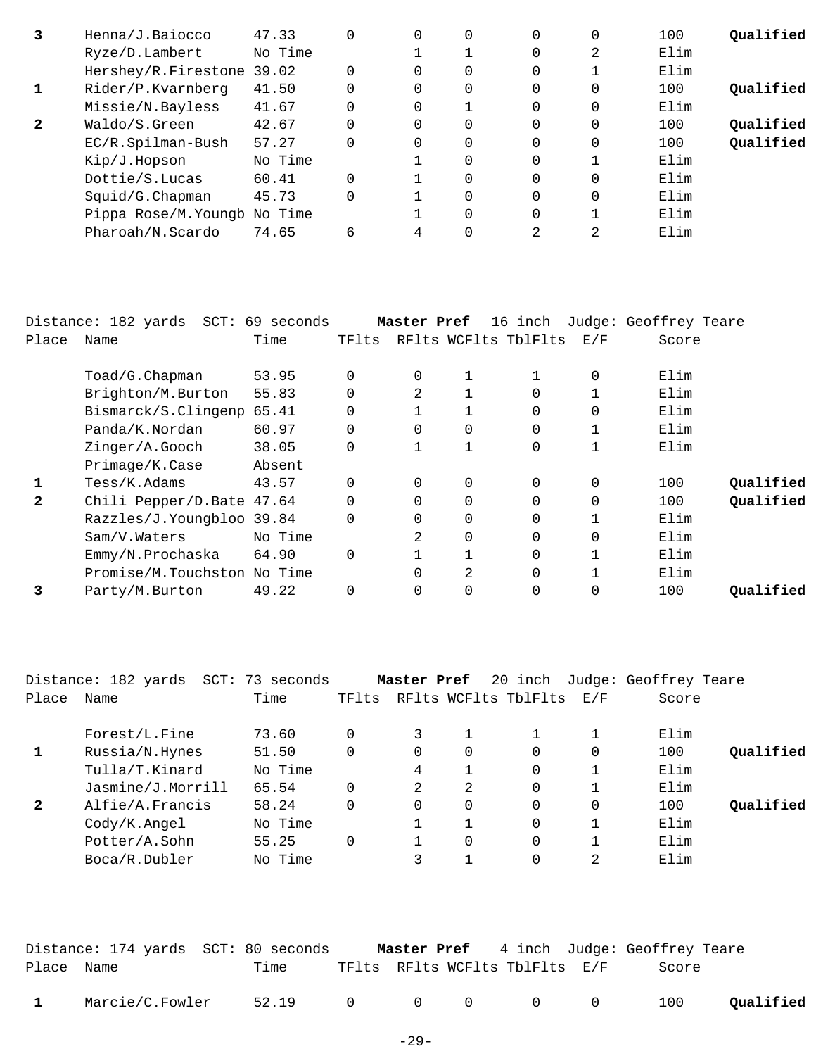| Place | Name | Time | TFlts | RFlts | WCFlts | TblFlts | E/F | Score | |
|---|---|---|---|---|---|---|---|---|---|
| **3** | Henna/J.Baiocco | 47.33 | 0 | 0 | 0 | 0 | 0 | 100 | **Qualified** |
| | Ryze/D.Lambert | No Time | | 1 | 1 | 0 | 2 | Elim | |
| | Hershey/R.Firestone | 39.02 | 0 | 0 | 0 | 0 | 1 | Elim | |
| **1** | Rider/P.Kvarnberg | 41.50 | 0 | 0 | 0 | 0 | 0 | 100 | **Qualified** |
| | Missie/N.Bayless | 41.67 | 0 | 0 | 1 | 0 | 0 | Elim | |
| **2** | Waldo/S.Green | 42.67 | 0 | 0 | 0 | 0 | 0 | 100 | **Qualified** |
| | EC/R.Spilman-Bush | 57.27 | 0 | 0 | 0 | 0 | 0 | 100 | **Qualified** |
| | Kip/J.Hopson | No Time | | 1 | 0 | 0 | 1 | Elim | |
| | Dottie/S.Lucas | 60.41 | 0 | 1 | 0 | 0 | 0 | Elim | |
| | Squid/G.Chapman | 45.73 | 0 | 1 | 0 | 0 | 0 | Elim | |
| | Pippa Rose/M.Youngb | No Time | | 1 | 0 | 0 | 1 | Elim | |
| | Pharoah/N.Scardo | 74.65 | 6 | 4 | 0 | 2 | 2 | Elim | |

Distance: 182 yards SCT: 69 seconds **Master Pref** 16 inch Judge: Geoffrey Teare

| Place | Name | Time | TFlts | RFlts | WCFlts | TblFlts | E/F | Score | |
|---|---|---|---|---|---|---|---|---|---|
| | Toad/G.Chapman | 53.95 | 0 | 0 | 1 | 1 | 0 | Elim | |
| | Brighton/M.Burton | 55.83 | 0 | 2 | 1 | 0 | 1 | Elim | |
| | Bismarck/S.Clingenp | 65.41 | 0 | 1 | 1 | 0 | 0 | Elim | |
| | Panda/K.Nordan | 60.97 | 0 | 0 | 0 | 0 | 1 | Elim | |
| | Zinger/A.Gooch | 38.05 | 0 | 1 | 1 | 0 | 1 | Elim | |
| | Primage/K.Case | Absent | | | | | | | |
| **1** | Tess/K.Adams | 43.57 | 0 | 0 | 0 | 0 | 0 | 100 | **Qualified** |
| **2** | Chili Pepper/D.Bate | 47.64 | 0 | 0 | 0 | 0 | 0 | 100 | **Qualified** |
| | Razzles/J.Youngbloo | 39.84 | 0 | 0 | 0 | 0 | 1 | Elim | |
| | Sam/V.Waters | No Time | | 2 | 0 | 0 | 0 | Elim | |
| | Emmy/N.Prochaska | 64.90 | 0 | 1 | 1 | 0 | 1 | Elim | |
| | Promise/M.Touchston | No Time | | 0 | 2 | 0 | 1 | Elim | |
| **3** | Party/M.Burton | 49.22 | 0 | 0 | 0 | 0 | 0 | 100 | **Qualified** |

Distance: 182 yards SCT: 73 seconds **Master Pref** 20 inch Judge: Geoffrey Teare

| Place | Name | Time | TFlts | RFlts | WCFlts | TblFlts | E/F | Score | |
|---|---|---|---|---|---|---|---|---|---|
| | Forest/L.Fine | 73.60 | 0 | 3 | 1 | 1 | 1 | Elim | |
| **1** | Russia/N.Hynes | 51.50 | 0 | 0 | 0 | 0 | 0 | 100 | **Qualified** |
| | Tulla/T.Kinard | No Time | | 4 | 1 | 0 | 1 | Elim | |
| | Jasmine/J.Morrill | 65.54 | 0 | 2 | 2 | 0 | 1 | Elim | |
| **2** | Alfie/A.Francis | 58.24 | 0 | 0 | 0 | 0 | 0 | 100 | **Qualified** |
| | Cody/K.Angel | No Time | | 1 | 1 | 0 | 1 | Elim | |
| | Potter/A.Sohn | 55.25 | 0 | 1 | 0 | 0 | 1 | Elim | |
| | Boca/R.Dubler | No Time | | 3 | 1 | 0 | 2 | Elim | |

Distance: 174 yards SCT: 80 seconds **Master Pref** 4 inch Judge: Geoffrey Teare

| Place | Name | Time | TFlts | RFlts | WCFlts | TblFlts | E/F | Score | |
|---|---|---|---|---|---|---|---|---|---|
| **1** | Marcie/C.Fowler | 52.19 | 0 | 0 | 0 | 0 | 0 | 100 | **Qualified** |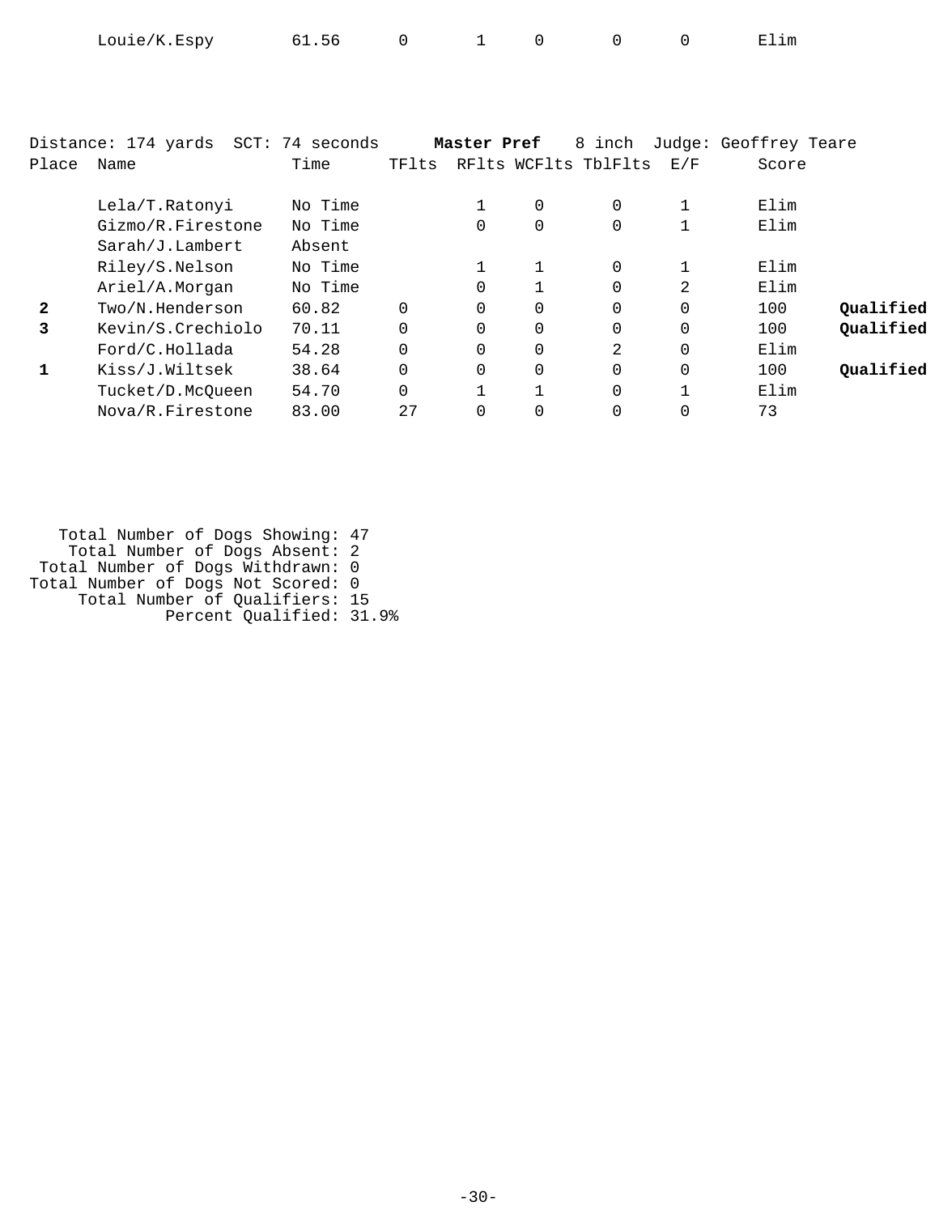| | Name | Time | TFlts | RFlts | WCFlts | TblFlts | E/F | Score | |
|---|---|---|---|---|---|---|---|---|---|
| | Louie/K.Espy | 61.56 | 0 | 1 | 0 | 0 | 0 | Elim | |

Distance: 174 yards  SCT: 74 seconds  **Master Pref**  8 inch  Judge: Geoffrey Teare

| Place | Name | Time | TFlts | RFlts | WCFlts | TblFlts | E/F | Score | |
|---|---|---|---|---|---|---|---|---|---|
| | Lela/T.Ratonyi | No Time | | 1 | 0 | 0 | 1 | Elim | |
| | Gizmo/R.Firestone | No Time | | 0 | 0 | 0 | 1 | Elim | |
| | Sarah/J.Lambert | Absent | | | | | | | |
| | Riley/S.Nelson | No Time | | 1 | 1 | 0 | 1 | Elim | |
| | Ariel/A.Morgan | No Time | | 0 | 1 | 0 | 2 | Elim | |
| **2** | Two/N.Henderson | 60.82 | 0 | 0 | 0 | 0 | 0 | 100 | **Qualified** |
| **3** | Kevin/S.Crechiolo | 70.11 | 0 | 0 | 0 | 0 | 0 | 100 | **Qualified** |
| | Ford/C.Hollada | 54.28 | 0 | 0 | 0 | 2 | 0 | Elim | |
| **1** | Kiss/J.Wiltsek | 38.64 | 0 | 0 | 0 | 0 | 0 | 100 | **Qualified** |
| | Tucket/D.McQueen | 54.70 | 0 | 1 | 1 | 0 | 1 | Elim | |
| | Nova/R.Firestone | 83.00 | 27 | 0 | 0 | 0 | 0 | 73 | |

Total Number of Dogs Showing: 47
Total Number of Dogs Absent: 2
Total Number of Dogs Withdrawn: 0
Total Number of Dogs Not Scored: 0
Total Number of Qualifiers: 15
Percent Qualified: 31.9%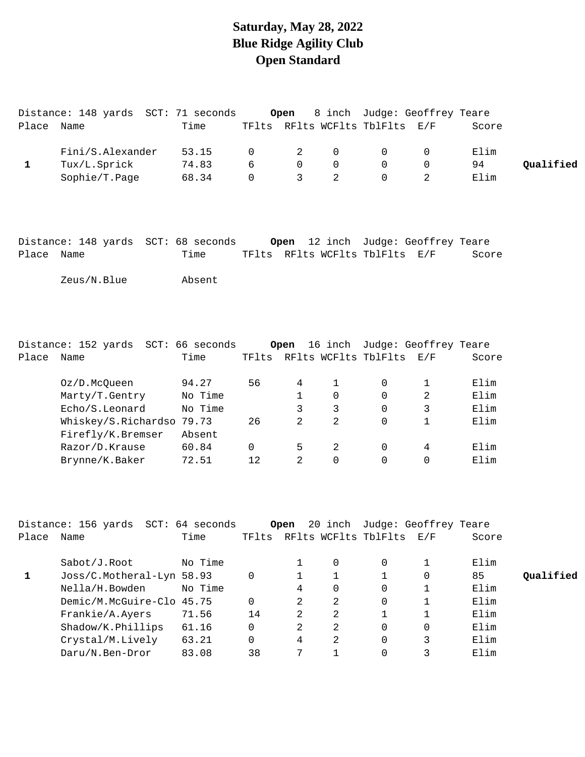# Saturday, May 28, 2022
# Blue Ridge Agility Club
# Open Standard

Distance: 148 yards SCT: 71 seconds **Open** 8 inch Judge: Geoffrey Teare

| Place | Name | Time | TFlts | RFlts | WCFlts | TblFlts | E/F | Score | |
|---|---|---|---|---|---|---|---|---|---|
| | Fini/S.Alexander | 53.15 | 0 | 2 | 0 | 0 | 0 | Elim | |
| 1 | Tux/L.Sprick | 74.83 | 6 | 0 | 0 | 0 | 0 | 94 | **Qualified** |
| | Sophie/T.Page | 68.34 | 0 | 3 | 2 | 0 | 2 | Elim | |

Distance: 148 yards SCT: 68 seconds **Open** 12 inch Judge: Geoffrey Teare

| Place | Name | Time | TFlts | RFlts | WCFlts | TblFlts | E/F | Score |
|---|---|---|---|---|---|---|---|---|
| | Zeus/N.Blue | Absent | | | | | | |

Distance: 152 yards SCT: 66 seconds **Open** 16 inch Judge: Geoffrey Teare

| Place | Name | Time | TFlts | RFlts | WCFlts | TblFlts | E/F | Score |
|---|---|---|---|---|---|---|---|---|
| | Oz/D.McQueen | 94.27 | 56 | 4 | 1 | 0 | 1 | Elim |
| | Marty/T.Gentry | No Time | | 1 | 0 | 0 | 2 | Elim |
| | Echo/S.Leonard | No Time | | 3 | 3 | 0 | 3 | Elim |
| | Whiskey/S.Richardso | 79.73 | 26 | 2 | 2 | 0 | 1 | Elim |
| | Firefly/K.Bremser | Absent | | | | | | |
| | Razor/D.Krause | 60.84 | 0 | 5 | 2 | 0 | 4 | Elim |
| | Brynne/K.Baker | 72.51 | 12 | 2 | 0 | 0 | 0 | Elim |

Distance: 156 yards SCT: 64 seconds **Open** 20 inch Judge: Geoffrey Teare

| Place | Name | Time | TFlts | RFlts | WCFlts | TblFlts | E/F | Score | |
|---|---|---|---|---|---|---|---|---|---|
| | Sabot/J.Root | No Time | | 1 | 0 | 0 | 1 | Elim | |
| 1 | Joss/C.Motheral-Lyn | 58.93 | 0 | 1 | 1 | 1 | 0 | 85 | **Qualified** |
| | Nella/H.Bowden | No Time | | 4 | 0 | 0 | 1 | Elim | |
| | Demic/M.McGuire-Clo | 45.75 | 0 | 2 | 2 | 0 | 1 | Elim | |
| | Frankie/A.Ayers | 71.56 | 14 | 2 | 2 | 1 | 1 | Elim | |
| | Shadow/K.Phillips | 61.16 | 0 | 2 | 2 | 0 | 0 | Elim | |
| | Crystal/M.Lively | 63.21 | 0 | 4 | 2 | 0 | 3 | Elim | |
| | Daru/N.Ben-Dror | 83.08 | 38 | 7 | 1 | 0 | 3 | Elim | |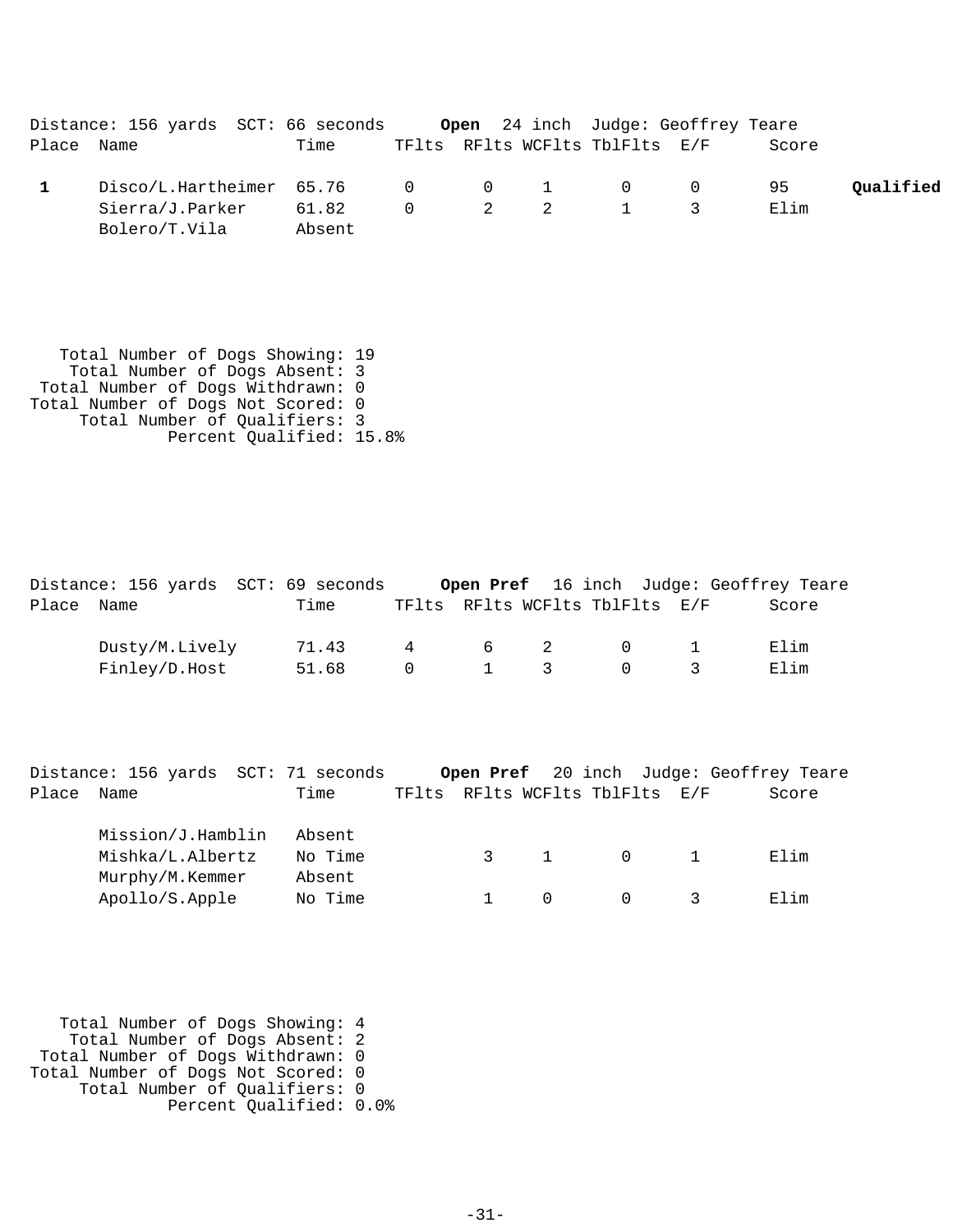Distance: 156 yards SCT: 66 seconds **Open** 24 inch Judge: Geoffrey Teare

| Place | Name | Time | TFlts | RFlts | WCFlts | TblFlts | E/F | Score | |
|---|---|---|---|---|---|---|---|---|---|
| **1** | Disco/L.Hartheimer | 65.76 | 0 | 0 | 1 | 0 | 0 | 95 | **Qualified** |
| | Sierra/J.Parker | 61.82 | 0 | 2 | 2 | 1 | 3 | Elim | |
| | Bolero/T.Vila | Absent | | | | | | | |

Total Number of Dogs Showing: 19
Total Number of Dogs Absent: 3
Total Number of Dogs Withdrawn: 0
Total Number of Dogs Not Scored: 0
Total Number of Qualifiers: 3
Percent Qualified: 15.8%

Distance: 156 yards SCT: 69 seconds **Open Pref** 16 inch Judge: Geoffrey Teare

| Place | Name | Time | TFlts | RFlts | WCFlts | TblFlts | E/F | Score |
|---|---|---|---|---|---|---|---|---|
| | Dusty/M.Lively | 71.43 | 4 | 6 | 2 | 0 | 1 | Elim |
| | Finley/D.Host | 51.68 | 0 | 1 | 3 | 0 | 3 | Elim |

Distance: 156 yards SCT: 71 seconds **Open Pref** 20 inch Judge: Geoffrey Teare

| Place | Name | Time | TFlts | RFlts | WCFlts | TblFlts | E/F | Score |
|---|---|---|---|---|---|---|---|---|
| | Mission/J.Hamblin | Absent | | | | | | |
| | Mishka/L.Albertz | No Time | | 3 | 1 | 0 | 1 | Elim |
| | Murphy/M.Kemmer | Absent | | | | | | |
| | Apollo/S.Apple | No Time | | 1 | 0 | 0 | 3 | Elim |

Total Number of Dogs Showing: 4
Total Number of Dogs Absent: 2
Total Number of Dogs Withdrawn: 0
Total Number of Dogs Not Scored: 0
Total Number of Qualifiers: 0
Percent Qualified: 0.0%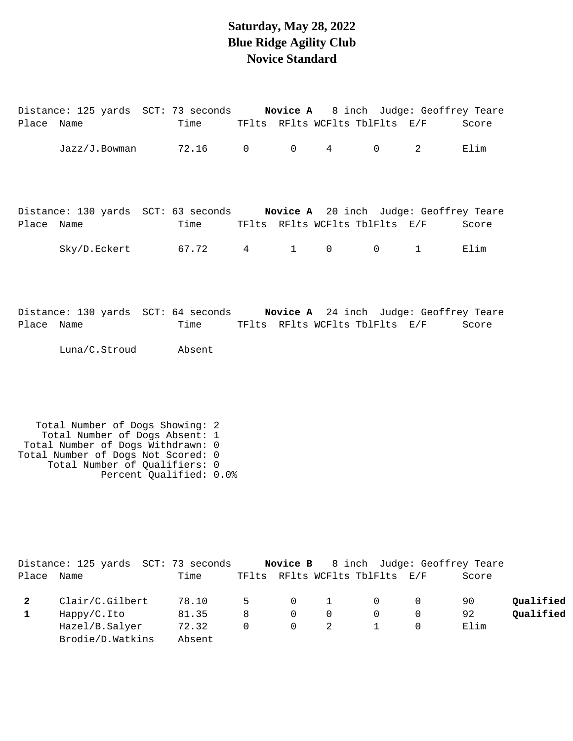# Saturday, May 28, 2022
# Blue Ridge Agility Club
# Novice Standard

Distance: 125 yards SCT: 73 seconds **Novice A** 8 inch Judge: Geoffrey Teare

| Place | Name | Time | TFlts | RFlts | WCFlts | TblFlts | E/F | Score |
|---|---|---|---|---|---|---|---|---|
| | Jazz/J.Bowman | 72.16 | 0 | 0 | 4 | 0 | 2 | Elim |

Distance: 130 yards SCT: 63 seconds **Novice A** 20 inch Judge: Geoffrey Teare

| Place | Name | Time | TFlts | RFlts | WCFlts | TblFlts | E/F | Score |
|---|---|---|---|---|---|---|---|---|
| | Sky/D.Eckert | 67.72 | 4 | 1 | 0 | 0 | 1 | Elim |

Distance: 130 yards SCT: 64 seconds **Novice A** 24 inch Judge: Geoffrey Teare

| Place | Name | Time | TFlts | RFlts | WCFlts | TblFlts | E/F | Score |
|---|---|---|---|---|---|---|---|---|
| | Luna/C.Stroud | Absent | | | | | | |

Total Number of Dogs Showing: 2
Total Number of Dogs Absent: 1
Total Number of Dogs Withdrawn: 0
Total Number of Dogs Not Scored: 0
Total Number of Qualifiers: 0
Percent Qualified: 0.0%

Distance: 125 yards SCT: 73 seconds **Novice B** 8 inch Judge: Geoffrey Teare

| Place | Name | Time | TFlts | RFlts | WCFlts | TblFlts | E/F | Score | |
|---|---|---|---|---|---|---|---|---|---|
| **2** | Clair/C.Gilbert | 78.10 | 5 | 0 | 1 | 0 | 0 | 90 | **Qualified** |
| **1** | Happy/C.Ito | 81.35 | 8 | 0 | 0 | 0 | 0 | 92 | **Qualified** |
| | Hazel/B.Salyer | 72.32 | 0 | 0 | 2 | 1 | 0 | Elim | |
| | Brodie/D.Watkins | Absent | | | | | | | |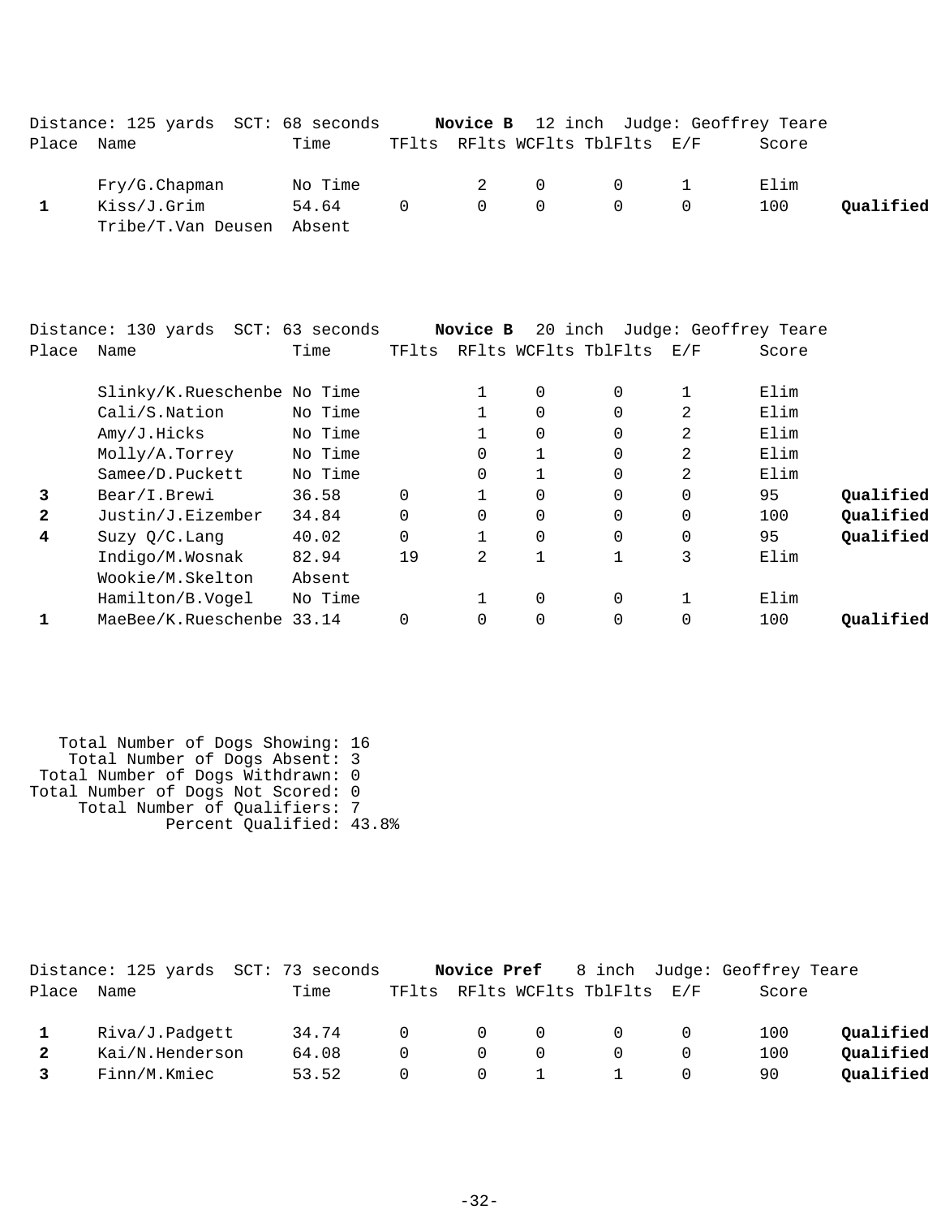Distance: 125 yards  SCT: 68 seconds  **Novice B**  12 inch  Judge: Geoffrey Teare

| Place | Name | Time | TFlts | RFlts | WCFlts | TblFlts | E/F | Score | |
|---|---|---|---|---|---|---|---|---|---|
| | Fry/G.Chapman | No Time | | 2 | 0 | 0 | 1 | Elim | |
| **1** | Kiss/J.Grim | 54.64 | 0 | 0 | 0 | 0 | 0 | 100 | **Qualified** |
| | Tribe/T.Van Deusen | Absent | | | | | | | |

Distance: 130 yards  SCT: 63 seconds  **Novice B**  20 inch  Judge: Geoffrey Teare

| Place | Name | Time | TFlts | RFlts | WCFlts | TblFlts | E/F | Score | |
|---|---|---|---|---|---|---|---|---|---|
| | Slinky/K.Rueschenbe | No Time | | 1 | 0 | 0 | 1 | Elim | |
| | Cali/S.Nation | No Time | | 1 | 0 | 0 | 2 | Elim | |
| | Amy/J.Hicks | No Time | | 1 | 0 | 0 | 2 | Elim | |
| | Molly/A.Torrey | No Time | | 0 | 1 | 0 | 2 | Elim | |
| | Samee/D.Puckett | No Time | | 0 | 1 | 0 | 2 | Elim | |
| **3** | Bear/I.Brewi | 36.58 | 0 | 1 | 0 | 0 | 0 | 95 | **Qualified** |
| **2** | Justin/J.Eizember | 34.84 | 0 | 0 | 0 | 0 | 0 | 100 | **Qualified** |
| **4** | Suzy Q/C.Lang | 40.02 | 0 | 1 | 0 | 0 | 0 | 95 | **Qualified** |
| | Indigo/M.Wosnak | 82.94 | 19 | 2 | 1 | 1 | 3 | Elim | |
| | Wookie/M.Skelton | Absent | | | | | | | |
| | Hamilton/B.Vogel | No Time | | 1 | 0 | 0 | 1 | Elim | |
| **1** | MaeBee/K.Rueschenbe | 33.14 | 0 | 0 | 0 | 0 | 0 | 100 | **Qualified** |

Total Number of Dogs Showing: 16
Total Number of Dogs Absent: 3
Total Number of Dogs Withdrawn: 0
Total Number of Dogs Not Scored: 0
Total Number of Qualifiers: 7
Percent Qualified: 43.8%

Distance: 125 yards  SCT: 73 seconds  **Novice Pref**  8 inch  Judge: Geoffrey Teare

| Place | Name | Time | TFlts | RFlts | WCFlts | TblFlts | E/F | Score | |
|---|---|---|---|---|---|---|---|---|---|
| **1** | Riva/J.Padgett | 34.74 | 0 | 0 | 0 | 0 | 0 | 100 | **Qualified** |
| **2** | Kai/N.Henderson | 64.08 | 0 | 0 | 0 | 0 | 0 | 100 | **Qualified** |
| **3** | Finn/M.Kmiec | 53.52 | 0 | 0 | 1 | 1 | 0 | 90 | **Qualified** |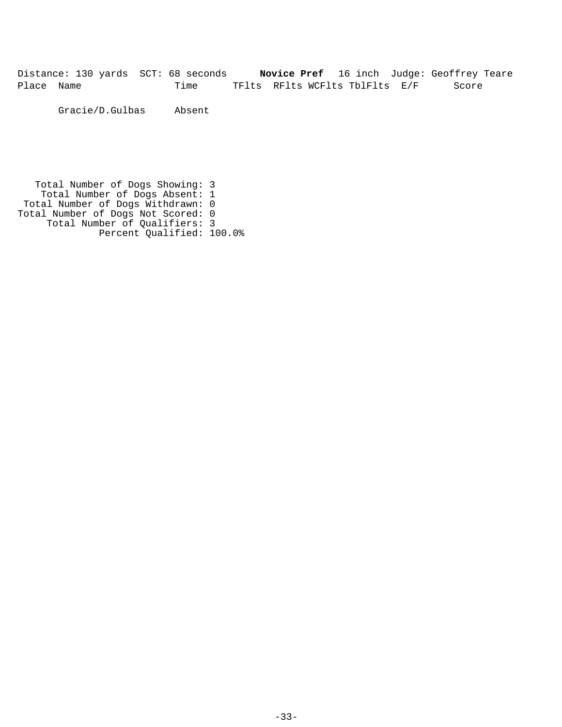Distance: 130 yards  SCT: 68 seconds  **Novice Pref**  16 inch  Judge: Geoffrey Teare

| Place | Name | Time | TFlts | RFlts | WCFlts | TblFlts | E/F | Score |
|---|---|---|---|---|---|---|---|---|
| | Gracie/D.Gulbas | Absent | | | | | | |

Total Number of Dogs Showing: 3
Total Number of Dogs Absent: 1
Total Number of Dogs Withdrawn: 0
Total Number of Dogs Not Scored: 0
Total Number of Qualifiers: 3
Percent Qualified: 100.0%